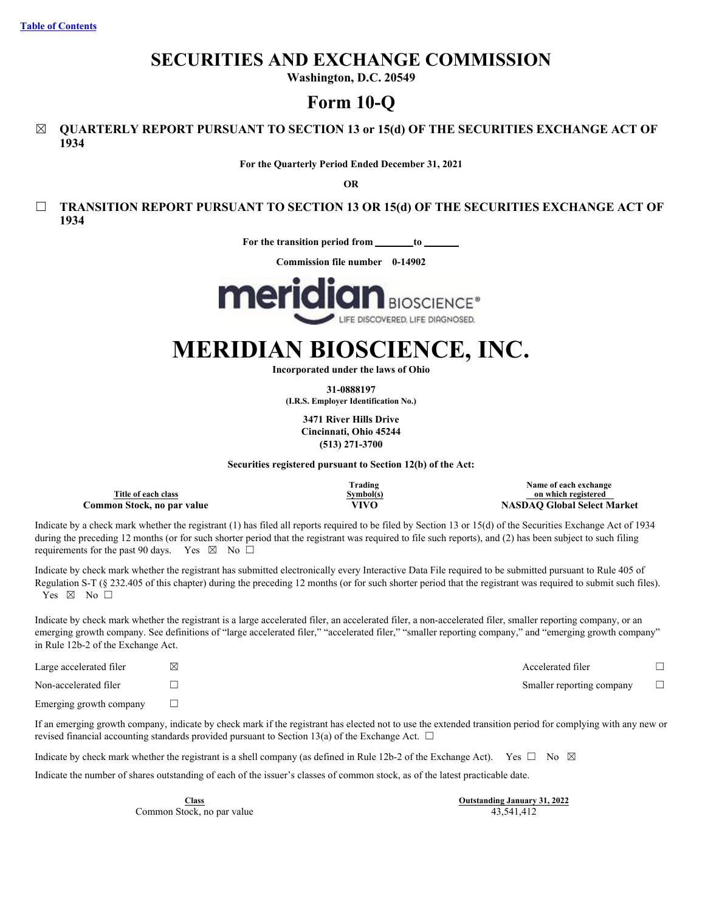Table of Contents

# SECURITIES AND EXCHANGE COMMISSION

**Washington, D.C. 20549**

# Form 10-Q

☒ **QUARTERLY REPORT PURSUANT TO SECTION 13 or 15(d) OF THE SECURITIES EXCHANGE ACT OF 1934**

**For the Quarterly Period Ended December 31, 2021**

**OR**

☐ **TRANSITION REPORT PURSUANT TO SECTION 13 OR 15(d) OF THE SECURITIES EXCHANGE ACT OF 1934**

**For the transition period from \_\_\_\_\_\_\_ to \_\_\_\_\_\_\_**

**Commission file number 0-14902**

# MERIDIAN BIOSCIENCE, INC.

**Incorporated under the laws of Ohio**

**31-0888197**
**(I.R.S. Employer Identification No.)**

**3471 River Hills Drive**
**Cincinnati, Ohio 45244**
**(513) 271-3700**

**Securities registered pursuant to Section 12(b) of the Act:**

| Title of each class | Trading Symbol(s) | Name of each exchange on which registered |
|---|---|---|
| **Common Stock, no par value** | **VIVO** | **NASDAQ Global Select Market** |

Indicate by a check mark whether the registrant (1) has filed all reports required to be filed by Section 13 or 15(d) of the Securities Exchange Act of 1934 during the preceding 12 months (or for such shorter period that the registrant was required to file such reports), and (2) has been subject to such filing requirements for the past 90 days. Yes ☒ No ☐

Indicate by check mark whether the registrant has submitted electronically every Interactive Data File required to be submitted pursuant to Rule 405 of Regulation S-T (§ 232.405 of this chapter) during the preceding 12 months (or for such shorter period that the registrant was required to submit such files). Yes ☒ No ☐

Indicate by check mark whether the registrant is a large accelerated filer, an accelerated filer, a non-accelerated filer, smaller reporting company, or an emerging growth company. See definitions of "large accelerated filer," "accelerated filer," "smaller reporting company," and "emerging growth company" in Rule 12b-2 of the Exchange Act.

| | | | |
|---|---|---|---|
| Large accelerated filer | ☒ | Accelerated filer | ☐ |
| Non-accelerated filer | ☐ | Smaller reporting company | ☐ |
| Emerging growth company | ☐ | | |

If an emerging growth company, indicate by check mark if the registrant has elected not to use the extended transition period for complying with any new or revised financial accounting standards provided pursuant to Section 13(a) of the Exchange Act. ☐

Indicate by check mark whether the registrant is a shell company (as defined in Rule 12b-2 of the Exchange Act). Yes ☐ No ☒

Indicate the number of shares outstanding of each of the issuer's classes of common stock, as of the latest practicable date.

| Class | Outstanding January 31, 2022 |
|---|---|
| Common Stock, no par value | 43,541,412 |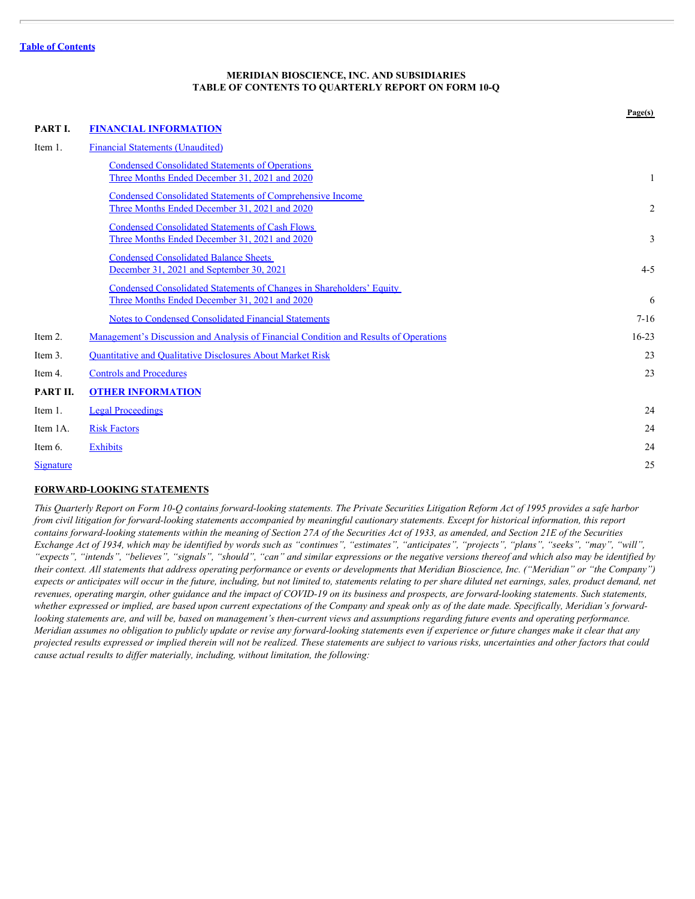[Table of Contents](#)

**MERIDIAN BIOSCIENCE, INC. AND SUBSIDIARIES**
**TABLE OF CONTENTS TO QUARTERLY REPORT ON FORM 10-Q**

| | | Page(s) |
|---|---|---|
| **PART I.** | **FINANCIAL INFORMATION** | |
| Item 1. | Financial Statements (Unaudited) | |
| | Condensed Consolidated Statements of Operations Three Months Ended December 31, 2021 and 2020 | 1 |
| | Condensed Consolidated Statements of Comprehensive Income Three Months Ended December 31, 2021 and 2020 | 2 |
| | Condensed Consolidated Statements of Cash Flows Three Months Ended December 31, 2021 and 2020 | 3 |
| | Condensed Consolidated Balance Sheets December 31, 2021 and September 30, 2021 | 4-5 |
| | Condensed Consolidated Statements of Changes in Shareholders' Equity Three Months Ended December 31, 2021 and 2020 | 6 |
| | Notes to Condensed Consolidated Financial Statements | 7-16 |
| Item 2. | Management's Discussion and Analysis of Financial Condition and Results of Operations | 16-23 |
| Item 3. | Quantitative and Qualitative Disclosures About Market Risk | 23 |
| Item 4. | Controls and Procedures | 23 |
| **PART II.** | **OTHER INFORMATION** | |
| Item 1. | Legal Proceedings | 24 |
| Item 1A. | Risk Factors | 24 |
| Item 6. | Exhibits | 24 |
| Signature | | 25 |

**FORWARD-LOOKING STATEMENTS**

*This Quarterly Report on Form 10-Q contains forward-looking statements. The Private Securities Litigation Reform Act of 1995 provides a safe harbor from civil litigation for forward-looking statements accompanied by meaningful cautionary statements. Except for historical information, this report contains forward-looking statements within the meaning of Section 27A of the Securities Act of 1933, as amended, and Section 21E of the Securities Exchange Act of 1934, which may be identified by words such as "continues", "estimates", "anticipates", "projects", "plans", "seeks", "may", "will", "expects", "intends", "believes", "signals", "should", "can" and similar expressions or the negative versions thereof and which also may be identified by their context. All statements that address operating performance or events or developments that Meridian Bioscience, Inc. ("Meridian" or "the Company") expects or anticipates will occur in the future, including, but not limited to, statements relating to per share diluted net earnings, sales, product demand, net revenues, operating margin, other guidance and the impact of COVID-19 on its business and prospects, are forward-looking statements. Such statements, whether expressed or implied, are based upon current expectations of the Company and speak only as of the date made. Specifically, Meridian's forward-looking statements are, and will be, based on management's then-current views and assumptions regarding future events and operating performance. Meridian assumes no obligation to publicly update or revise any forward-looking statements even if experience or future changes make it clear that any projected results expressed or implied therein will not be realized. These statements are subject to various risks, uncertainties and other factors that could cause actual results to differ materially, including, without limitation, the following:*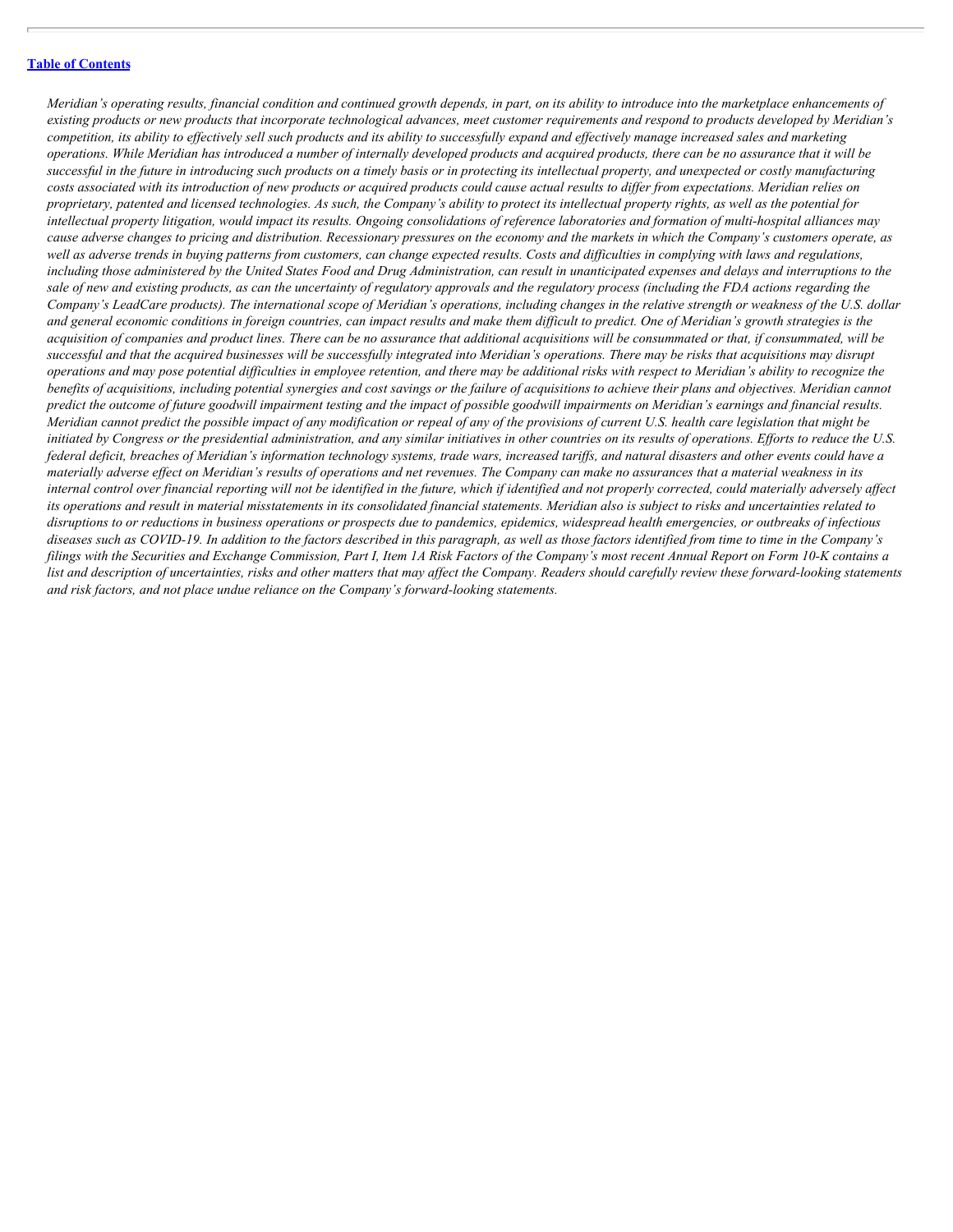[Table of Contents](#)

*Meridian's operating results, financial condition and continued growth depends, in part, on its ability to introduce into the marketplace enhancements of existing products or new products that incorporate technological advances, meet customer requirements and respond to products developed by Meridian's competition, its ability to effectively sell such products and its ability to successfully expand and effectively manage increased sales and marketing operations. While Meridian has introduced a number of internally developed products and acquired products, there can be no assurance that it will be successful in the future in introducing such products on a timely basis or in protecting its intellectual property, and unexpected or costly manufacturing costs associated with its introduction of new products or acquired products could cause actual results to differ from expectations. Meridian relies on proprietary, patented and licensed technologies. As such, the Company's ability to protect its intellectual property rights, as well as the potential for intellectual property litigation, would impact its results. Ongoing consolidations of reference laboratories and formation of multi-hospital alliances may cause adverse changes to pricing and distribution. Recessionary pressures on the economy and the markets in which the Company's customers operate, as well as adverse trends in buying patterns from customers, can change expected results. Costs and difficulties in complying with laws and regulations, including those administered by the United States Food and Drug Administration, can result in unanticipated expenses and delays and interruptions to the sale of new and existing products, as can the uncertainty of regulatory approvals and the regulatory process (including the FDA actions regarding the Company's LeadCare products). The international scope of Meridian's operations, including changes in the relative strength or weakness of the U.S. dollar and general economic conditions in foreign countries, can impact results and make them difficult to predict. One of Meridian's growth strategies is the acquisition of companies and product lines. There can be no assurance that additional acquisitions will be consummated or that, if consummated, will be successful and that the acquired businesses will be successfully integrated into Meridian's operations. There may be risks that acquisitions may disrupt operations and may pose potential difficulties in employee retention, and there may be additional risks with respect to Meridian's ability to recognize the benefits of acquisitions, including potential synergies and cost savings or the failure of acquisitions to achieve their plans and objectives. Meridian cannot predict the outcome of future goodwill impairment testing and the impact of possible goodwill impairments on Meridian's earnings and financial results. Meridian cannot predict the possible impact of any modification or repeal of any of the provisions of current U.S. health care legislation that might be initiated by Congress or the presidential administration, and any similar initiatives in other countries on its results of operations. Efforts to reduce the U.S. federal deficit, breaches of Meridian's information technology systems, trade wars, increased tariffs, and natural disasters and other events could have a materially adverse effect on Meridian's results of operations and net revenues. The Company can make no assurances that a material weakness in its internal control over financial reporting will not be identified in the future, which if identified and not properly corrected, could materially adversely affect its operations and result in material misstatements in its consolidated financial statements. Meridian also is subject to risks and uncertainties related to disruptions to or reductions in business operations or prospects due to pandemics, epidemics, widespread health emergencies, or outbreaks of infectious diseases such as COVID-19. In addition to the factors described in this paragraph, as well as those factors identified from time to time in the Company's filings with the Securities and Exchange Commission, Part I, Item 1A Risk Factors of the Company's most recent Annual Report on Form 10-K contains a list and description of uncertainties, risks and other matters that may affect the Company. Readers should carefully review these forward-looking statements and risk factors, and not place undue reliance on the Company's forward-looking statements.*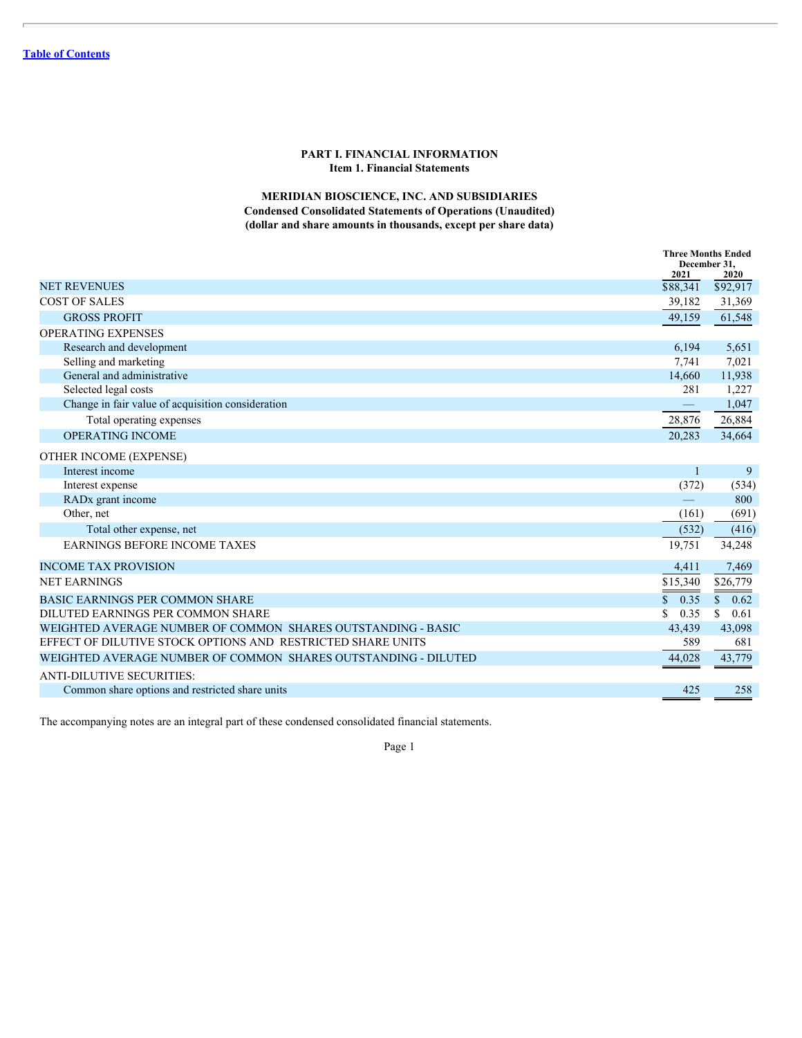[Table of Contents](#)

# PART I. FINANCIAL INFORMATION

## Item 1. Financial Statements

### MERIDIAN BIOSCIENCE, INC. AND SUBSIDIARIES

**Condensed Consolidated Statements of Operations (Unaudited)**
**(dollar and share amounts in thousands, except per share data)**

| | Three Months Ended December 31, 2021 | Three Months Ended December 31, 2020 |
|---|---|---|
| NET REVENUES | $88,341 | $92,917 |
| COST OF SALES | 39,182 | 31,369 |
| GROSS PROFIT | 49,159 | 61,548 |
| OPERATING EXPENSES | | |
| Research and development | 6,194 | 5,651 |
| Selling and marketing | 7,741 | 7,021 |
| General and administrative | 14,660 | 11,938 |
| Selected legal costs | 281 | 1,227 |
| Change in fair value of acquisition consideration | — | 1,047 |
| Total operating expenses | 28,876 | 26,884 |
| OPERATING INCOME | 20,283 | 34,664 |
| OTHER INCOME (EXPENSE) | | |
| Interest income | 1 | 9 |
| Interest expense | (372) | (534) |
| RADx grant income | — | 800 |
| Other, net | (161) | (691) |
| Total other expense, net | (532) | (416) |
| EARNINGS BEFORE INCOME TAXES | 19,751 | 34,248 |
| INCOME TAX PROVISION | 4,411 | 7,469 |
| NET EARNINGS | $15,340 | $26,779 |
| BASIC EARNINGS PER COMMON SHARE | $ 0.35 | $ 0.62 |
| DILUTED EARNINGS PER COMMON SHARE | $ 0.35 | $ 0.61 |
| WEIGHTED AVERAGE NUMBER OF COMMON SHARES OUTSTANDING - BASIC | 43,439 | 43,098 |
| EFFECT OF DILUTIVE STOCK OPTIONS AND RESTRICTED SHARE UNITS | 589 | 681 |
| WEIGHTED AVERAGE NUMBER OF COMMON SHARES OUTSTANDING - DILUTED | 44,028 | 43,779 |
| ANTI-DILUTIVE SECURITIES: | | |
| Common share options and restricted share units | 425 | 258 |

The accompanying notes are an integral part of these condensed consolidated financial statements.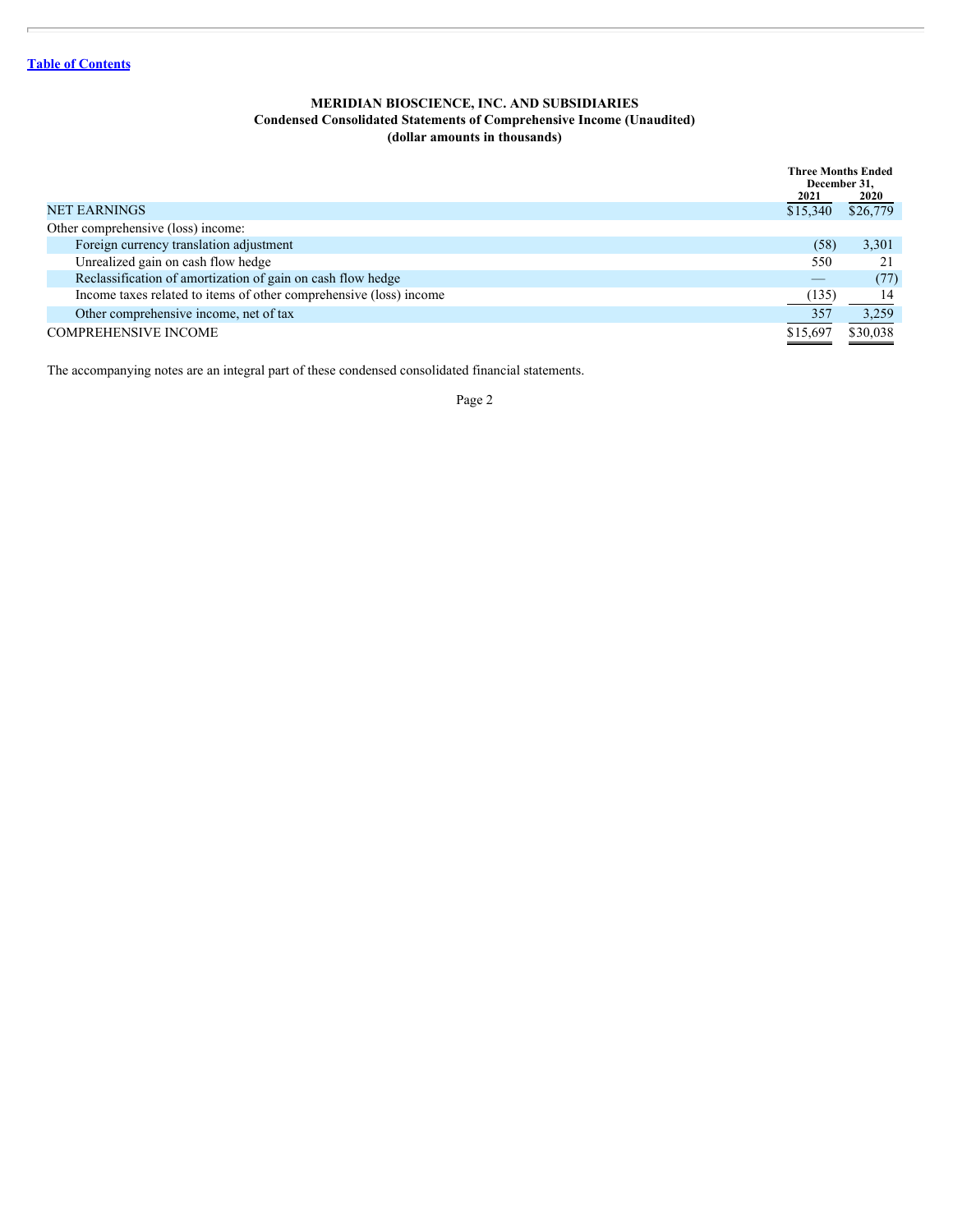**MERIDIAN BIOSCIENCE, INC. AND SUBSIDIARIES**
**Condensed Consolidated Statements of Comprehensive Income (Unaudited)**
**(dollar amounts in thousands)**

| | Three Months Ended December 31, | |
|---|---|---|
| | 2021 | 2020 |
| NET EARNINGS | $15,340 | $26,779 |
| Other comprehensive (loss) income: | | |
| Foreign currency translation adjustment | (58) | 3,301 |
| Unrealized gain on cash flow hedge | 550 | 21 |
| Reclassification of amortization of gain on cash flow hedge | — | (77) |
| Income taxes related to items of other comprehensive (loss) income | (135) | 14 |
| Other comprehensive income, net of tax | 357 | 3,259 |
| COMPREHENSIVE INCOME | $15,697 | $30,038 |

The accompanying notes are an integral part of these condensed consolidated financial statements.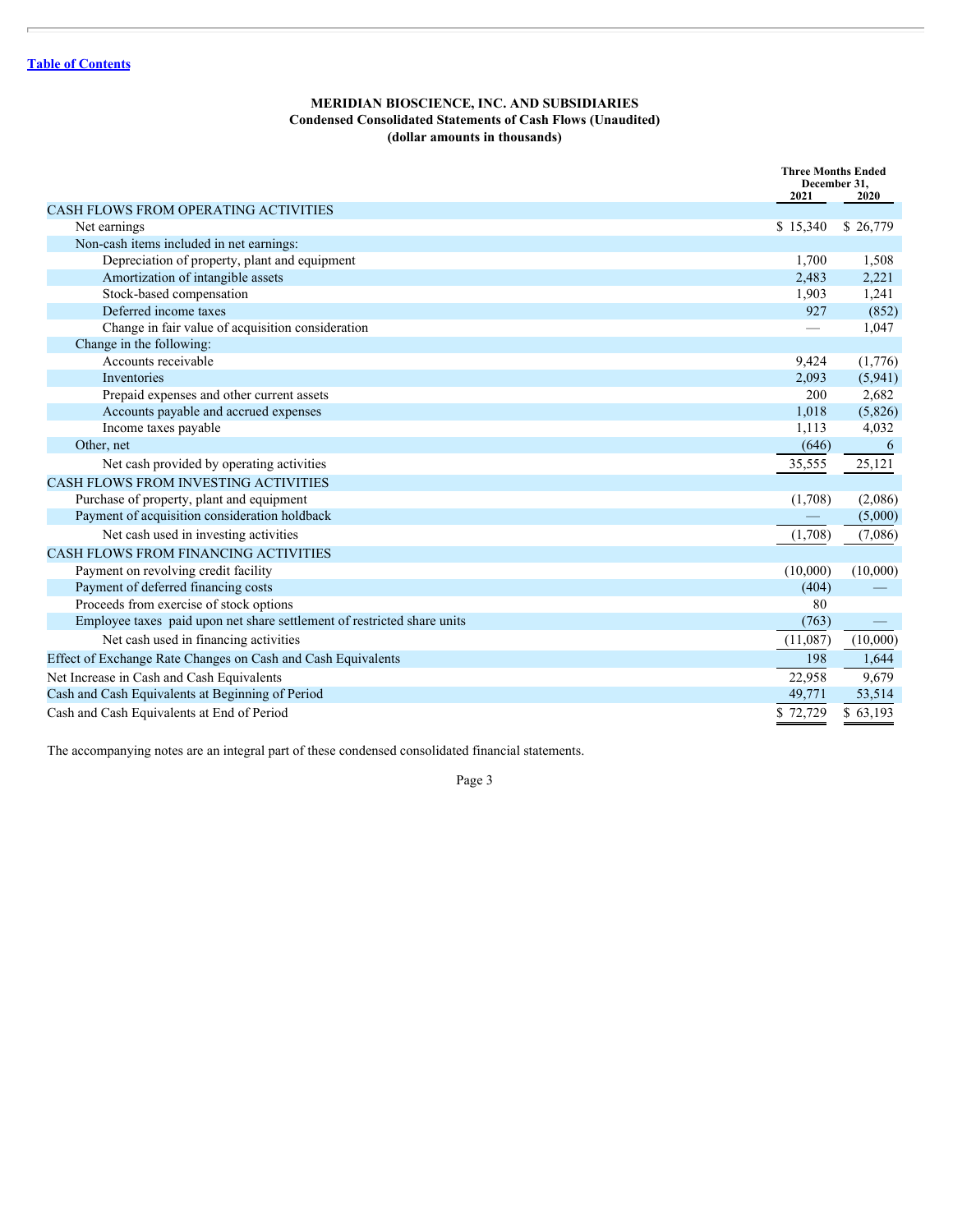[Table of Contents]

**MERIDIAN BIOSCIENCE, INC. AND SUBSIDIARIES**
**Condensed Consolidated Statements of Cash Flows (Unaudited)**
**(dollar amounts in thousands)**

| | Three Months Ended December 31, | |
|---|---|---|
| | **2021** | **2020** |
| CASH FLOWS FROM OPERATING ACTIVITIES | | |
| Net earnings | $ 15,340 | $ 26,779 |
| Non-cash items included in net earnings: | | |
| Depreciation of property, plant and equipment | 1,700 | 1,508 |
| Amortization of intangible assets | 2,483 | 2,221 |
| Stock-based compensation | 1,903 | 1,241 |
| Deferred income taxes | 927 | (852) |
| Change in fair value of acquisition consideration | — | 1,047 |
| Change in the following: | | |
| Accounts receivable | 9,424 | (1,776) |
| Inventories | 2,093 | (5,941) |
| Prepaid expenses and other current assets | 200 | 2,682 |
| Accounts payable and accrued expenses | 1,018 | (5,826) |
| Income taxes payable | 1,113 | 4,032 |
| Other, net | (646) | 6 |
| Net cash provided by operating activities | 35,555 | 25,121 |
| CASH FLOWS FROM INVESTING ACTIVITIES | | |
| Purchase of property, plant and equipment | (1,708) | (2,086) |
| Payment of acquisition consideration holdback | — | (5,000) |
| Net cash used in investing activities | (1,708) | (7,086) |
| CASH FLOWS FROM FINANCING ACTIVITIES | | |
| Payment on revolving credit facility | (10,000) | (10,000) |
| Payment of deferred financing costs | (404) | — |
| Proceeds from exercise of stock options | 80 | |
| Employee taxes paid upon net share settlement of restricted share units | (763) | — |
| Net cash used in financing activities | (11,087) | (10,000) |
| Effect of Exchange Rate Changes on Cash and Cash Equivalents | 198 | 1,644 |
| Net Increase in Cash and Cash Equivalents | 22,958 | 9,679 |
| Cash and Cash Equivalents at Beginning of Period | 49,771 | 53,514 |
| Cash and Cash Equivalents at End of Period | $ 72,729 | $ 63,193 |

The accompanying notes are an integral part of these condensed consolidated financial statements.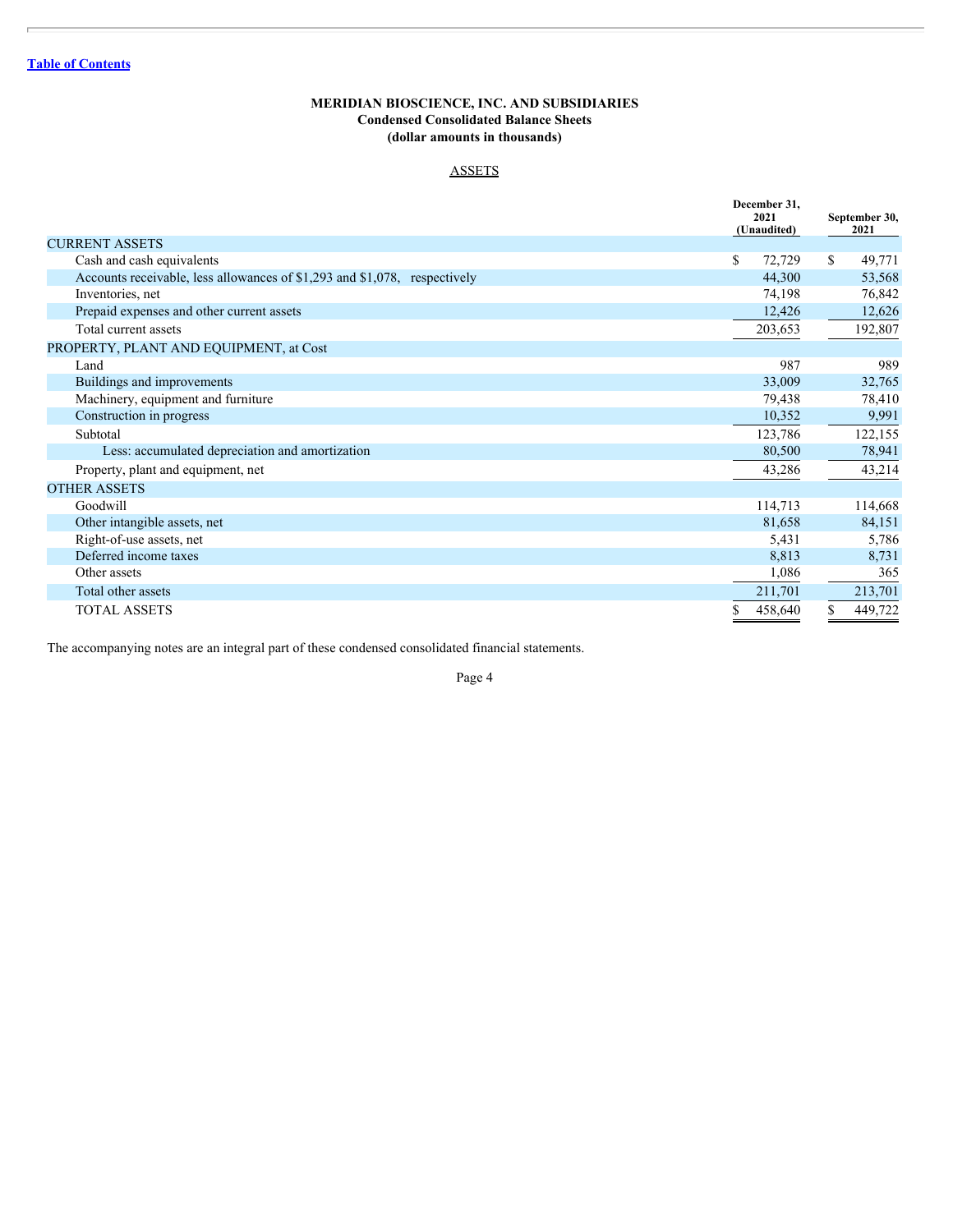[Table of Contents]

**MERIDIAN BIOSCIENCE, INC. AND SUBSIDIARIES**
**Condensed Consolidated Balance Sheets**
**(dollar amounts in thousands)**

ASSETS

| | December 31, 2021 (Unaudited) | September 30, 2021 |
|---|---|---|
| CURRENT ASSETS | | |
| Cash and cash equivalents | $ 72,729 | $ 49,771 |
| Accounts receivable, less allowances of $1,293 and $1,078, respectively | 44,300 | 53,568 |
| Inventories, net | 74,198 | 76,842 |
| Prepaid expenses and other current assets | 12,426 | 12,626 |
| Total current assets | 203,653 | 192,807 |
| PROPERTY, PLANT AND EQUIPMENT, at Cost | | |
| Land | 987 | 989 |
| Buildings and improvements | 33,009 | 32,765 |
| Machinery, equipment and furniture | 79,438 | 78,410 |
| Construction in progress | 10,352 | 9,991 |
| Subtotal | 123,786 | 122,155 |
| Less: accumulated depreciation and amortization | 80,500 | 78,941 |
| Property, plant and equipment, net | 43,286 | 43,214 |
| OTHER ASSETS | | |
| Goodwill | 114,713 | 114,668 |
| Other intangible assets, net | 81,658 | 84,151 |
| Right-of-use assets, net | 5,431 | 5,786 |
| Deferred income taxes | 8,813 | 8,731 |
| Other assets | 1,086 | 365 |
| Total other assets | 211,701 | 213,701 |
| TOTAL ASSETS | $ 458,640 | $ 449,722 |

The accompanying notes are an integral part of these condensed consolidated financial statements.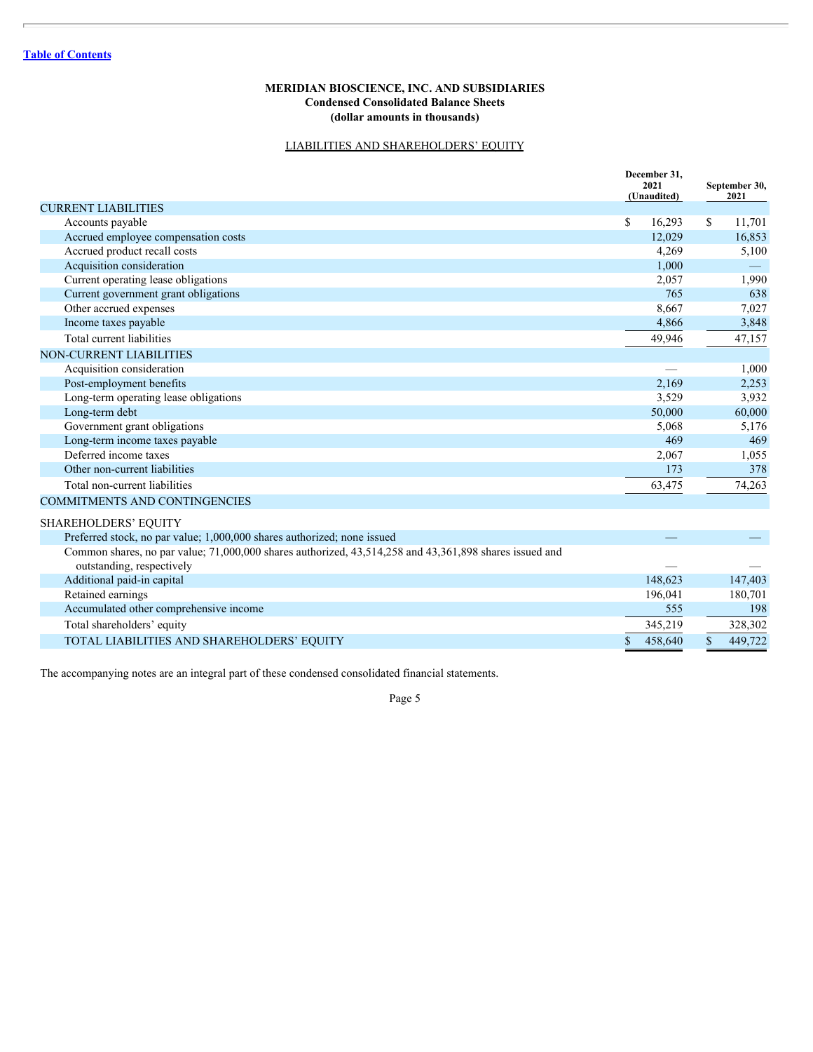[Table of Contents]

**MERIDIAN BIOSCIENCE, INC. AND SUBSIDIARIES**
**Condensed Consolidated Balance Sheets**
**(dollar amounts in thousands)**

LIABILITIES AND SHAREHOLDERS' EQUITY

| | December 31, 2021 (Unaudited) | September 30, 2021 |
|---|---|---|
| CURRENT LIABILITIES | | |
| Accounts payable | $ 16,293 | $ 11,701 |
| Accrued employee compensation costs | 12,029 | 16,853 |
| Accrued product recall costs | 4,269 | 5,100 |
| Acquisition consideration | 1,000 | — |
| Current operating lease obligations | 2,057 | 1,990 |
| Current government grant obligations | 765 | 638 |
| Other accrued expenses | 8,667 | 7,027 |
| Income taxes payable | 4,866 | 3,848 |
| Total current liabilities | 49,946 | 47,157 |
| NON-CURRENT LIABILITIES | | |
| Acquisition consideration | — | 1,000 |
| Post-employment benefits | 2,169 | 2,253 |
| Long-term operating lease obligations | 3,529 | 3,932 |
| Long-term debt | 50,000 | 60,000 |
| Government grant obligations | 5,068 | 5,176 |
| Long-term income taxes payable | 469 | 469 |
| Deferred income taxes | 2,067 | 1,055 |
| Other non-current liabilities | 173 | 378 |
| Total non-current liabilities | 63,475 | 74,263 |
| COMMITMENTS AND CONTINGENCIES | | |
| SHAREHOLDERS' EQUITY | | |
| Preferred stock, no par value; 1,000,000 shares authorized; none issued | — | — |
| Common shares, no par value; 71,000,000 shares authorized, 43,514,258 and 43,361,898 shares issued and outstanding, respectively | — | — |
| Additional paid-in capital | 148,623 | 147,403 |
| Retained earnings | 196,041 | 180,701 |
| Accumulated other comprehensive income | 555 | 198 |
| Total shareholders' equity | 345,219 | 328,302 |
| TOTAL LIABILITIES AND SHAREHOLDERS' EQUITY | $ 458,640 | $ 449,722 |

The accompanying notes are an integral part of these condensed consolidated financial statements.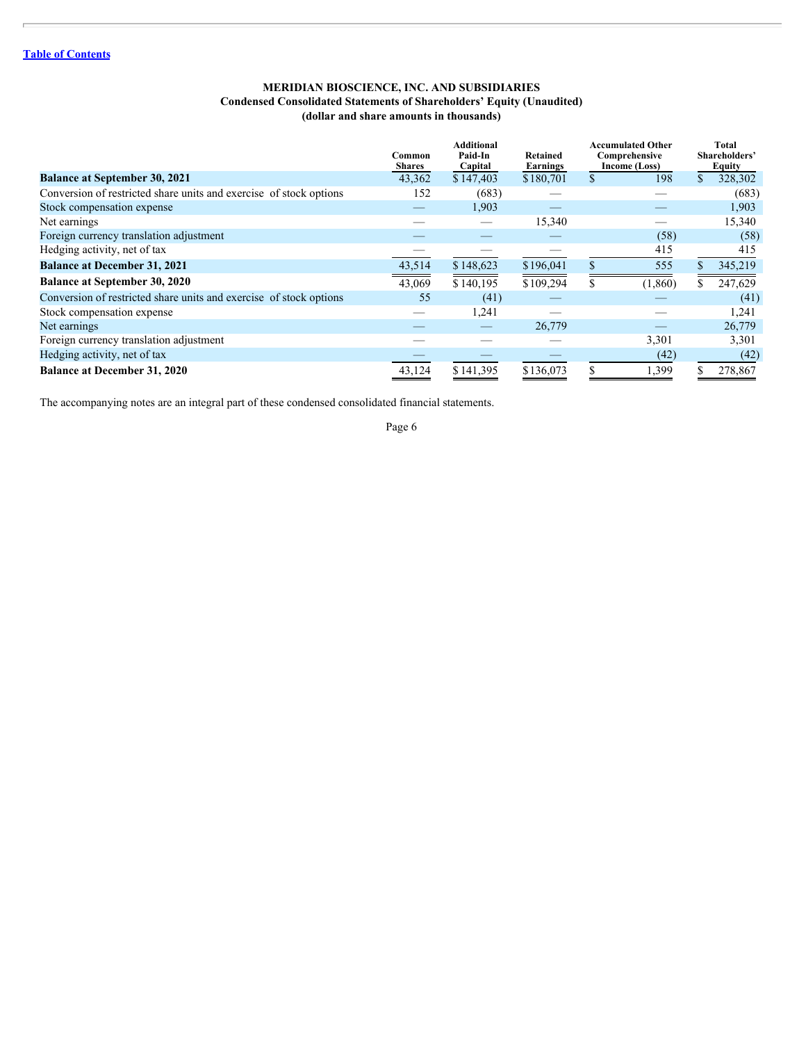# MERIDIAN BIOSCIENCE, INC. AND SUBSIDIARIES

## Condensed Consolidated Statements of Shareholders' Equity (Unaudited)

### (dollar and share amounts in thousands)

| | Common Shares | Additional Paid-In Capital | Retained Earnings | Accumulated Other Comprehensive Income (Loss) | Total Shareholders' Equity |
|---|---|---|---|---|---|
| **Balance at September 30, 2021** | 43,362 | $ 147,403 | $ 180,701 | $ 198 | $ 328,302 |
| Conversion of restricted share units and exercise of stock options | 152 | (683) | — | — | (683) |
| Stock compensation expense | — | 1,903 | — | — | 1,903 |
| Net earnings | — | — | 15,340 | — | 15,340 |
| Foreign currency translation adjustment | — | — | — | (58) | (58) |
| Hedging activity, net of tax | — | — | — | 415 | 415 |
| **Balance at December 31, 2021** | 43,514 | $ 148,623 | $ 196,041 | $ 555 | $ 345,219 |
| **Balance at September 30, 2020** | 43,069 | $ 140,195 | $ 109,294 | $ (1,860) | $ 247,629 |
| Conversion of restricted share units and exercise of stock options | 55 | (41) | — | — | (41) |
| Stock compensation expense | — | 1,241 | — | — | 1,241 |
| Net earnings | — | — | 26,779 | — | 26,779 |
| Foreign currency translation adjustment | — | — | — | 3,301 | 3,301 |
| Hedging activity, net of tax | — | — | — | (42) | (42) |
| **Balance at December 31, 2020** | 43,124 | $ 141,395 | $ 136,073 | $ 1,399 | $ 278,867 |

The accompanying notes are an integral part of these condensed consolidated financial statements.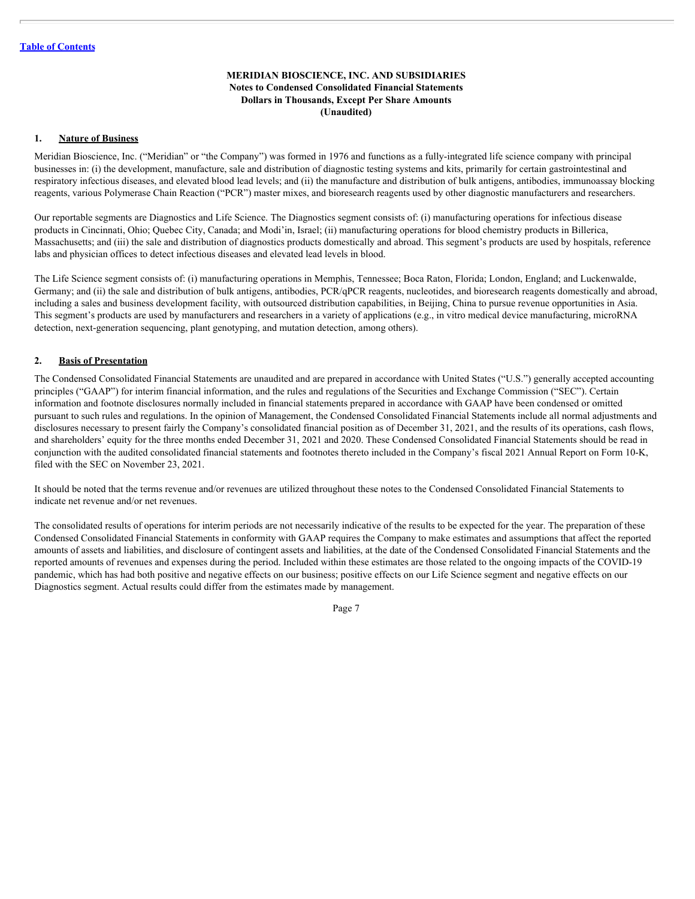[Table of Contents](#)

**MERIDIAN BIOSCIENCE, INC. AND SUBSIDIARIES**
**Notes to Condensed Consolidated Financial Statements**
**Dollars in Thousands, Except Per Share Amounts**
**(Unaudited)**

## 1. Nature of Business

Meridian Bioscience, Inc. ("Meridian" or "the Company") was formed in 1976 and functions as a fully-integrated life science company with principal businesses in: (i) the development, manufacture, sale and distribution of diagnostic testing systems and kits, primarily for certain gastrointestinal and respiratory infectious diseases, and elevated blood lead levels; and (ii) the manufacture and distribution of bulk antigens, antibodies, immunoassay blocking reagents, various Polymerase Chain Reaction ("PCR") master mixes, and bioresearch reagents used by other diagnostic manufacturers and researchers.

Our reportable segments are Diagnostics and Life Science. The Diagnostics segment consists of: (i) manufacturing operations for infectious disease products in Cincinnati, Ohio; Quebec City, Canada; and Modi'in, Israel; (ii) manufacturing operations for blood chemistry products in Billerica, Massachusetts; and (iii) the sale and distribution of diagnostics products domestically and abroad. This segment's products are used by hospitals, reference labs and physician offices to detect infectious diseases and elevated lead levels in blood.

The Life Science segment consists of: (i) manufacturing operations in Memphis, Tennessee; Boca Raton, Florida; London, England; and Luckenwalde, Germany; and (ii) the sale and distribution of bulk antigens, antibodies, PCR/qPCR reagents, nucleotides, and bioresearch reagents domestically and abroad, including a sales and business development facility, with outsourced distribution capabilities, in Beijing, China to pursue revenue opportunities in Asia. This segment's products are used by manufacturers and researchers in a variety of applications (e.g., in vitro medical device manufacturing, microRNA detection, next-generation sequencing, plant genotyping, and mutation detection, among others).

## 2. Basis of Presentation

The Condensed Consolidated Financial Statements are unaudited and are prepared in accordance with United States ("U.S.") generally accepted accounting principles ("GAAP") for interim financial information, and the rules and regulations of the Securities and Exchange Commission ("SEC"). Certain information and footnote disclosures normally included in financial statements prepared in accordance with GAAP have been condensed or omitted pursuant to such rules and regulations. In the opinion of Management, the Condensed Consolidated Financial Statements include all normal adjustments and disclosures necessary to present fairly the Company's consolidated financial position as of December 31, 2021, and the results of its operations, cash flows, and shareholders' equity for the three months ended December 31, 2021 and 2020. These Condensed Consolidated Financial Statements should be read in conjunction with the audited consolidated financial statements and footnotes thereto included in the Company's fiscal 2021 Annual Report on Form 10-K, filed with the SEC on November 23, 2021.

It should be noted that the terms revenue and/or revenues are utilized throughout these notes to the Condensed Consolidated Financial Statements to indicate net revenue and/or net revenues.

The consolidated results of operations for interim periods are not necessarily indicative of the results to be expected for the year. The preparation of these Condensed Consolidated Financial Statements in conformity with GAAP requires the Company to make estimates and assumptions that affect the reported amounts of assets and liabilities, and disclosure of contingent assets and liabilities, at the date of the Condensed Consolidated Financial Statements and the reported amounts of revenues and expenses during the period. Included within these estimates are those related to the ongoing impacts of the COVID-19 pandemic, which has had both positive and negative effects on our business; positive effects on our Life Science segment and negative effects on our Diagnostics segment. Actual results could differ from the estimates made by management.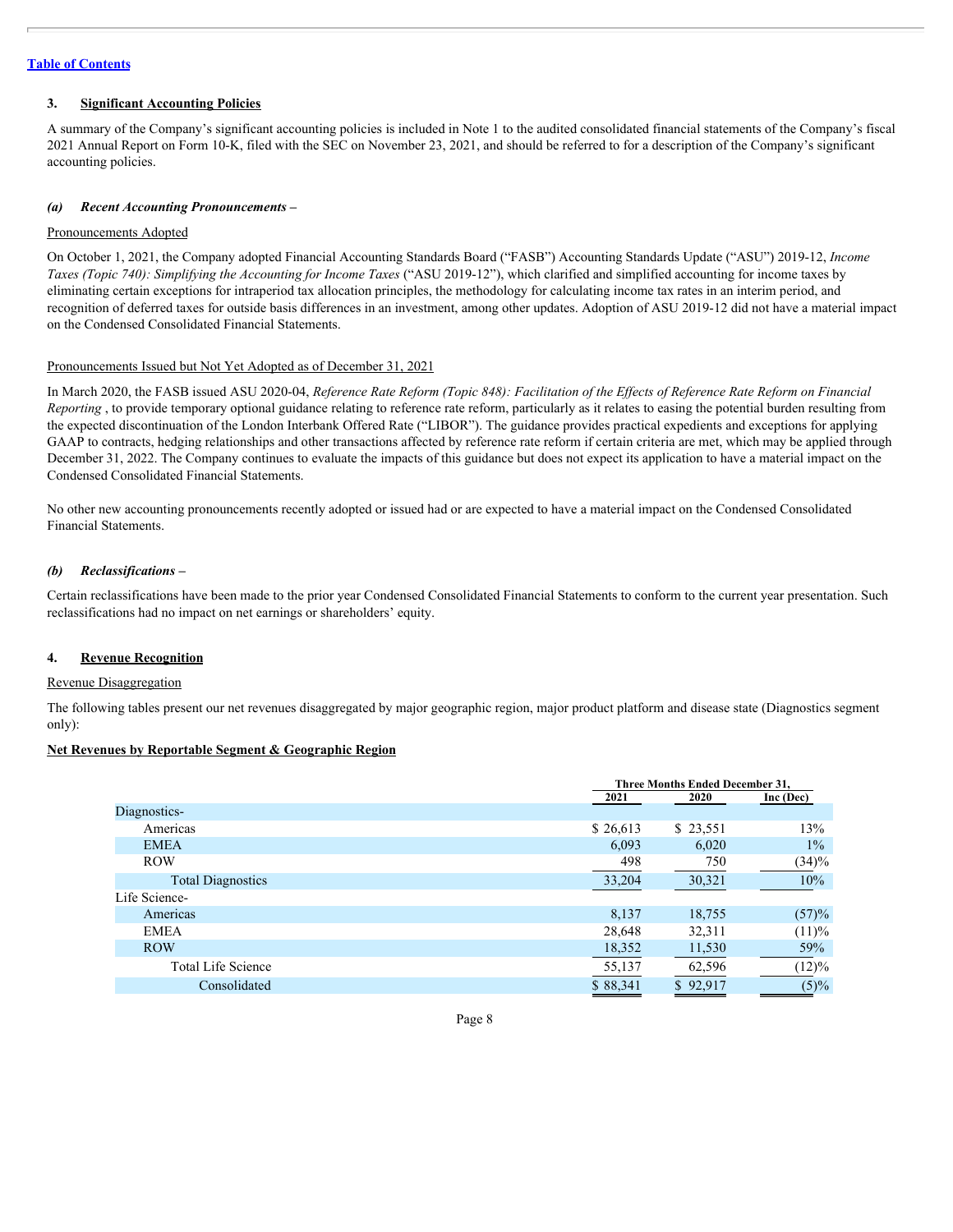[Table of Contents](#)

### 3. Significant Accounting Policies

A summary of the Company's significant accounting policies is included in Note 1 to the audited consolidated financial statements of the Company's fiscal 2021 Annual Report on Form 10-K, filed with the SEC on November 23, 2021, and should be referred to for a description of the Company's significant accounting policies.

***(a) Recent Accounting Pronouncements –***

Pronouncements Adopted

On October 1, 2021, the Company adopted Financial Accounting Standards Board ("FASB") Accounting Standards Update ("ASU") 2019-12, *Income Taxes (Topic 740): Simplifying the Accounting for Income Taxes* ("ASU 2019-12"), which clarified and simplified accounting for income taxes by eliminating certain exceptions for intraperiod tax allocation principles, the methodology for calculating income tax rates in an interim period, and recognition of deferred taxes for outside basis differences in an investment, among other updates. Adoption of ASU 2019-12 did not have a material impact on the Condensed Consolidated Financial Statements.

Pronouncements Issued but Not Yet Adopted as of December 31, 2021

In March 2020, the FASB issued ASU 2020-04, *Reference Rate Reform (Topic 848): Facilitation of the Effects of Reference Rate Reform on Financial Reporting* , to provide temporary optional guidance relating to reference rate reform, particularly as it relates to easing the potential burden resulting from the expected discontinuation of the London Interbank Offered Rate ("LIBOR"). The guidance provides practical expedients and exceptions for applying GAAP to contracts, hedging relationships and other transactions affected by reference rate reform if certain criteria are met, which may be applied through December 31, 2022. The Company continues to evaluate the impacts of this guidance but does not expect its application to have a material impact on the Condensed Consolidated Financial Statements.

No other new accounting pronouncements recently adopted or issued had or are expected to have a material impact on the Condensed Consolidated Financial Statements.

***(b) Reclassifications –***

Certain reclassifications have been made to the prior year Condensed Consolidated Financial Statements to conform to the current year presentation. Such reclassifications had no impact on net earnings or shareholders' equity.

### 4. Revenue Recognition

Revenue Disaggregation

The following tables present our net revenues disaggregated by major geographic region, major product platform and disease state (Diagnostics segment only):

**Net Revenues by Reportable Segment & Geographic Region**

| | Three Months Ended December 31, | | |
|---|---|---|---|
| | 2021 | 2020 | Inc (Dec) |
| Diagnostics- | | | |
| Americas | $ 26,613 | $ 23,551 | 13% |
| EMEA | 6,093 | 6,020 | 1% |
| ROW | 498 | 750 | (34)% |
| Total Diagnostics | 33,204 | 30,321 | 10% |
| Life Science- | | | |
| Americas | 8,137 | 18,755 | (57)% |
| EMEA | 28,648 | 32,311 | (11)% |
| ROW | 18,352 | 11,530 | 59% |
| Total Life Science | 55,137 | 62,596 | (12)% |
| Consolidated | $ 88,341 | $ 92,917 | (5)% |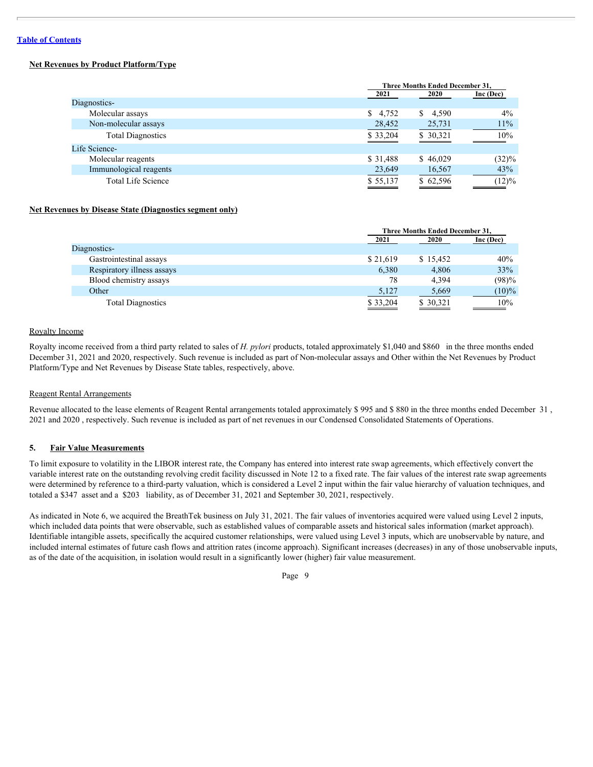[Table of Contents](#)

**Net Revenues by Product Platform/Type**

| | Three Months Ended December 31, | | |
|---|---|---|---|
| | 2021 | 2020 | Inc (Dec) |
| Diagnostics- | | | |
| Molecular assays | $ 4,752 | $ 4,590 | 4% |
| Non-molecular assays | 28,452 | 25,731 | 11% |
| Total Diagnostics | $ 33,204 | $ 30,321 | 10% |
| Life Science- | | | |
| Molecular reagents | $ 31,488 | $ 46,029 | (32)% |
| Immunological reagents | 23,649 | 16,567 | 43% |
| Total Life Science | $ 55,137 | $ 62,596 | (12)% |

**Net Revenues by Disease State (Diagnostics segment only)**

| | Three Months Ended December 31, | | |
|---|---|---|---|
| | 2021 | 2020 | Inc (Dec) |
| Diagnostics- | | | |
| Gastrointestinal assays | $ 21,619 | $ 15,452 | 40% |
| Respiratory illness assays | 6,380 | 4,806 | 33% |
| Blood chemistry assays | 78 | 4,394 | (98)% |
| Other | 5,127 | 5,669 | (10)% |
| Total Diagnostics | $ 33,204 | $ 30,321 | 10% |

Royalty Income

Royalty income received from a third party related to sales of *H. pylori* products, totaled approximately $1,040 and $860 in the three months ended December 31, 2021 and 2020, respectively. Such revenue is included as part of Non-molecular assays and Other within the Net Revenues by Product Platform/Type and Net Revenues by Disease State tables, respectively, above.

Reagent Rental Arrangements

Revenue allocated to the lease elements of Reagent Rental arrangements totaled approximately $ 995 and $ 880 in the three months ended December 31 , 2021 and 2020 , respectively. Such revenue is included as part of net revenues in our Condensed Consolidated Statements of Operations.

## 5. Fair Value Measurements

To limit exposure to volatility in the LIBOR interest rate, the Company has entered into interest rate swap agreements, which effectively convert the variable interest rate on the outstanding revolving credit facility discussed in Note 12 to a fixed rate. The fair values of the interest rate swap agreements were determined by reference to a third-party valuation, which is considered a Level 2 input within the fair value hierarchy of valuation techniques, and totaled a $347 asset and a $203 liability, as of December 31, 2021 and September 30, 2021, respectively.

As indicated in Note 6, we acquired the BreathTek business on July 31, 2021. The fair values of inventories acquired were valued using Level 2 inputs, which included data points that were observable, such as established values of comparable assets and historical sales information (market approach). Identifiable intangible assets, specifically the acquired customer relationships, were valued using Level 3 inputs, which are unobservable by nature, and included internal estimates of future cash flows and attrition rates (income approach). Significant increases (decreases) in any of those unobservable inputs, as of the date of the acquisition, in isolation would result in a significantly lower (higher) fair value measurement.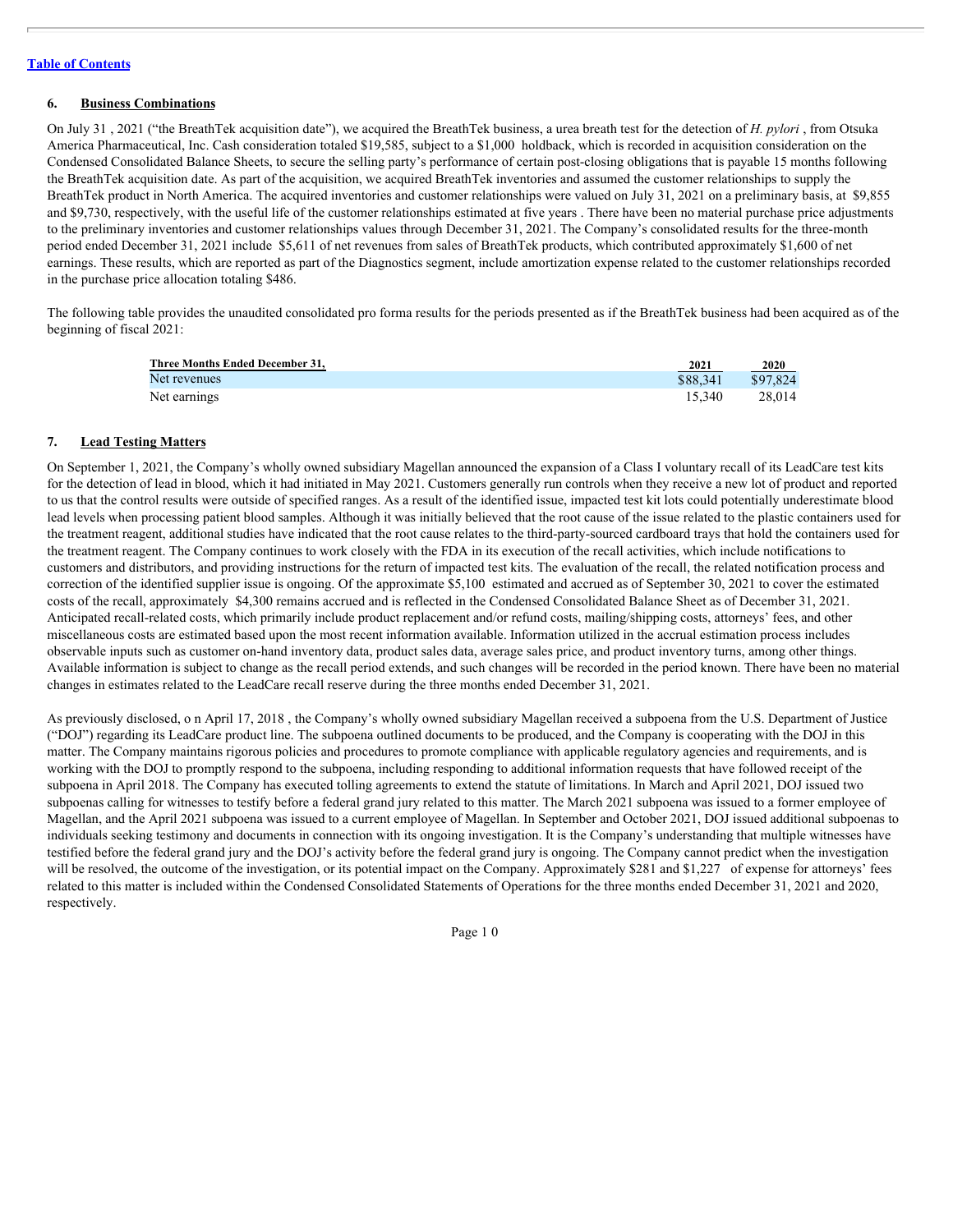[Table of Contents](#)

## 6. Business Combinations

On July 31 , 2021 ("the BreathTek acquisition date"), we acquired the BreathTek business, a urea breath test for the detection of *H. pylori* , from Otsuka America Pharmaceutical, Inc. Cash consideration totaled $19,585, subject to a $1,000 holdback, which is recorded in acquisition consideration on the Condensed Consolidated Balance Sheets, to secure the selling party's performance of certain post-closing obligations that is payable 15 months following the BreathTek acquisition date. As part of the acquisition, we acquired BreathTek inventories and assumed the customer relationships to supply the BreathTek product in North America. The acquired inventories and customer relationships were valued on July 31, 2021 on a preliminary basis, at $9,855 and $9,730, respectively, with the useful life of the customer relationships estimated at five years . There have been no material purchase price adjustments to the preliminary inventories and customer relationships values through December 31, 2021. The Company's consolidated results for the three-month period ended December 31, 2021 include $5,611 of net revenues from sales of BreathTek products, which contributed approximately $1,600 of net earnings. These results, which are reported as part of the Diagnostics segment, include amortization expense related to the customer relationships recorded in the purchase price allocation totaling $486.

The following table provides the unaudited consolidated pro forma results for the periods presented as if the BreathTek business had been acquired as of the beginning of fiscal 2021:

| Three Months Ended December 31, | 2021 | 2020 |
|---|---|---|
| Net revenues | $88,341 | $97,824 |
| Net earnings | 15,340 | 28,014 |

## 7. Lead Testing Matters

On September 1, 2021, the Company's wholly owned subsidiary Magellan announced the expansion of a Class I voluntary recall of its LeadCare test kits for the detection of lead in blood, which it had initiated in May 2021. Customers generally run controls when they receive a new lot of product and reported to us that the control results were outside of specified ranges. As a result of the identified issue, impacted test kit lots could potentially underestimate blood lead levels when processing patient blood samples. Although it was initially believed that the root cause of the issue related to the plastic containers used for the treatment reagent, additional studies have indicated that the root cause relates to the third-party-sourced cardboard trays that hold the containers used for the treatment reagent. The Company continues to work closely with the FDA in its execution of the recall activities, which include notifications to customers and distributors, and providing instructions for the return of impacted test kits. The evaluation of the recall, the related notification process and correction of the identified supplier issue is ongoing. Of the approximate $5,100 estimated and accrued as of September 30, 2021 to cover the estimated costs of the recall, approximately $4,300 remains accrued and is reflected in the Condensed Consolidated Balance Sheet as of December 31, 2021. Anticipated recall-related costs, which primarily include product replacement and/or refund costs, mailing/shipping costs, attorneys' fees, and other miscellaneous costs are estimated based upon the most recent information available. Information utilized in the accrual estimation process includes observable inputs such as customer on-hand inventory data, product sales data, average sales price, and product inventory turns, among other things. Available information is subject to change as the recall period extends, and such changes will be recorded in the period known. There have been no material changes in estimates related to the LeadCare recall reserve during the three months ended December 31, 2021.

As previously disclosed, o n April 17, 2018 , the Company's wholly owned subsidiary Magellan received a subpoena from the U.S. Department of Justice ("DOJ") regarding its LeadCare product line. The subpoena outlined documents to be produced, and the Company is cooperating with the DOJ in this matter. The Company maintains rigorous policies and procedures to promote compliance with applicable regulatory agencies and requirements, and is working with the DOJ to promptly respond to the subpoena, including responding to additional information requests that have followed receipt of the subpoena in April 2018. The Company has executed tolling agreements to extend the statute of limitations. In March and April 2021, DOJ issued two subpoenas calling for witnesses to testify before a federal grand jury related to this matter. The March 2021 subpoena was issued to a former employee of Magellan, and the April 2021 subpoena was issued to a current employee of Magellan. In September and October 2021, DOJ issued additional subpoenas to individuals seeking testimony and documents in connection with its ongoing investigation. It is the Company's understanding that multiple witnesses have testified before the federal grand jury and the DOJ's activity before the federal grand jury is ongoing. The Company cannot predict when the investigation will be resolved, the outcome of the investigation, or its potential impact on the Company. Approximately $281 and $1,227 of expense for attorneys' fees related to this matter is included within the Condensed Consolidated Statements of Operations for the three months ended December 31, 2021 and 2020, respectively.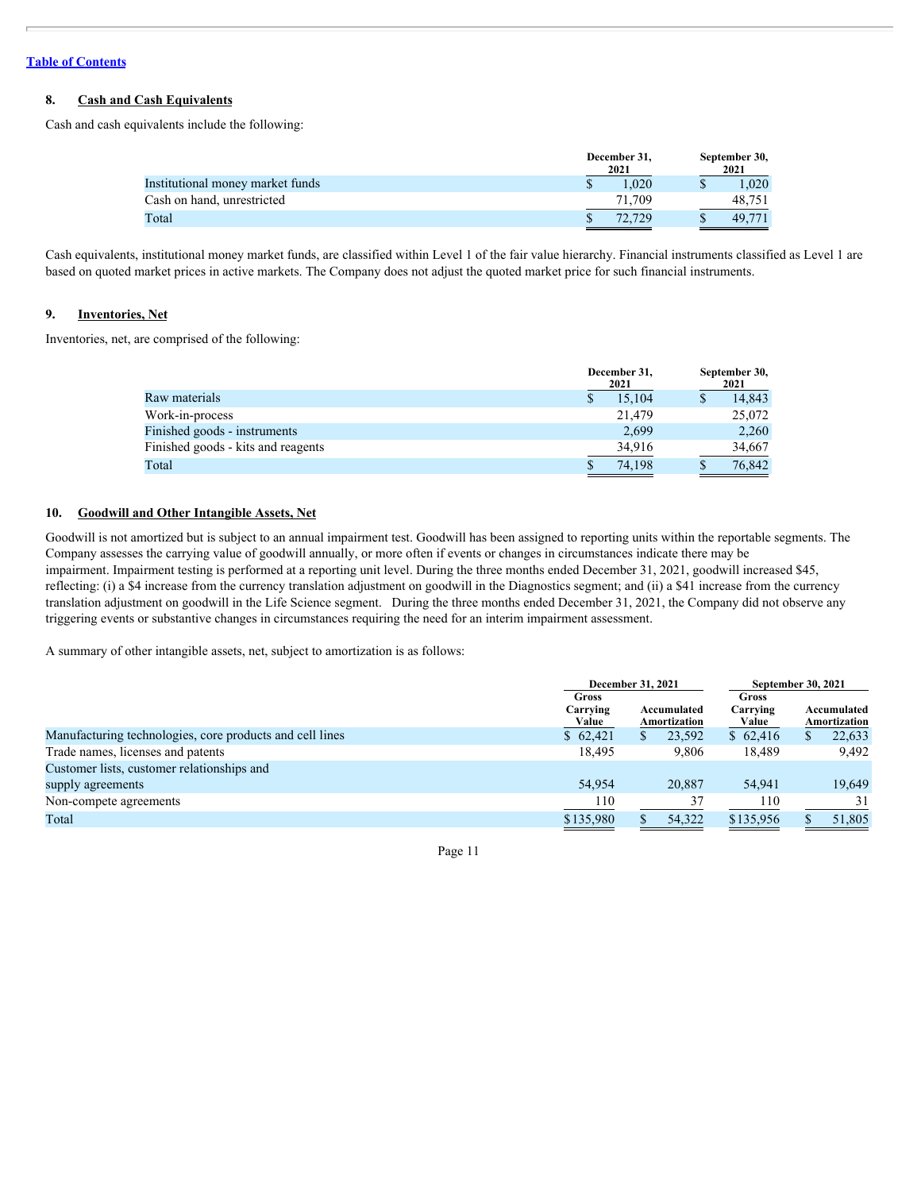[Table of Contents](#)

## 8. Cash and Cash Equivalents

Cash and cash equivalents include the following:

| | December 31, 2021 | September 30, 2021 |
|---|---|---|
| Institutional money market funds | $ 1,020 | $ 1,020 |
| Cash on hand, unrestricted | 71,709 | 48,751 |
| Total | $ 72,729 | $ 49,771 |

Cash equivalents, institutional money market funds, are classified within Level 1 of the fair value hierarchy. Financial instruments classified as Level 1 are based on quoted market prices in active markets. The Company does not adjust the quoted market price for such financial instruments.

## 9. Inventories, Net

Inventories, net, are comprised of the following:

| | December 31, 2021 | September 30, 2021 |
|---|---|---|
| Raw materials | $ 15,104 | $ 14,843 |
| Work-in-process | 21,479 | 25,072 |
| Finished goods - instruments | 2,699 | 2,260 |
| Finished goods - kits and reagents | 34,916 | 34,667 |
| Total | $ 74,198 | $ 76,842 |

## 10. Goodwill and Other Intangible Assets, Net

Goodwill is not amortized but is subject to an annual impairment test. Goodwill has been assigned to reporting units within the reportable segments. The Company assesses the carrying value of goodwill annually, or more often if events or changes in circumstances indicate there may be impairment. Impairment testing is performed at a reporting unit level. During the three months ended December 31, 2021, goodwill increased $45, reflecting: (i) a $4 increase from the currency translation adjustment on goodwill in the Diagnostics segment; and (ii) a $41 increase from the currency translation adjustment on goodwill in the Life Science segment. During the three months ended December 31, 2021, the Company did not observe any triggering events or substantive changes in circumstances requiring the need for an interim impairment assessment.

A summary of other intangible assets, net, subject to amortization is as follows:

| | December 31, 2021 | | September 30, 2021 | |
|---|---|---|---|---|
| | Gross Carrying Value | Accumulated Amortization | Gross Carrying Value | Accumulated Amortization |
| Manufacturing technologies, core products and cell lines | $ 62,421 | $ 23,592 | $ 62,416 | $ 22,633 |
| Trade names, licenses and patents | 18,495 | 9,806 | 18,489 | 9,492 |
| Customer lists, customer relationships and supply agreements | 54,954 | 20,887 | 54,941 | 19,649 |
| Non-compete agreements | 110 | 37 | 110 | 31 |
| Total | $135,980 | $ 54,322 | $135,956 | $ 51,805 |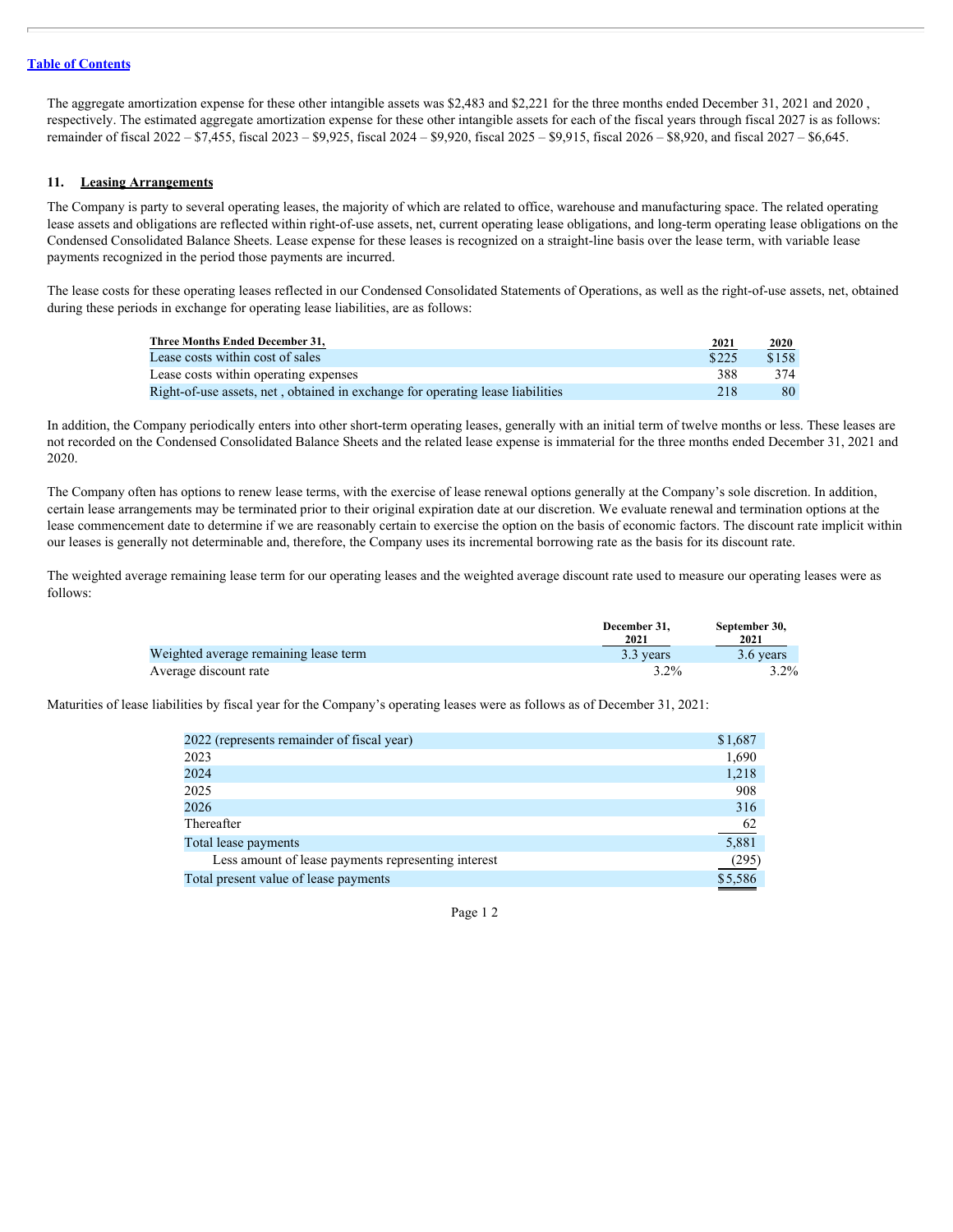The aggregate amortization expense for these other intangible assets was $2,483 and $2,221 for the three months ended December 31, 2021 and 2020 , respectively. The estimated aggregate amortization expense for these other intangible assets for each of the fiscal years through fiscal 2027 is as follows: remainder of fiscal 2022 – $7,455, fiscal 2023 – $9,925, fiscal 2024 – $9,920, fiscal 2025 – $9,915, fiscal 2026 – $8,920, and fiscal 2027 – $6,645.

## 11. Leasing Arrangements

The Company is party to several operating leases, the majority of which are related to office, warehouse and manufacturing space. The related operating lease assets and obligations are reflected within right-of-use assets, net, current operating lease obligations, and long-term operating lease obligations on the Condensed Consolidated Balance Sheets. Lease expense for these leases is recognized on a straight-line basis over the lease term, with variable lease payments recognized in the period those payments are incurred.

The lease costs for these operating leases reflected in our Condensed Consolidated Statements of Operations, as well as the right-of-use assets, net, obtained during these periods in exchange for operating lease liabilities, are as follows:

| Three Months Ended December 31, | 2021 | 2020 |
|---|---|---|
| Lease costs within cost of sales | $225 | $158 |
| Lease costs within operating expenses | 388 | 374 |
| Right-of-use assets, net , obtained in exchange for operating lease liabilities | 218 | 80 |

In addition, the Company periodically enters into other short-term operating leases, generally with an initial term of twelve months or less. These leases are not recorded on the Condensed Consolidated Balance Sheets and the related lease expense is immaterial for the three months ended December 31, 2021 and 2020.

The Company often has options to renew lease terms, with the exercise of lease renewal options generally at the Company's sole discretion. In addition, certain lease arrangements may be terminated prior to their original expiration date at our discretion. We evaluate renewal and termination options at the lease commencement date to determine if we are reasonably certain to exercise the option on the basis of economic factors. The discount rate implicit within our leases is generally not determinable and, therefore, the Company uses its incremental borrowing rate as the basis for its discount rate.

The weighted average remaining lease term for our operating leases and the weighted average discount rate used to measure our operating leases were as follows:

| | December 31, 2021 | September 30, 2021 |
|---|---|---|
| Weighted average remaining lease term | 3.3 years | 3.6 years |
| Average discount rate | 3.2% | 3.2% |

Maturities of lease liabilities by fiscal year for the Company's operating leases were as follows as of December 31, 2021:

| | |
|---|---|
| 2022 (represents remainder of fiscal year) | $1,687 |
| 2023 | 1,690 |
| 2024 | 1,218 |
| 2025 | 908 |
| 2026 | 316 |
| Thereafter | 62 |
| Total lease payments | 5,881 |
| Less amount of lease payments representing interest | (295) |
| Total present value of lease payments | $5,586 |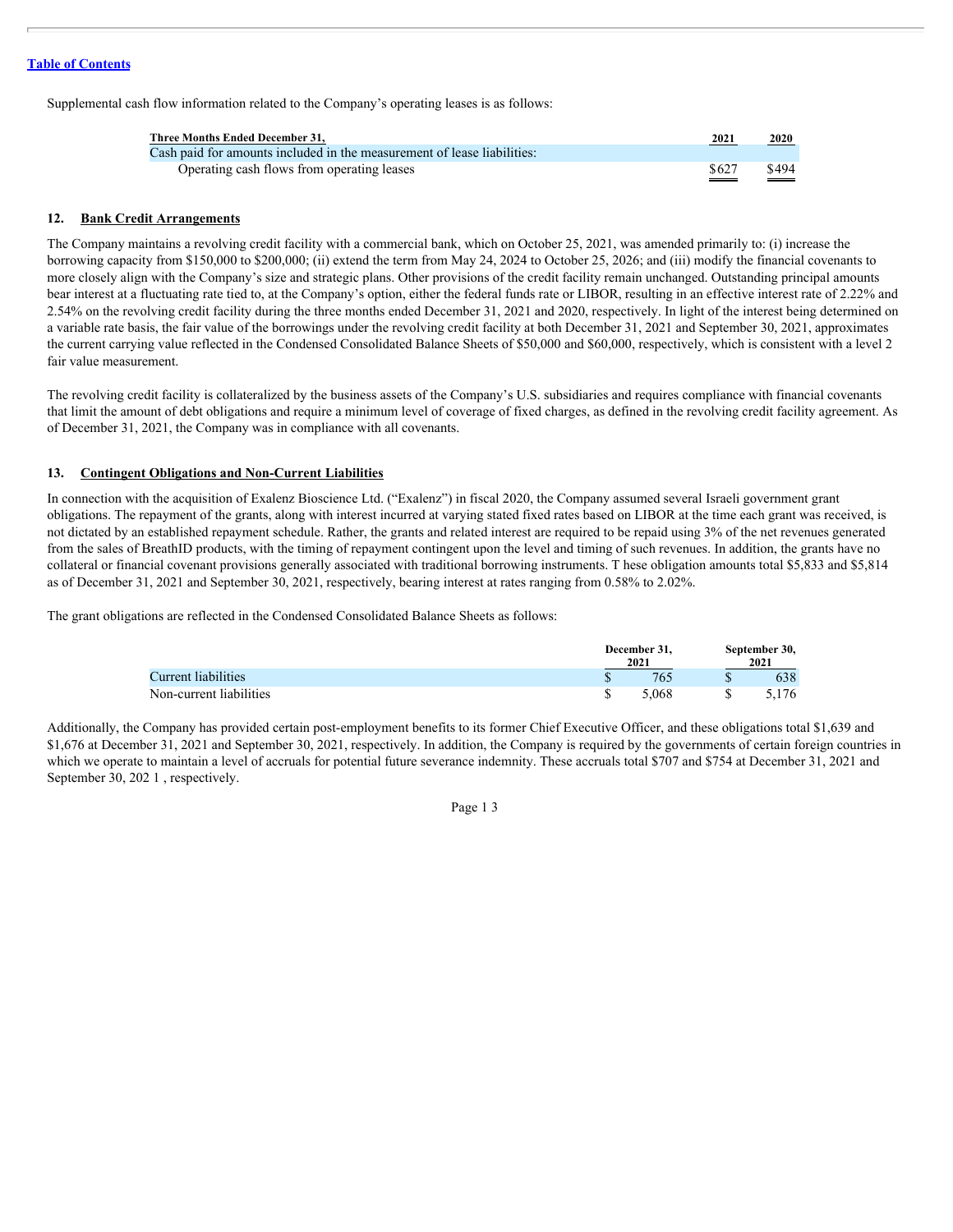Supplemental cash flow information related to the Company's operating leases is as follows:

| Three Months Ended December 31, | 2021 | 2020 |
|---|---|---|
| Cash paid for amounts included in the measurement of lease liabilities: | | |
| Operating cash flows from operating leases | $627 | $494 |

## 12. Bank Credit Arrangements

The Company maintains a revolving credit facility with a commercial bank, which on October 25, 2021, was amended primarily to: (i) increase the borrowing capacity from $150,000 to $200,000; (ii) extend the term from May 24, 2024 to October 25, 2026; and (iii) modify the financial covenants to more closely align with the Company's size and strategic plans. Other provisions of the credit facility remain unchanged. Outstanding principal amounts bear interest at a fluctuating rate tied to, at the Company's option, either the federal funds rate or LIBOR, resulting in an effective interest rate of 2.22% and 2.54% on the revolving credit facility during the three months ended December 31, 2021 and 2020, respectively. In light of the interest being determined on a variable rate basis, the fair value of the borrowings under the revolving credit facility at both December 31, 2021 and September 30, 2021, approximates the current carrying value reflected in the Condensed Consolidated Balance Sheets of $50,000 and $60,000, respectively, which is consistent with a level 2 fair value measurement.

The revolving credit facility is collateralized by the business assets of the Company's U.S. subsidiaries and requires compliance with financial covenants that limit the amount of debt obligations and require a minimum level of coverage of fixed charges, as defined in the revolving credit facility agreement. As of December 31, 2021, the Company was in compliance with all covenants.

## 13. Contingent Obligations and Non-Current Liabilities

In connection with the acquisition of Exalenz Bioscience Ltd. ("Exalenz") in fiscal 2020, the Company assumed several Israeli government grant obligations. The repayment of the grants, along with interest incurred at varying stated fixed rates based on LIBOR at the time each grant was received, is not dictated by an established repayment schedule. Rather, the grants and related interest are required to be repaid using 3% of the net revenues generated from the sales of BreathID products, with the timing of repayment contingent upon the level and timing of such revenues. In addition, the grants have no collateral or financial covenant provisions generally associated with traditional borrowing instruments. T hese obligation amounts total $5,833 and $5,814 as of December 31, 2021 and September 30, 2021, respectively, bearing interest at rates ranging from 0.58% to 2.02%.

The grant obligations are reflected in the Condensed Consolidated Balance Sheets as follows:

| | December 31, 2021 | September 30, 2021 |
|---|---|---|
| Current liabilities | $ 765 | $ 638 |
| Non-current liabilities | $ 5,068 | $ 5,176 |

Additionally, the Company has provided certain post-employment benefits to its former Chief Executive Officer, and these obligations total $1,639 and $1,676 at December 31, 2021 and September 30, 2021, respectively. In addition, the Company is required by the governments of certain foreign countries in which we operate to maintain a level of accruals for potential future severance indemnity. These accruals total $707 and $754 at December 31, 2021 and September 30, 202 1 , respectively.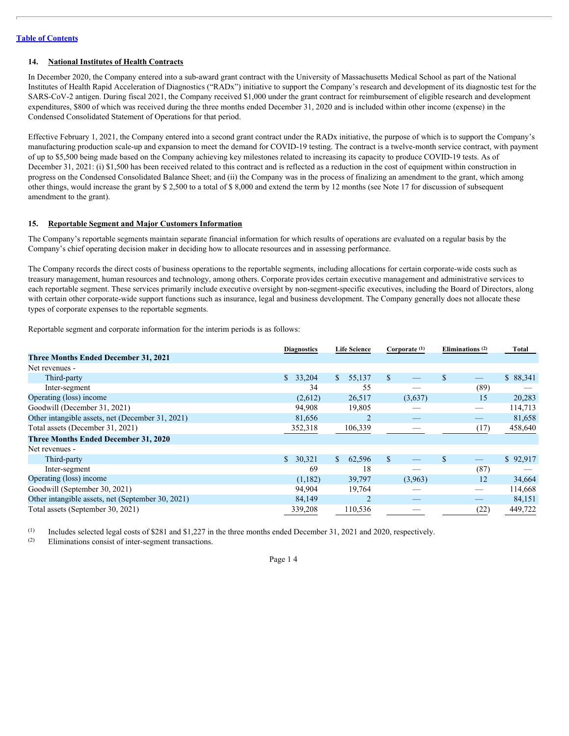[Table of Contents](#)

## 14. National Institutes of Health Contracts

In December 2020, the Company entered into a sub-award grant contract with the University of Massachusetts Medical School as part of the National Institutes of Health Rapid Acceleration of Diagnostics ("RADx") initiative to support the Company's research and development of its diagnostic test for the SARS-CoV-2 antigen. During fiscal 2021, the Company received $1,000 under the grant contract for reimbursement of eligible research and development expenditures, $800 of which was received during the three months ended December 31, 2020 and is included within other income (expense) in the Condensed Consolidated Statement of Operations for that period.

Effective February 1, 2021, the Company entered into a second grant contract under the RADx initiative, the purpose of which is to support the Company's manufacturing production scale-up and expansion to meet the demand for COVID-19 testing. The contract is a twelve-month service contract, with payment of up to $5,500 being made based on the Company achieving key milestones related to increasing its capacity to produce COVID-19 tests. As of December 31, 2021: (i) $1,500 has been received related to this contract and is reflected as a reduction in the cost of equipment within construction in progress on the Condensed Consolidated Balance Sheet; and (ii) the Company was in the process of finalizing an amendment to the grant, which among other things, would increase the grant by $ 2,500 to a total of $ 8,000 and extend the term by 12 months (see Note 17 for discussion of subsequent amendment to the grant).

## 15. Reportable Segment and Major Customers Information

The Company's reportable segments maintain separate financial information for which results of operations are evaluated on a regular basis by the Company's chief operating decision maker in deciding how to allocate resources and in assessing performance.

The Company records the direct costs of business operations to the reportable segments, including allocations for certain corporate-wide costs such as treasury management, human resources and technology, among others. Corporate provides certain executive management and administrative services to each reportable segment. These services primarily include executive oversight by non-segment-specific executives, including the Board of Directors, along with certain other corporate-wide support functions such as insurance, legal and business development. The Company generally does not allocate these types of corporate expenses to the reportable segments.

Reportable segment and corporate information for the interim periods is as follows:

| | Diagnostics | Life Science | Corporate [(1)] | Eliminations [(2)] | Total |
|---|---|---|---|---|---|
| **Three Months Ended December 31, 2021** | | | | | |
| Net revenues - | | | | | |
| Third-party | $ 33,204 | $ 55,137 | $ — | $ — | $ 88,341 |
| Inter-segment | 34 | 55 | — | (89) | — |
| Operating (loss) income | (2,612) | 26,517 | (3,637) | 15 | 20,283 |
| Goodwill (December 31, 2021) | 94,908 | 19,805 | — | — | 114,713 |
| Other intangible assets, net (December 31, 2021) | 81,656 | 2 | — | — | 81,658 |
| Total assets (December 31, 2021) | 352,318 | 106,339 | — | (17) | 458,640 |
| **Three Months Ended December 31, 2020** | | | | | |
| Net revenues - | | | | | |
| Third-party | $ 30,321 | $ 62,596 | $ — | $ — | $ 92,917 |
| Inter-segment | 69 | 18 | — | (87) | — |
| Operating (loss) income | (1,182) | 39,797 | (3,963) | 12 | 34,664 |
| Goodwill (September 30, 2021) | 94,904 | 19,764 | — | — | 114,668 |
| Other intangible assets, net (September 30, 2021) | 84,149 | 2 | — | — | 84,151 |
| Total assets (September 30, 2021) | 339,208 | 110,536 | — | (22) | 449,722 |

(1) Includes selected legal costs of $281 and $1,227 in the three months ended December 31, 2021 and 2020, respectively.

(2) Eliminations consist of inter-segment transactions.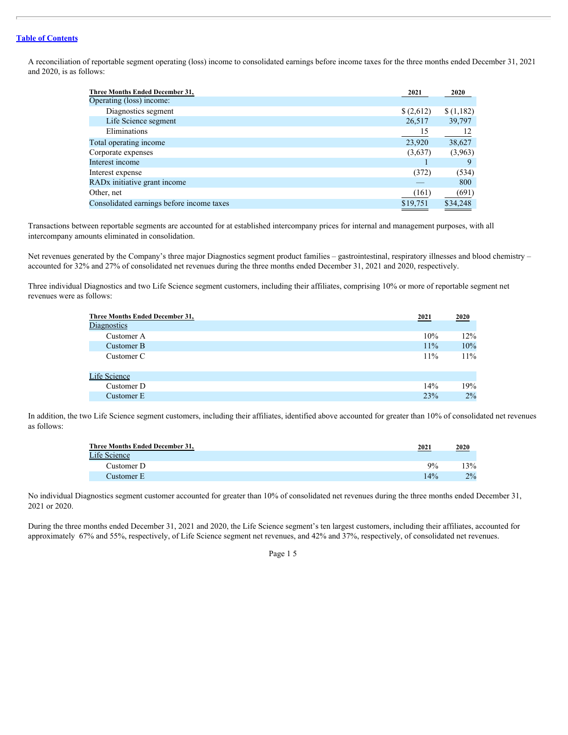[Table of Contents](#)

A reconciliation of reportable segment operating (loss) income to consolidated earnings before income taxes for the three months ended December 31, 2021 and 2020, is as follows:

| Three Months Ended December 31, | 2021 | 2020 |
|---|---|---|
| Operating (loss) income: | | |
| Diagnostics segment | $ (2,612) | $ (1,182) |
| Life Science segment | 26,517 | 39,797 |
| Eliminations | 15 | 12 |
| Total operating income | 23,920 | 38,627 |
| Corporate expenses | (3,637) | (3,963) |
| Interest income | 1 | 9 |
| Interest expense | (372) | (534) |
| RADx initiative grant income | — | 800 |
| Other, net | (161) | (691) |
| Consolidated earnings before income taxes | $19,751 | $34,248 |

Transactions between reportable segments are accounted for at established intercompany prices for internal and management purposes, with all intercompany amounts eliminated in consolidation.

Net revenues generated by the Company's three major Diagnostics segment product families – gastrointestinal, respiratory illnesses and blood chemistry – accounted for 32% and 27% of consolidated net revenues during the three months ended December 31, 2021 and 2020, respectively.

Three individual Diagnostics and two Life Science segment customers, including their affiliates, comprising 10% or more of reportable segment net revenues were as follows:

| Three Months Ended December 31, | 2021 | 2020 |
|---|---|---|
| Diagnostics | | |
| Customer A | 10% | 12% |
| Customer B | 11% | 10% |
| Customer C | 11% | 11% |
| | | |
| Life Science | | |
| Customer D | 14% | 19% |
| Customer E | 23% | 2% |

In addition, the two Life Science segment customers, including their affiliates, identified above accounted for greater than 10% of consolidated net revenues as follows:

| Three Months Ended December 31, | 2021 | 2020 |
|---|---|---|
| Life Science | | |
| Customer D | 9% | 13% |
| Customer E | 14% | 2% |

No individual Diagnostics segment customer accounted for greater than 10% of consolidated net revenues during the three months ended December 31, 2021 or 2020.

During the three months ended December 31, 2021 and 2020, the Life Science segment's ten largest customers, including their affiliates, accounted for approximately 67% and 55%, respectively, of Life Science segment net revenues, and 42% and 37%, respectively, of consolidated net revenues.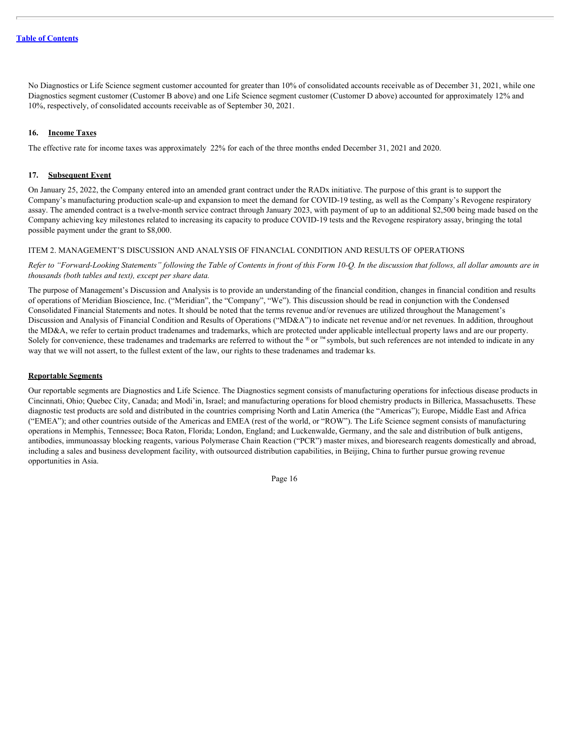No Diagnostics or Life Science segment customer accounted for greater than 10% of consolidated accounts receivable as of December 31, 2021, while one Diagnostics segment customer (Customer B above) and one Life Science segment customer (Customer D above) accounted for approximately 12% and 10%, respectively, of consolidated accounts receivable as of September 30, 2021.

## 16. Income Taxes

The effective rate for income taxes was approximately 22% for each of the three months ended December 31, 2021 and 2020.

## 17. Subsequent Event

On January 25, 2022, the Company entered into an amended grant contract under the RADx initiative. The purpose of this grant is to support the Company's manufacturing production scale-up and expansion to meet the demand for COVID-19 testing, as well as the Company's Revogene respiratory assay. The amended contract is a twelve-month service contract through January 2023, with payment of up to an additional $2,500 being made based on the Company achieving key milestones related to increasing its capacity to produce COVID-19 tests and the Revogene respiratory assay, bringing the total possible payment under the grant to $8,000.

# ITEM 2. MANAGEMENT'S DISCUSSION AND ANALYSIS OF FINANCIAL CONDITION AND RESULTS OF OPERATIONS

*Refer to "Forward-Looking Statements" following the Table of Contents in front of this Form 10-Q. In the discussion that follows, all dollar amounts are in thousands (both tables and text), except per share data.*

The purpose of Management's Discussion and Analysis is to provide an understanding of the financial condition, changes in financial condition and results of operations of Meridian Bioscience, Inc. ("Meridian", the "Company", "We"). This discussion should be read in conjunction with the Condensed Consolidated Financial Statements and notes. It should be noted that the terms revenue and/or revenues are utilized throughout the Management's Discussion and Analysis of Financial Condition and Results of Operations ("MD&A") to indicate net revenue and/or net revenues. In addition, throughout the MD&A, we refer to certain product tradenames and trademarks, which are protected under applicable intellectual property laws and are our property. Solely for convenience, these tradenames and trademarks are referred to without the ® or ™ symbols, but such references are not intended to indicate in any way that we will not assert, to the fullest extent of the law, our rights to these tradenames and tradema rks.

## Reportable Segments

Our reportable segments are Diagnostics and Life Science. The Diagnostics segment consists of manufacturing operations for infectious disease products in Cincinnati, Ohio; Quebec City, Canada; and Modi'in, Israel; and manufacturing operations for blood chemistry products in Billerica, Massachusetts. These diagnostic test products are sold and distributed in the countries comprising North and Latin America (the "Americas"); Europe, Middle East and Africa ("EMEA"); and other countries outside of the Americas and EMEA (rest of the world, or "ROW"). The Life Science segment consists of manufacturing operations in Memphis, Tennessee; Boca Raton, Florida; London, England; and Luckenwalde, Germany, and the sale and distribution of bulk antigens, antibodies, immunoassay blocking reagents, various Polymerase Chain Reaction ("PCR") master mixes, and bioresearch reagents domestically and abroad, including a sales and business development facility, with outsourced distribution capabilities, in Beijing, China to further pursue growing revenue opportunities in Asia.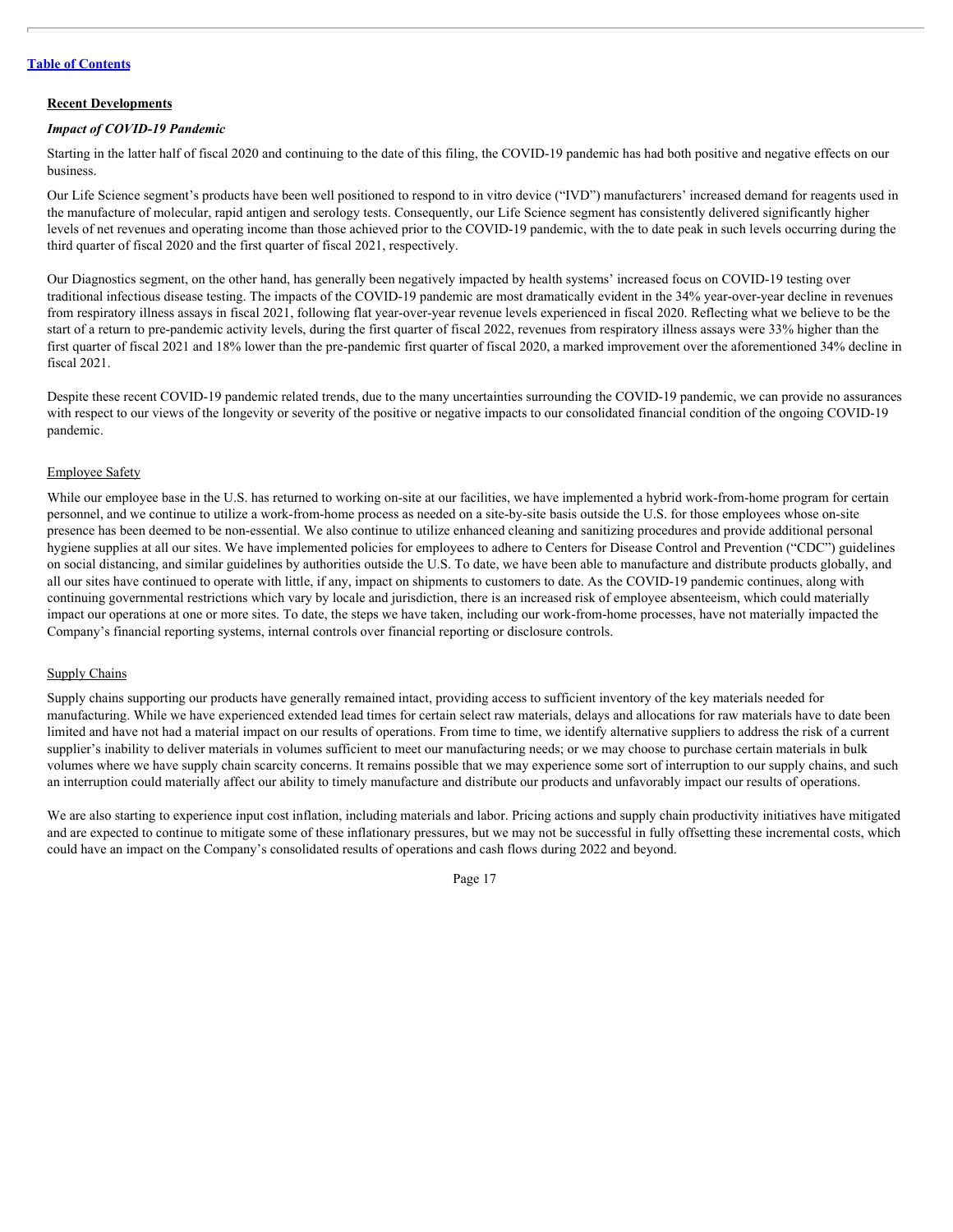## Recent Developments

### *Impact of COVID-19 Pandemic*

Starting in the latter half of fiscal 2020 and continuing to the date of this filing, the COVID-19 pandemic has had both positive and negative effects on our business.

Our Life Science segment's products have been well positioned to respond to in vitro device ("IVD") manufacturers' increased demand for reagents used in the manufacture of molecular, rapid antigen and serology tests. Consequently, our Life Science segment has consistently delivered significantly higher levels of net revenues and operating income than those achieved prior to the COVID-19 pandemic, with the to date peak in such levels occurring during the third quarter of fiscal 2020 and the first quarter of fiscal 2021, respectively.

Our Diagnostics segment, on the other hand, has generally been negatively impacted by health systems' increased focus on COVID-19 testing over traditional infectious disease testing. The impacts of the COVID-19 pandemic are most dramatically evident in the 34% year-over-year decline in revenues from respiratory illness assays in fiscal 2021, following flat year-over-year revenue levels experienced in fiscal 2020. Reflecting what we believe to be the start of a return to pre-pandemic activity levels, during the first quarter of fiscal 2022, revenues from respiratory illness assays were 33% higher than the first quarter of fiscal 2021 and 18% lower than the pre-pandemic first quarter of fiscal 2020, a marked improvement over the aforementioned 34% decline in fiscal 2021.

Despite these recent COVID-19 pandemic related trends, due to the many uncertainties surrounding the COVID-19 pandemic, we can provide no assurances with respect to our views of the longevity or severity of the positive or negative impacts to our consolidated financial condition of the ongoing COVID-19 pandemic.

#### Employee Safety

While our employee base in the U.S. has returned to working on-site at our facilities, we have implemented a hybrid work-from-home program for certain personnel, and we continue to utilize a work-from-home process as needed on a site-by-site basis outside the U.S. for those employees whose on-site presence has been deemed to be non-essential. We also continue to utilize enhanced cleaning and sanitizing procedures and provide additional personal hygiene supplies at all our sites. We have implemented policies for employees to adhere to Centers for Disease Control and Prevention ("CDC") guidelines on social distancing, and similar guidelines by authorities outside the U.S. To date, we have been able to manufacture and distribute products globally, and all our sites have continued to operate with little, if any, impact on shipments to customers to date. As the COVID-19 pandemic continues, along with continuing governmental restrictions which vary by locale and jurisdiction, there is an increased risk of employee absenteeism, which could materially impact our operations at one or more sites. To date, the steps we have taken, including our work-from-home processes, have not materially impacted the Company's financial reporting systems, internal controls over financial reporting or disclosure controls.

#### Supply Chains

Supply chains supporting our products have generally remained intact, providing access to sufficient inventory of the key materials needed for manufacturing. While we have experienced extended lead times for certain select raw materials, delays and allocations for raw materials have to date been limited and have not had a material impact on our results of operations. From time to time, we identify alternative suppliers to address the risk of a current supplier's inability to deliver materials in volumes sufficient to meet our manufacturing needs; or we may choose to purchase certain materials in bulk volumes where we have supply chain scarcity concerns. It remains possible that we may experience some sort of interruption to our supply chains, and such an interruption could materially affect our ability to timely manufacture and distribute our products and unfavorably impact our results of operations.

We are also starting to experience input cost inflation, including materials and labor. Pricing actions and supply chain productivity initiatives have mitigated and are expected to continue to mitigate some of these inflationary pressures, but we may not be successful in fully offsetting these incremental costs, which could have an impact on the Company's consolidated results of operations and cash flows during 2022 and beyond.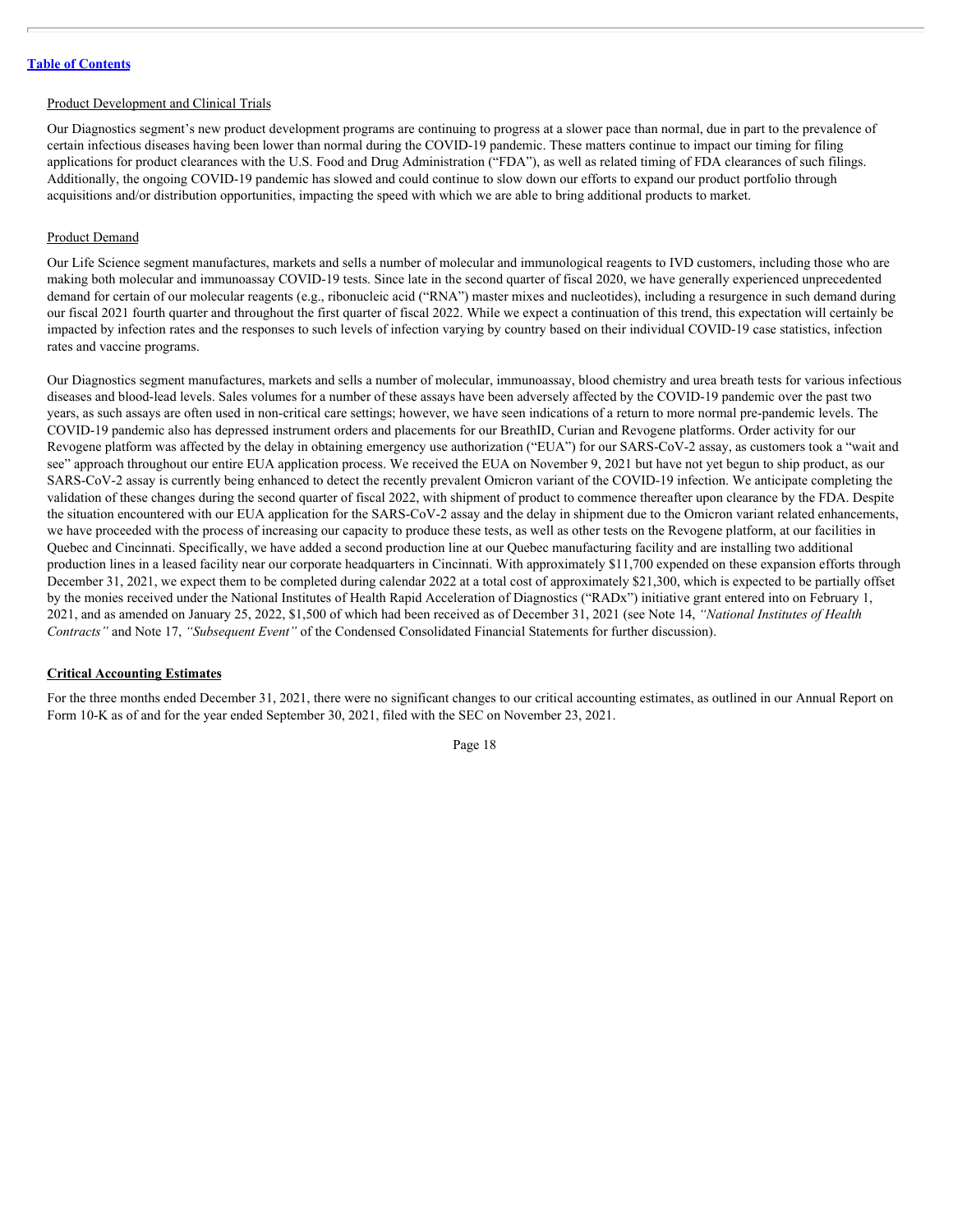[Table of Contents](#)

Product Development and Clinical Trials

Our Diagnostics segment's new product development programs are continuing to progress at a slower pace than normal, due in part to the prevalence of certain infectious diseases having been lower than normal during the COVID-19 pandemic. These matters continue to impact our timing for filing applications for product clearances with the U.S. Food and Drug Administration ("FDA"), as well as related timing of FDA clearances of such filings. Additionally, the ongoing COVID-19 pandemic has slowed and could continue to slow down our efforts to expand our product portfolio through acquisitions and/or distribution opportunities, impacting the speed with which we are able to bring additional products to market.

Product Demand

Our Life Science segment manufactures, markets and sells a number of molecular and immunological reagents to IVD customers, including those who are making both molecular and immunoassay COVID-19 tests. Since late in the second quarter of fiscal 2020, we have generally experienced unprecedented demand for certain of our molecular reagents (e.g., ribonucleic acid ("RNA") master mixes and nucleotides), including a resurgence in such demand during our fiscal 2021 fourth quarter and throughout the first quarter of fiscal 2022. While we expect a continuation of this trend, this expectation will certainly be impacted by infection rates and the responses to such levels of infection varying by country based on their individual COVID-19 case statistics, infection rates and vaccine programs.

Our Diagnostics segment manufactures, markets and sells a number of molecular, immunoassay, blood chemistry and urea breath tests for various infectious diseases and blood-lead levels. Sales volumes for a number of these assays have been adversely affected by the COVID-19 pandemic over the past two years, as such assays are often used in non-critical care settings; however, we have seen indications of a return to more normal pre-pandemic levels. The COVID-19 pandemic also has depressed instrument orders and placements for our BreathID, Curian and Revogene platforms. Order activity for our Revogene platform was affected by the delay in obtaining emergency use authorization ("EUA") for our SARS-CoV-2 assay, as customers took a "wait and see" approach throughout our entire EUA application process. We received the EUA on November 9, 2021 but have not yet begun to ship product, as our SARS-CoV-2 assay is currently being enhanced to detect the recently prevalent Omicron variant of the COVID-19 infection. We anticipate completing the validation of these changes during the second quarter of fiscal 2022, with shipment of product to commence thereafter upon clearance by the FDA. Despite the situation encountered with our EUA application for the SARS-CoV-2 assay and the delay in shipment due to the Omicron variant related enhancements, we have proceeded with the process of increasing our capacity to produce these tests, as well as other tests on the Revogene platform, at our facilities in Quebec and Cincinnati. Specifically, we have added a second production line at our Quebec manufacturing facility and are installing two additional production lines in a leased facility near our corporate headquarters in Cincinnati. With approximately $11,700 expended on these expansion efforts through December 31, 2021, we expect them to be completed during calendar 2022 at a total cost of approximately $21,300, which is expected to be partially offset by the monies received under the National Institutes of Health Rapid Acceleration of Diagnostics ("RADx") initiative grant entered into on February 1, 2021, and as amended on January 25, 2022, $1,500 of which had been received as of December 31, 2021 (see Note 14, *"National Institutes of Health Contracts"* and Note 17, *"Subsequent Event"* of the Condensed Consolidated Financial Statements for further discussion).

**Critical Accounting Estimates**

For the three months ended December 31, 2021, there were no significant changes to our critical accounting estimates, as outlined in our Annual Report on Form 10-K as of and for the year ended September 30, 2021, filed with the SEC on November 23, 2021.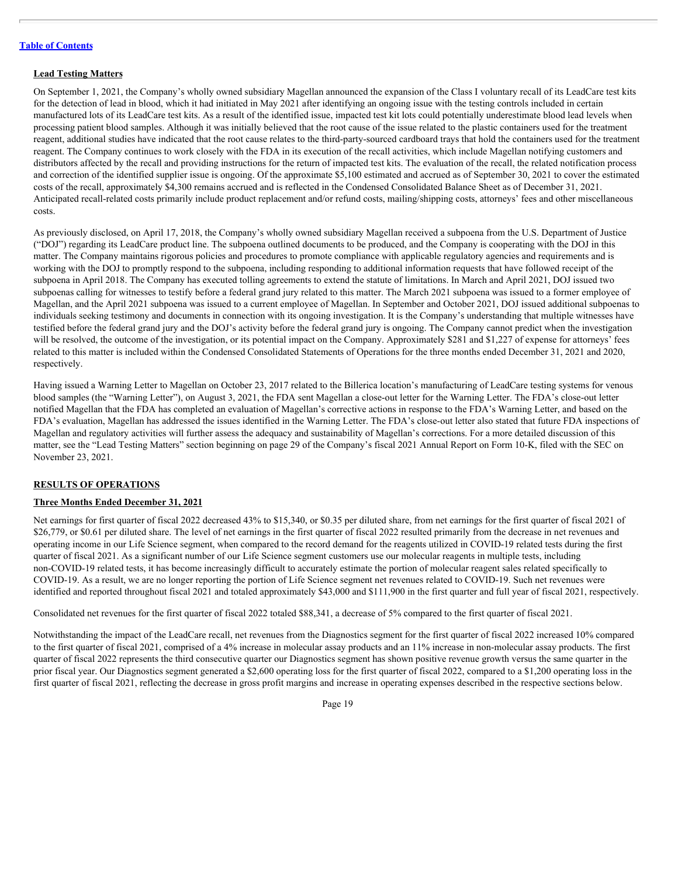**Lead Testing Matters**

On September 1, 2021, the Company's wholly owned subsidiary Magellan announced the expansion of the Class I voluntary recall of its LeadCare test kits for the detection of lead in blood, which it had initiated in May 2021 after identifying an ongoing issue with the testing controls included in certain manufactured lots of its LeadCare test kits. As a result of the identified issue, impacted test kit lots could potentially underestimate blood lead levels when processing patient blood samples. Although it was initially believed that the root cause of the issue related to the plastic containers used for the treatment reagent, additional studies have indicated that the root cause relates to the third-party-sourced cardboard trays that hold the containers used for the treatment reagent. The Company continues to work closely with the FDA in its execution of the recall activities, which include Magellan notifying customers and distributors affected by the recall and providing instructions for the return of impacted test kits. The evaluation of the recall, the related notification process and correction of the identified supplier issue is ongoing. Of the approximate $5,100 estimated and accrued as of September 30, 2021 to cover the estimated costs of the recall, approximately $4,300 remains accrued and is reflected in the Condensed Consolidated Balance Sheet as of December 31, 2021. Anticipated recall-related costs primarily include product replacement and/or refund costs, mailing/shipping costs, attorneys' fees and other miscellaneous costs.

As previously disclosed, on April 17, 2018, the Company's wholly owned subsidiary Magellan received a subpoena from the U.S. Department of Justice ("DOJ") regarding its LeadCare product line. The subpoena outlined documents to be produced, and the Company is cooperating with the DOJ in this matter. The Company maintains rigorous policies and procedures to promote compliance with applicable regulatory agencies and requirements and is working with the DOJ to promptly respond to the subpoena, including responding to additional information requests that have followed receipt of the subpoena in April 2018. The Company has executed tolling agreements to extend the statute of limitations. In March and April 2021, DOJ issued two subpoenas calling for witnesses to testify before a federal grand jury related to this matter. The March 2021 subpoena was issued to a former employee of Magellan, and the April 2021 subpoena was issued to a current employee of Magellan. In September and October 2021, DOJ issued additional subpoenas to individuals seeking testimony and documents in connection with its ongoing investigation. It is the Company's understanding that multiple witnesses have testified before the federal grand jury and the DOJ's activity before the federal grand jury is ongoing. The Company cannot predict when the investigation will be resolved, the outcome of the investigation, or its potential impact on the Company. Approximately $281 and $1,227 of expense for attorneys' fees related to this matter is included within the Condensed Consolidated Statements of Operations for the three months ended December 31, 2021 and 2020, respectively.

Having issued a Warning Letter to Magellan on October 23, 2017 related to the Billerica location's manufacturing of LeadCare testing systems for venous blood samples (the "Warning Letter"), on August 3, 2021, the FDA sent Magellan a close-out letter for the Warning Letter. The FDA's close-out letter notified Magellan that the FDA has completed an evaluation of Magellan's corrective actions in response to the FDA's Warning Letter, and based on the FDA's evaluation, Magellan has addressed the issues identified in the Warning Letter. The FDA's close-out letter also stated that future FDA inspections of Magellan and regulatory activities will further assess the adequacy and sustainability of Magellan's corrections. For a more detailed discussion of this matter, see the "Lead Testing Matters" section beginning on page 29 of the Company's fiscal 2021 Annual Report on Form 10-K, filed with the SEC on November 23, 2021.

**RESULTS OF OPERATIONS**

**Three Months Ended December 31, 2021**

Net earnings for first quarter of fiscal 2022 decreased 43% to $15,340, or $0.35 per diluted share, from net earnings for the first quarter of fiscal 2021 of $26,779, or $0.61 per diluted share. The level of net earnings in the first quarter of fiscal 2022 resulted primarily from the decrease in net revenues and operating income in our Life Science segment, when compared to the record demand for the reagents utilized in COVID-19 related tests during the first quarter of fiscal 2021. As a significant number of our Life Science segment customers use our molecular reagents in multiple tests, including non-COVID-19 related tests, it has become increasingly difficult to accurately estimate the portion of molecular reagent sales related specifically to COVID-19. As a result, we are no longer reporting the portion of Life Science segment net revenues related to COVID-19. Such net revenues were identified and reported throughout fiscal 2021 and totaled approximately $43,000 and $111,900 in the first quarter and full year of fiscal 2021, respectively.

Consolidated net revenues for the first quarter of fiscal 2022 totaled $88,341, a decrease of 5% compared to the first quarter of fiscal 2021.

Notwithstanding the impact of the LeadCare recall, net revenues from the Diagnostics segment for the first quarter of fiscal 2022 increased 10% compared to the first quarter of fiscal 2021, comprised of a 4% increase in molecular assay products and an 11% increase in non-molecular assay products. The first quarter of fiscal 2022 represents the third consecutive quarter our Diagnostics segment has shown positive revenue growth versus the same quarter in the prior fiscal year. Our Diagnostics segment generated a $2,600 operating loss for the first quarter of fiscal 2022, compared to a $1,200 operating loss in the first quarter of fiscal 2021, reflecting the decrease in gross profit margins and increase in operating expenses described in the respective sections below.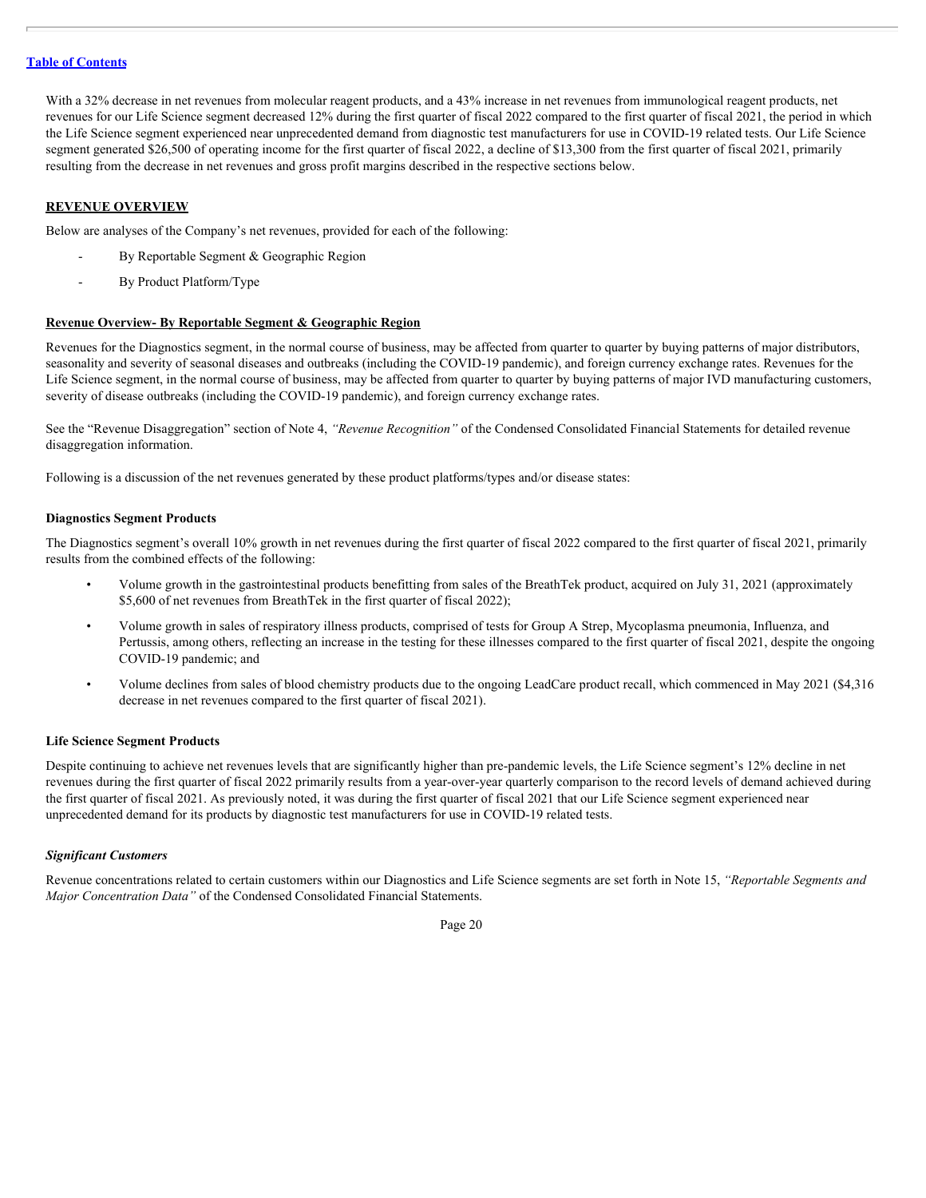With a 32% decrease in net revenues from molecular reagent products, and a 43% increase in net revenues from immunological reagent products, net revenues for our Life Science segment decreased 12% during the first quarter of fiscal 2022 compared to the first quarter of fiscal 2021, the period in which the Life Science segment experienced near unprecedented demand from diagnostic test manufacturers for use in COVID-19 related tests. Our Life Science segment generated $26,500 of operating income for the first quarter of fiscal 2022, a decline of $13,300 from the first quarter of fiscal 2021, primarily resulting from the decrease in net revenues and gross profit margins described in the respective sections below.

## REVENUE OVERVIEW

Below are analyses of the Company's net revenues, provided for each of the following:

- By Reportable Segment & Geographic Region
- By Product Platform/Type

### Revenue Overview- By Reportable Segment & Geographic Region

Revenues for the Diagnostics segment, in the normal course of business, may be affected from quarter to quarter by buying patterns of major distributors, seasonality and severity of seasonal diseases and outbreaks (including the COVID-19 pandemic), and foreign currency exchange rates. Revenues for the Life Science segment, in the normal course of business, may be affected from quarter to quarter by buying patterns of major IVD manufacturing customers, severity of disease outbreaks (including the COVID-19 pandemic), and foreign currency exchange rates.

See the "Revenue Disaggregation" section of Note 4, *"Revenue Recognition"* of the Condensed Consolidated Financial Statements for detailed revenue disaggregation information.

Following is a discussion of the net revenues generated by these product platforms/types and/or disease states:

### Diagnostics Segment Products

The Diagnostics segment's overall 10% growth in net revenues during the first quarter of fiscal 2022 compared to the first quarter of fiscal 2021, primarily results from the combined effects of the following:

- Volume growth in the gastrointestinal products benefitting from sales of the BreathTek product, acquired on July 31, 2021 (approximately $5,600 of net revenues from BreathTek in the first quarter of fiscal 2022);
- Volume growth in sales of respiratory illness products, comprised of tests for Group A Strep, Mycoplasma pneumonia, Influenza, and Pertussis, among others, reflecting an increase in the testing for these illnesses compared to the first quarter of fiscal 2021, despite the ongoing COVID-19 pandemic; and
- Volume declines from sales of blood chemistry products due to the ongoing LeadCare product recall, which commenced in May 2021 ($4,316 decrease in net revenues compared to the first quarter of fiscal 2021).

### Life Science Segment Products

Despite continuing to achieve net revenues levels that are significantly higher than pre-pandemic levels, the Life Science segment's 12% decline in net revenues during the first quarter of fiscal 2022 primarily results from a year-over-year quarterly comparison to the record levels of demand achieved during the first quarter of fiscal 2021. As previously noted, it was during the first quarter of fiscal 2021 that our Life Science segment experienced near unprecedented demand for its products by diagnostic test manufacturers for use in COVID-19 related tests.

#### *Significant Customers*

Revenue concentrations related to certain customers within our Diagnostics and Life Science segments are set forth in Note 15, *"Reportable Segments and Major Concentration Data"* of the Condensed Consolidated Financial Statements.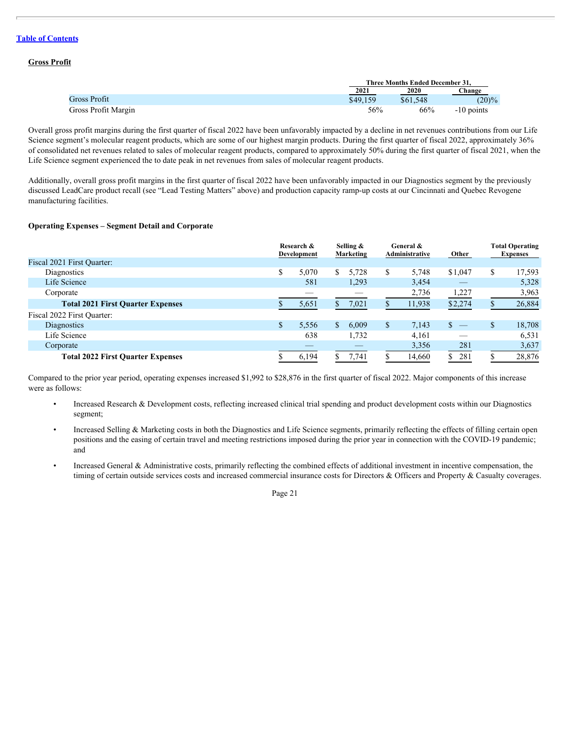[Table of Contents](#)

## Gross Profit

| | Three Months Ended December 31, | | |
|---|---|---|---|
| | 2021 | 2020 | Change |
| Gross Profit | $49,159 | $61,548 | (20)% |
| Gross Profit Margin | 56% | 66% | -10 points |

Overall gross profit margins during the first quarter of fiscal 2022 have been unfavorably impacted by a decline in net revenues contributions from our Life Science segment's molecular reagent products, which are some of our highest margin products. During the first quarter of fiscal 2022, approximately 36% of consolidated net revenues related to sales of molecular reagent products, compared to approximately 50% during the first quarter of fiscal 2021, when the Life Science segment experienced the to date peak in net revenues from sales of molecular reagent products.

Additionally, overall gross profit margins in the first quarter of fiscal 2022 have been unfavorably impacted in our Diagnostics segment by the previously discussed LeadCare product recall (see "Lead Testing Matters" above) and production capacity ramp-up costs at our Cincinnati and Quebec Revogene manufacturing facilities.

**Operating Expenses – Segment Detail and Corporate**

| | Research & Development | Selling & Marketing | General & Administrative | Other | Total Operating Expenses |
|---|---|---|---|---|---|
| Fiscal 2021 First Quarter: | | | | | |
| Diagnostics | $ 5,070 | $ 5,728 | $ 5,748 | $1,047 | $ 17,593 |
| Life Science | 581 | 1,293 | 3,454 | — | 5,328 |
| Corporate | — | — | 2,736 | 1,227 | 3,963 |
| **Total 2021 First Quarter Expenses** | $ 5,651 | $ 7,021 | $ 11,938 | $2,274 | $ 26,884 |
| Fiscal 2022 First Quarter: | | | | | |
| Diagnostics | $ 5,556 | $ 6,009 | $ 7,143 | $ — | $ 18,708 |
| Life Science | 638 | 1,732 | 4,161 | — | 6,531 |
| Corporate | — | — | 3,356 | 281 | 3,637 |
| **Total 2022 First Quarter Expenses** | $ 6,194 | $ 7,741 | $ 14,660 | $ 281 | $ 28,876 |

Compared to the prior year period, operating expenses increased $1,992 to $28,876 in the first quarter of fiscal 2022. Major components of this increase were as follows:

- Increased Research & Development costs, reflecting increased clinical trial spending and product development costs within our Diagnostics segment;
- Increased Selling & Marketing costs in both the Diagnostics and Life Science segments, primarily reflecting the effects of filling certain open positions and the easing of certain travel and meeting restrictions imposed during the prior year in connection with the COVID-19 pandemic; and
- Increased General & Administrative costs, primarily reflecting the combined effects of additional investment in incentive compensation, the timing of certain outside services costs and increased commercial insurance costs for Directors & Officers and Property & Casualty coverages.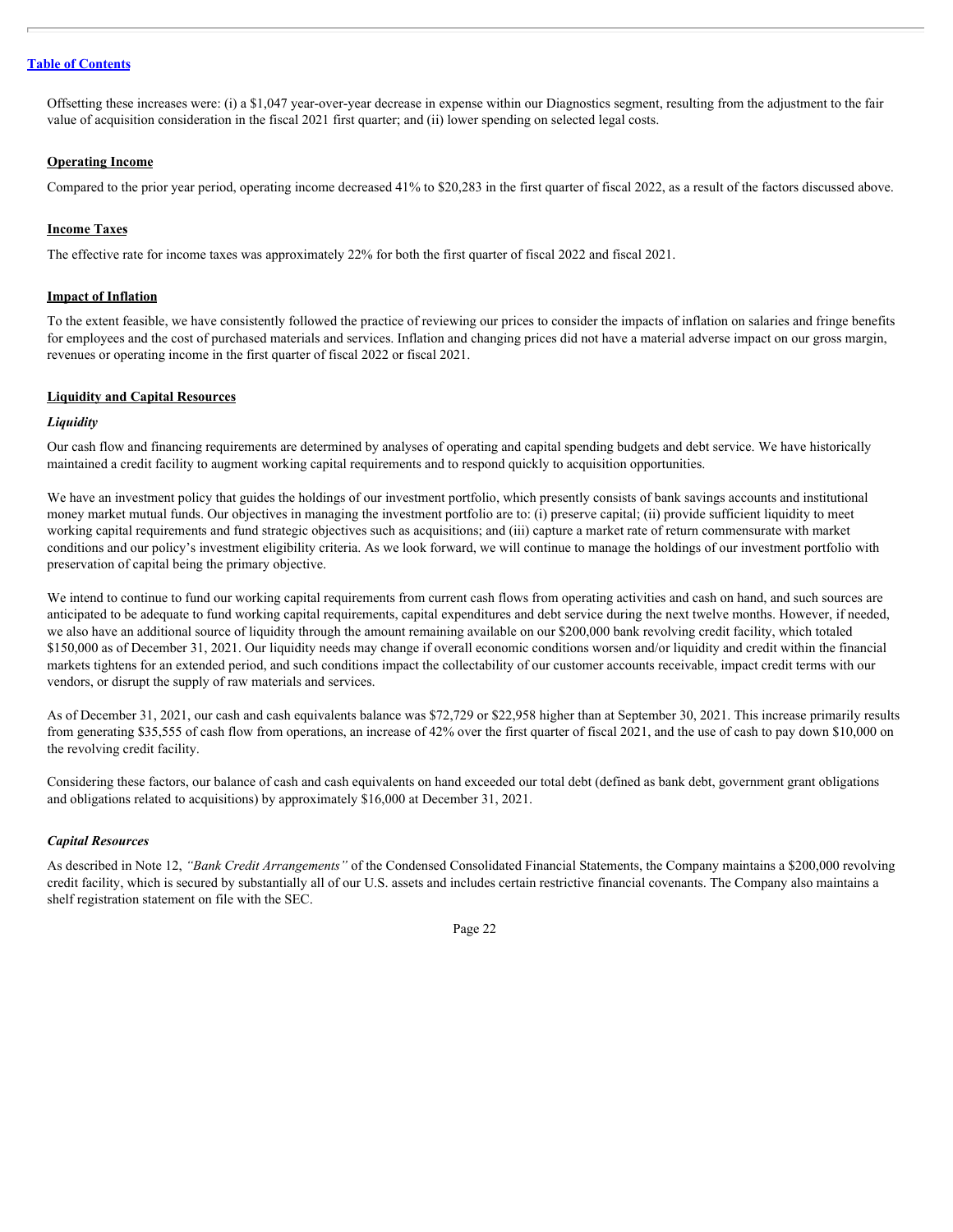Offsetting these increases were: (i) a $1,047 year-over-year decrease in expense within our Diagnostics segment, resulting from the adjustment to the fair value of acquisition consideration in the fiscal 2021 first quarter; and (ii) lower spending on selected legal costs.

## Operating Income

Compared to the prior year period, operating income decreased 41% to $20,283 in the first quarter of fiscal 2022, as a result of the factors discussed above.

## Income Taxes

The effective rate for income taxes was approximately 22% for both the first quarter of fiscal 2022 and fiscal 2021.

## Impact of Inflation

To the extent feasible, we have consistently followed the practice of reviewing our prices to consider the impacts of inflation on salaries and fringe benefits for employees and the cost of purchased materials and services. Inflation and changing prices did not have a material adverse impact on our gross margin, revenues or operating income in the first quarter of fiscal 2022 or fiscal 2021.

## Liquidity and Capital Resources

### *Liquidity*

Our cash flow and financing requirements are determined by analyses of operating and capital spending budgets and debt service. We have historically maintained a credit facility to augment working capital requirements and to respond quickly to acquisition opportunities.

We have an investment policy that guides the holdings of our investment portfolio, which presently consists of bank savings accounts and institutional money market mutual funds. Our objectives in managing the investment portfolio are to: (i) preserve capital; (ii) provide sufficient liquidity to meet working capital requirements and fund strategic objectives such as acquisitions; and (iii) capture a market rate of return commensurate with market conditions and our policy's investment eligibility criteria. As we look forward, we will continue to manage the holdings of our investment portfolio with preservation of capital being the primary objective.

We intend to continue to fund our working capital requirements from current cash flows from operating activities and cash on hand, and such sources are anticipated to be adequate to fund working capital requirements, capital expenditures and debt service during the next twelve months. However, if needed, we also have an additional source of liquidity through the amount remaining available on our $200,000 bank revolving credit facility, which totaled $150,000 as of December 31, 2021. Our liquidity needs may change if overall economic conditions worsen and/or liquidity and credit within the financial markets tightens for an extended period, and such conditions impact the collectability of our customer accounts receivable, impact credit terms with our vendors, or disrupt the supply of raw materials and services.

As of December 31, 2021, our cash and cash equivalents balance was $72,729 or $22,958 higher than at September 30, 2021. This increase primarily results from generating $35,555 of cash flow from operations, an increase of 42% over the first quarter of fiscal 2021, and the use of cash to pay down $10,000 on the revolving credit facility.

Considering these factors, our balance of cash and cash equivalents on hand exceeded our total debt (defined as bank debt, government grant obligations and obligations related to acquisitions) by approximately $16,000 at December 31, 2021.

### *Capital Resources*

As described in Note 12, *"Bank Credit Arrangements"* of the Condensed Consolidated Financial Statements, the Company maintains a $200,000 revolving credit facility, which is secured by substantially all of our U.S. assets and includes certain restrictive financial covenants. The Company also maintains a shelf registration statement on file with the SEC.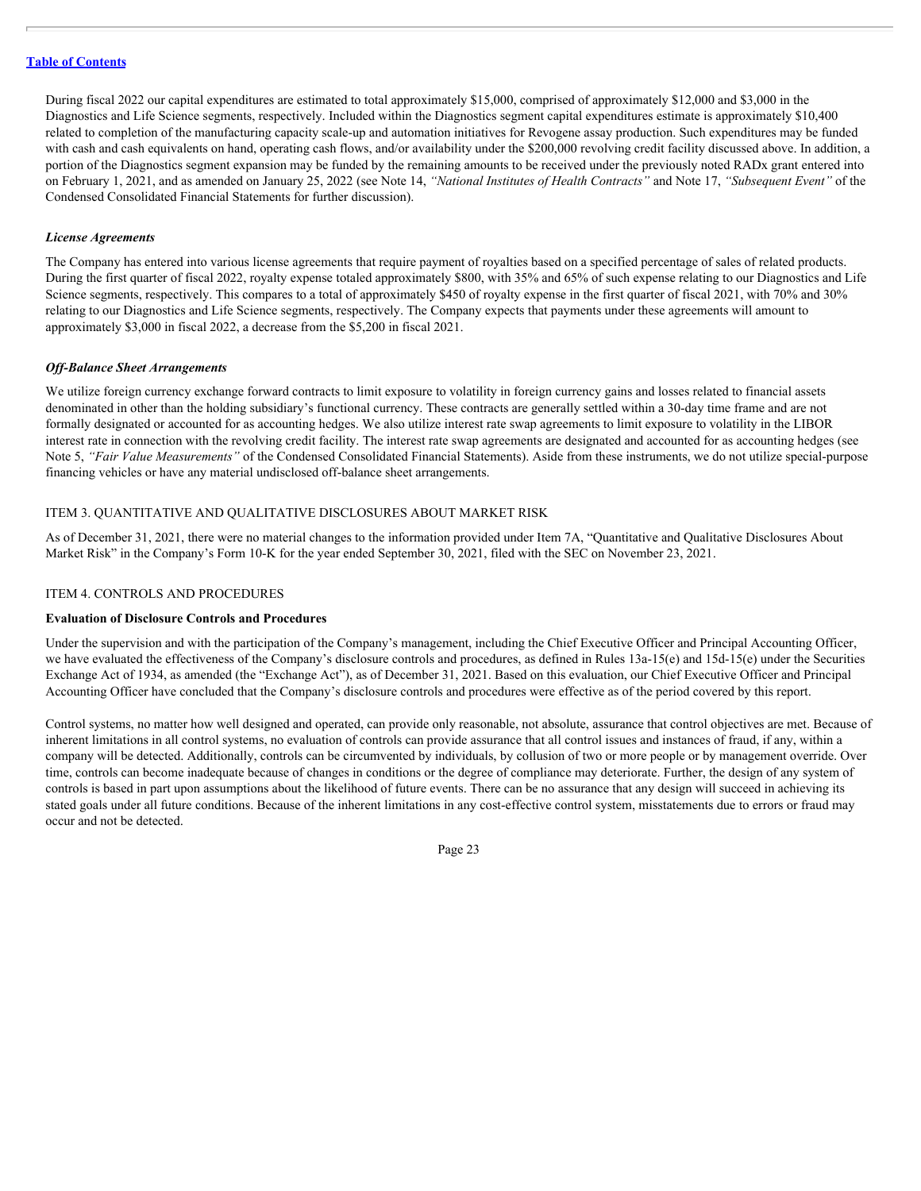During fiscal 2022 our capital expenditures are estimated to total approximately $15,000, comprised of approximately $12,000 and $3,000 in the Diagnostics and Life Science segments, respectively. Included within the Diagnostics segment capital expenditures estimate is approximately $10,400 related to completion of the manufacturing capacity scale-up and automation initiatives for Revogene assay production. Such expenditures may be funded with cash and cash equivalents on hand, operating cash flows, and/or availability under the $200,000 revolving credit facility discussed above. In addition, a portion of the Diagnostics segment expansion may be funded by the remaining amounts to be received under the previously noted RADx grant entered into on February 1, 2021, and as amended on January 25, 2022 (see Note 14, *"National Institutes of Health Contracts"* and Note 17, *"Subsequent Event"* of the Condensed Consolidated Financial Statements for further discussion).

***License Agreements***

The Company has entered into various license agreements that require payment of royalties based on a specified percentage of sales of related products. During the first quarter of fiscal 2022, royalty expense totaled approximately $800, with 35% and 65% of such expense relating to our Diagnostics and Life Science segments, respectively. This compares to a total of approximately $450 of royalty expense in the first quarter of fiscal 2021, with 70% and 30% relating to our Diagnostics and Life Science segments, respectively. The Company expects that payments under these agreements will amount to approximately $3,000 in fiscal 2022, a decrease from the $5,200 in fiscal 2021.

***Off-Balance Sheet Arrangements***

We utilize foreign currency exchange forward contracts to limit exposure to volatility in foreign currency gains and losses related to financial assets denominated in other than the holding subsidiary's functional currency. These contracts are generally settled within a 30-day time frame and are not formally designated or accounted for as accounting hedges. We also utilize interest rate swap agreements to limit exposure to volatility in the LIBOR interest rate in connection with the revolving credit facility. The interest rate swap agreements are designated and accounted for as accounting hedges (see Note 5, *"Fair Value Measurements"* of the Condensed Consolidated Financial Statements). Aside from these instruments, we do not utilize special-purpose financing vehicles or have any material undisclosed off-balance sheet arrangements.

## ITEM 3. QUANTITATIVE AND QUALITATIVE DISCLOSURES ABOUT MARKET RISK

As of December 31, 2021, there were no material changes to the information provided under Item 7A, "Quantitative and Qualitative Disclosures About Market Risk" in the Company's Form 10-K for the year ended September 30, 2021, filed with the SEC on November 23, 2021.

## ITEM 4. CONTROLS AND PROCEDURES

**Evaluation of Disclosure Controls and Procedures**

Under the supervision and with the participation of the Company's management, including the Chief Executive Officer and Principal Accounting Officer, we have evaluated the effectiveness of the Company's disclosure controls and procedures, as defined in Rules 13a-15(e) and 15d-15(e) under the Securities Exchange Act of 1934, as amended (the "Exchange Act"), as of December 31, 2021. Based on this evaluation, our Chief Executive Officer and Principal Accounting Officer have concluded that the Company's disclosure controls and procedures were effective as of the period covered by this report.

Control systems, no matter how well designed and operated, can provide only reasonable, not absolute, assurance that control objectives are met. Because of inherent limitations in all control systems, no evaluation of controls can provide assurance that all control issues and instances of fraud, if any, within a company will be detected. Additionally, controls can be circumvented by individuals, by collusion of two or more people or by management override. Over time, controls can become inadequate because of changes in conditions or the degree of compliance may deteriorate. Further, the design of any system of controls is based in part upon assumptions about the likelihood of future events. There can be no assurance that any design will succeed in achieving its stated goals under all future conditions. Because of the inherent limitations in any cost-effective control system, misstatements due to errors or fraud may occur and not be detected.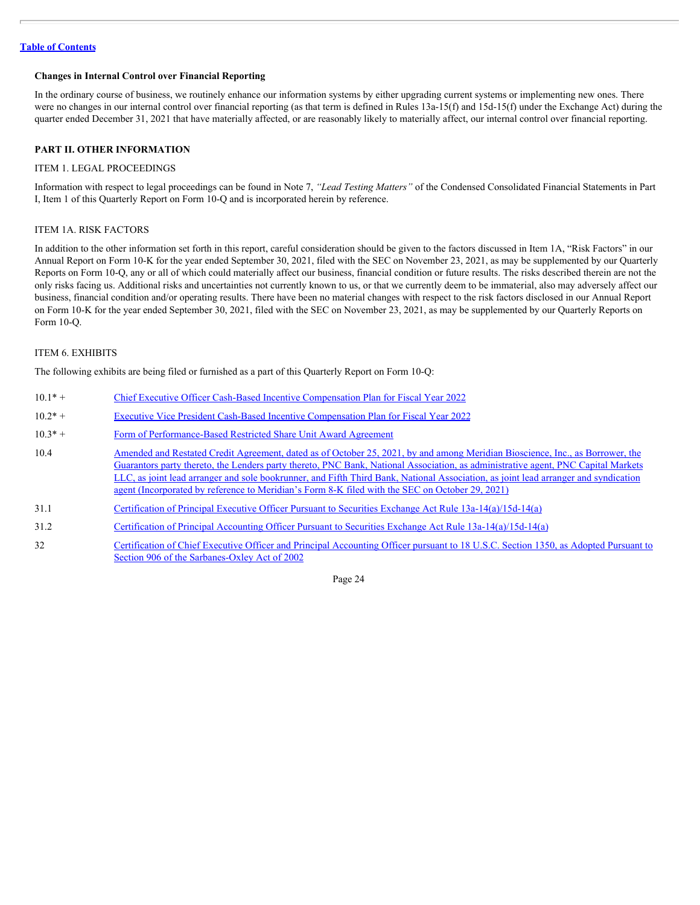**Changes in Internal Control over Financial Reporting**

In the ordinary course of business, we routinely enhance our information systems by either upgrading current systems or implementing new ones. There were no changes in our internal control over financial reporting (as that term is defined in Rules 13a-15(f) and 15d-15(f) under the Exchange Act) during the quarter ended December 31, 2021 that have materially affected, or are reasonably likely to materially affect, our internal control over financial reporting.

## PART II. OTHER INFORMATION

### ITEM 1. LEGAL PROCEEDINGS

Information with respect to legal proceedings can be found in Note 7, *"Lead Testing Matters"* of the Condensed Consolidated Financial Statements in Part I, Item 1 of this Quarterly Report on Form 10-Q and is incorporated herein by reference.

### ITEM 1A. RISK FACTORS

In addition to the other information set forth in this report, careful consideration should be given to the factors discussed in Item 1A, "Risk Factors" in our Annual Report on Form 10-K for the year ended September 30, 2021, filed with the SEC on November 23, 2021, as may be supplemented by our Quarterly Reports on Form 10-Q, any or all of which could materially affect our business, financial condition or future results. The risks described therein are not the only risks facing us. Additional risks and uncertainties not currently known to us, or that we currently deem to be immaterial, also may adversely affect our business, financial condition and/or operating results. There have been no material changes with respect to the risk factors disclosed in our Annual Report on Form 10-K for the year ended September 30, 2021, filed with the SEC on November 23, 2021, as may be supplemented by our Quarterly Reports on Form 10-Q.

### ITEM 6. EXHIBITS

The following exhibits are being filed or furnished as a part of this Quarterly Report on Form 10-Q:

| | |
|---|---|
| 10.1* + | Chief Executive Officer Cash-Based Incentive Compensation Plan for Fiscal Year 2022 |
| 10.2* + | Executive Vice President Cash-Based Incentive Compensation Plan for Fiscal Year 2022 |
| 10.3* + | Form of Performance-Based Restricted Share Unit Award Agreement |
| 10.4 | Amended and Restated Credit Agreement, dated as of October 25, 2021, by and among Meridian Bioscience, Inc., as Borrower, the Guarantors party thereto, the Lenders party thereto, PNC Bank, National Association, as administrative agent, PNC Capital Markets LLC, as joint lead arranger and sole bookrunner, and Fifth Third Bank, National Association, as joint lead arranger and syndication agent (Incorporated by reference to Meridian's Form 8-K filed with the SEC on October 29, 2021) |
| 31.1 | Certification of Principal Executive Officer Pursuant to Securities Exchange Act Rule 13a-14(a)/15d-14(a) |
| 31.2 | Certification of Principal Accounting Officer Pursuant to Securities Exchange Act Rule 13a-14(a)/15d-14(a) |
| 32 | Certification of Chief Executive Officer and Principal Accounting Officer pursuant to 18 U.S.C. Section 1350, as Adopted Pursuant to Section 906 of the Sarbanes-Oxley Act of 2002 |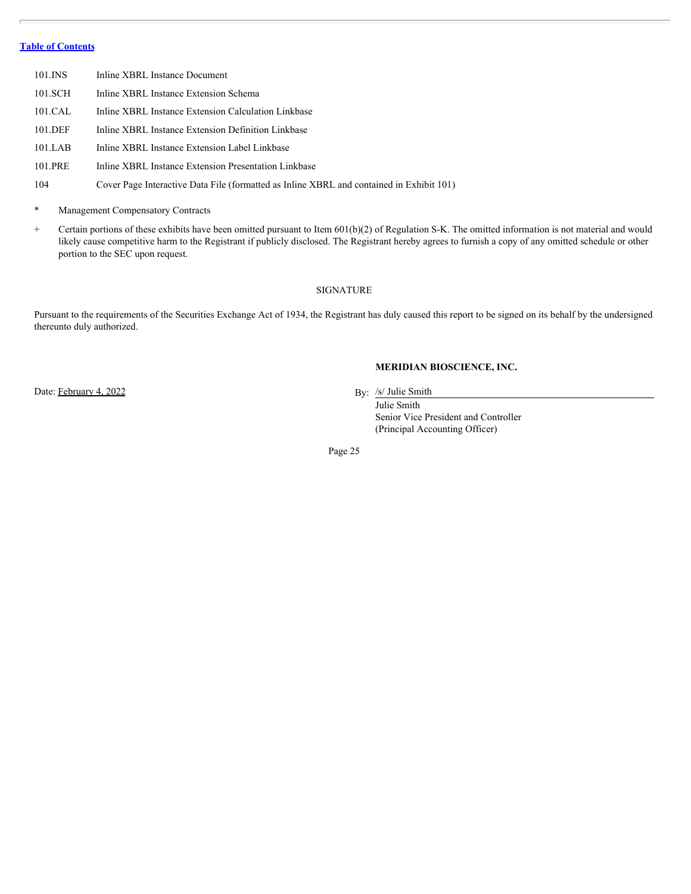| | |
|---|---|
| 101.INS | Inline XBRL Instance Document |
| 101.SCH | Inline XBRL Instance Extension Schema |
| 101.CAL | Inline XBRL Instance Extension Calculation Linkbase |
| 101.DEF | Inline XBRL Instance Extension Definition Linkbase |
| 101.LAB | Inline XBRL Instance Extension Label Linkbase |
| 101.PRE | Inline XBRL Instance Extension Presentation Linkbase |
| 104 | Cover Page Interactive Data File (formatted as Inline XBRL and contained in Exhibit 101) |

\* Management Compensatory Contracts

\+ Certain portions of these exhibits have been omitted pursuant to Item 601(b)(2) of Regulation S-K. The omitted information is not material and would likely cause competitive harm to the Registrant if publicly disclosed. The Registrant hereby agrees to furnish a copy of any omitted schedule or other portion to the SEC upon request.

SIGNATURE

Pursuant to the requirements of the Securities Exchange Act of 1934, the Registrant has duly caused this report to be signed on its behalf by the undersigned thereunto duly authorized.

**MERIDIAN BIOSCIENCE, INC.**

Date: February 4, 2022

By: /s/ Julie Smith
Julie Smith
Senior Vice President and Controller
(Principal Accounting Officer)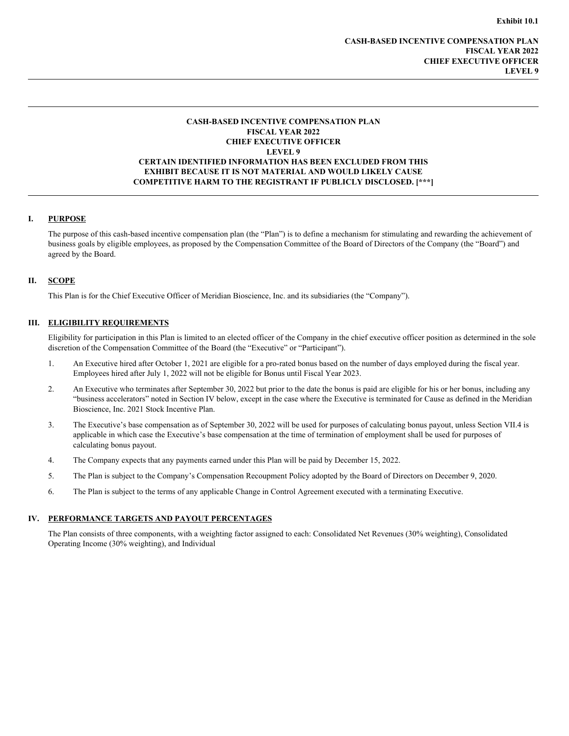Exhibit 10.1

**CASH-BASED INCENTIVE COMPENSATION PLAN**
**FISCAL YEAR 2022**
**CHIEF EXECUTIVE OFFICER**
**LEVEL 9**

---

**CASH-BASED INCENTIVE COMPENSATION PLAN**
**FISCAL YEAR 2022**
**CHIEF EXECUTIVE OFFICER**
**LEVEL 9**
**CERTAIN IDENTIFIED INFORMATION HAS BEEN EXCLUDED FROM THIS EXHIBIT BECAUSE IT IS NOT MATERIAL AND WOULD LIKELY CAUSE COMPETITIVE HARM TO THE REGISTRANT IF PUBLICLY DISCLOSED. [***]**

---

## I. PURPOSE

The purpose of this cash-based incentive compensation plan (the "Plan") is to define a mechanism for stimulating and rewarding the achievement of business goals by eligible employees, as proposed by the Compensation Committee of the Board of Directors of the Company (the "Board") and agreed by the Board.

## II. SCOPE

This Plan is for the Chief Executive Officer of Meridian Bioscience, Inc. and its subsidiaries (the "Company").

## III. ELIGIBILITY REQUIREMENTS

Eligibility for participation in this Plan is limited to an elected officer of the Company in the chief executive officer position as determined in the sole discretion of the Compensation Committee of the Board (the "Executive" or "Participant").

1. An Executive hired after October 1, 2021 are eligible for a pro-rated bonus based on the number of days employed during the fiscal year. Employees hired after July 1, 2022 will not be eligible for Bonus until Fiscal Year 2023.
2. An Executive who terminates after September 30, 2022 but prior to the date the bonus is paid are eligible for his or her bonus, including any "business accelerators" noted in Section IV below, except in the case where the Executive is terminated for Cause as defined in the Meridian Bioscience, Inc. 2021 Stock Incentive Plan.
3. The Executive's base compensation as of September 30, 2022 will be used for purposes of calculating bonus payout, unless Section VII.4 is applicable in which case the Executive's base compensation at the time of termination of employment shall be used for purposes of calculating bonus payout.
4. The Company expects that any payments earned under this Plan will be paid by December 15, 2022.
5. The Plan is subject to the Company's Compensation Recoupment Policy adopted by the Board of Directors on December 9, 2020.
6. The Plan is subject to the terms of any applicable Change in Control Agreement executed with a terminating Executive.

## IV. PERFORMANCE TARGETS AND PAYOUT PERCENTAGES

The Plan consists of three components, with a weighting factor assigned to each: Consolidated Net Revenues (30% weighting), Consolidated Operating Income (30% weighting), and Individual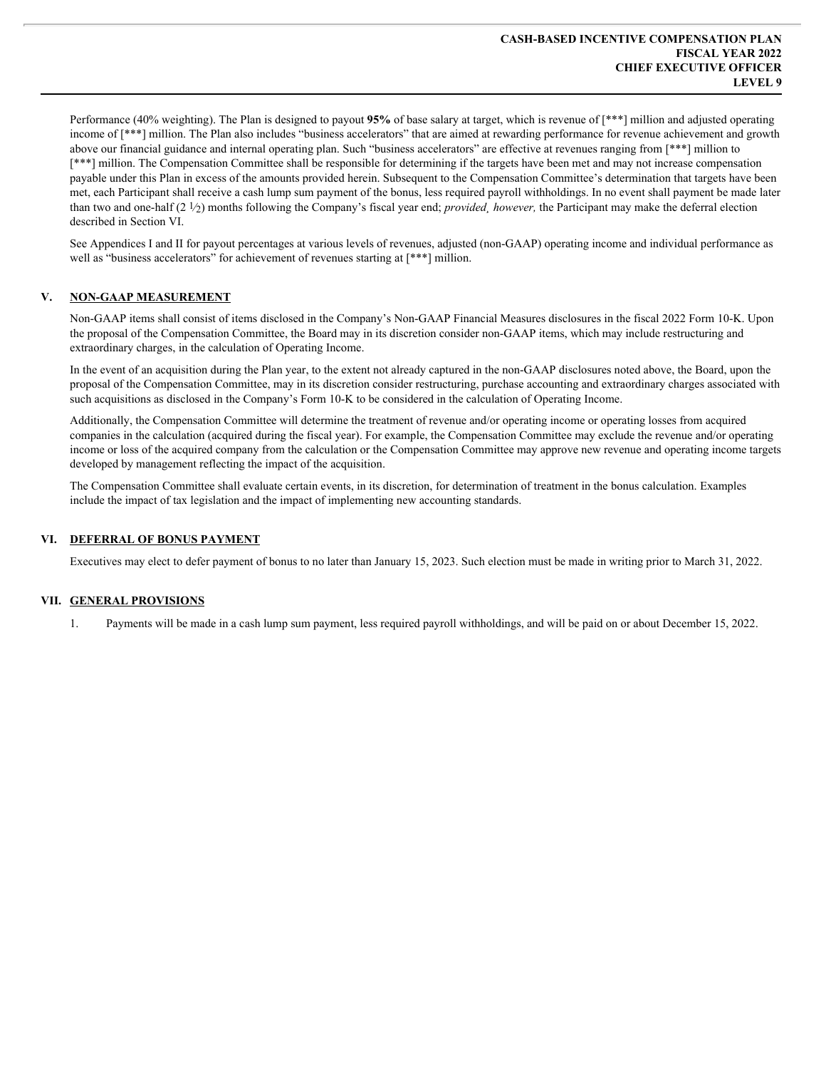Performance (40% weighting). The Plan is designed to payout **95%** of base salary at target, which is revenue of [***] million and adjusted operating income of [***] million. The Plan also includes "business accelerators" that are aimed at rewarding performance for revenue achievement and growth above our financial guidance and internal operating plan. Such "business accelerators" are effective at revenues ranging from [***] million to [***] million. The Compensation Committee shall be responsible for determining if the targets have been met and may not increase compensation payable under this Plan in excess of the amounts provided herein. Subsequent to the Compensation Committee's determination that targets have been met, each Participant shall receive a cash lump sum payment of the bonus, less required payroll withholdings. In no event shall payment be made later than two and one-half (2 ½) months following the Company's fiscal year end; *provided, however,* the Participant may make the deferral election described in Section VI.

See Appendices I and II for payout percentages at various levels of revenues, adjusted (non-GAAP) operating income and individual performance as well as "business accelerators" for achievement of revenues starting at [***] million.

## V. NON-GAAP MEASUREMENT

Non-GAAP items shall consist of items disclosed in the Company's Non-GAAP Financial Measures disclosures in the fiscal 2022 Form 10-K. Upon the proposal of the Compensation Committee, the Board may in its discretion consider non-GAAP items, which may include restructuring and extraordinary charges, in the calculation of Operating Income.

In the event of an acquisition during the Plan year, to the extent not already captured in the non-GAAP disclosures noted above, the Board, upon the proposal of the Compensation Committee, may in its discretion consider restructuring, purchase accounting and extraordinary charges associated with such acquisitions as disclosed in the Company's Form 10-K to be considered in the calculation of Operating Income.

Additionally, the Compensation Committee will determine the treatment of revenue and/or operating income or operating losses from acquired companies in the calculation (acquired during the fiscal year). For example, the Compensation Committee may exclude the revenue and/or operating income or loss of the acquired company from the calculation or the Compensation Committee may approve new revenue and operating income targets developed by management reflecting the impact of the acquisition.

The Compensation Committee shall evaluate certain events, in its discretion, for determination of treatment in the bonus calculation. Examples include the impact of tax legislation and the impact of implementing new accounting standards.

## VI. DEFERRAL OF BONUS PAYMENT

Executives may elect to defer payment of bonus to no later than January 15, 2023. Such election must be made in writing prior to March 31, 2022.

## VII. GENERAL PROVISIONS

1. Payments will be made in a cash lump sum payment, less required payroll withholdings, and will be paid on or about December 15, 2022.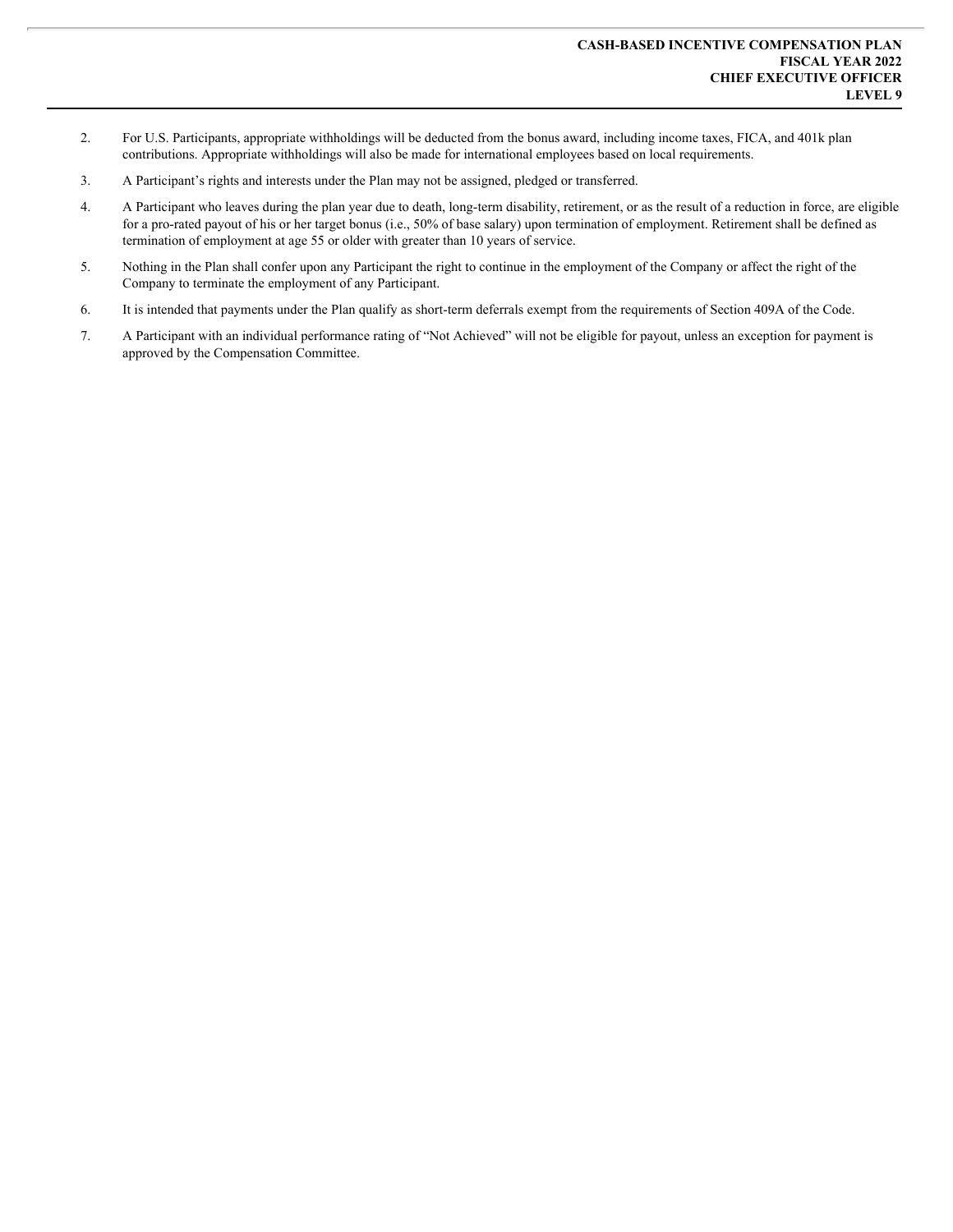2. For U.S. Participants, appropriate withholdings will be deducted from the bonus award, including income taxes, FICA, and 401k plan contributions. Appropriate withholdings will also be made for international employees based on local requirements.

3. A Participant's rights and interests under the Plan may not be assigned, pledged or transferred.

4. A Participant who leaves during the plan year due to death, long-term disability, retirement, or as the result of a reduction in force, are eligible for a pro-rated payout of his or her target bonus (i.e., 50% of base salary) upon termination of employment. Retirement shall be defined as termination of employment at age 55 or older with greater than 10 years of service.

5. Nothing in the Plan shall confer upon any Participant the right to continue in the employment of the Company or affect the right of the Company to terminate the employment of any Participant.

6. It is intended that payments under the Plan qualify as short-term deferrals exempt from the requirements of Section 409A of the Code.

7. A Participant with an individual performance rating of "Not Achieved" will not be eligible for payout, unless an exception for payment is approved by the Compensation Committee.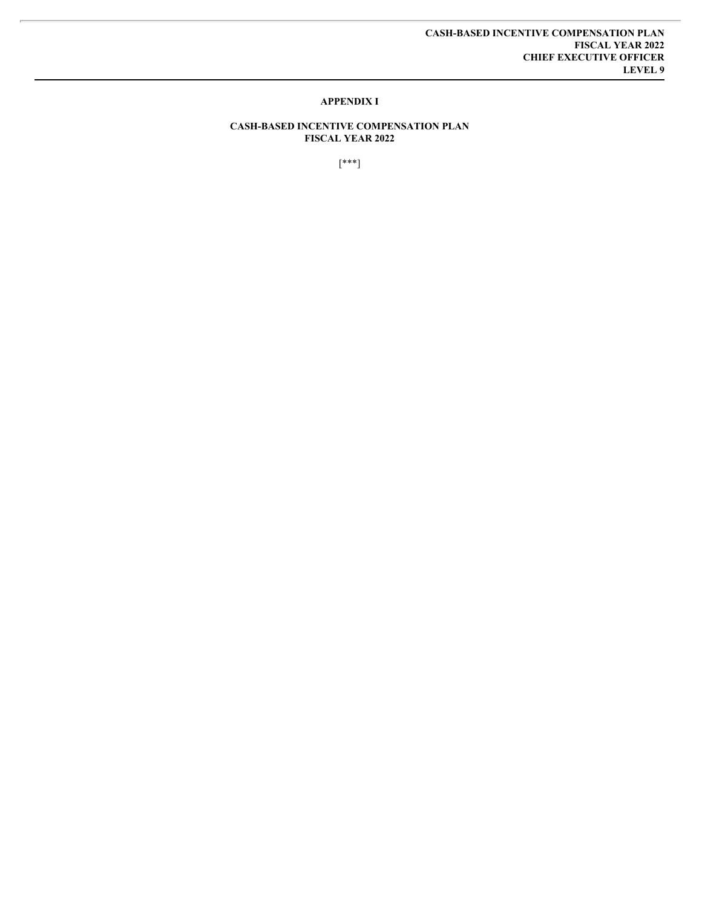## APPENDIX I

## CASH-BASED INCENTIVE COMPENSATION PLAN
## FISCAL YEAR 2022

[***]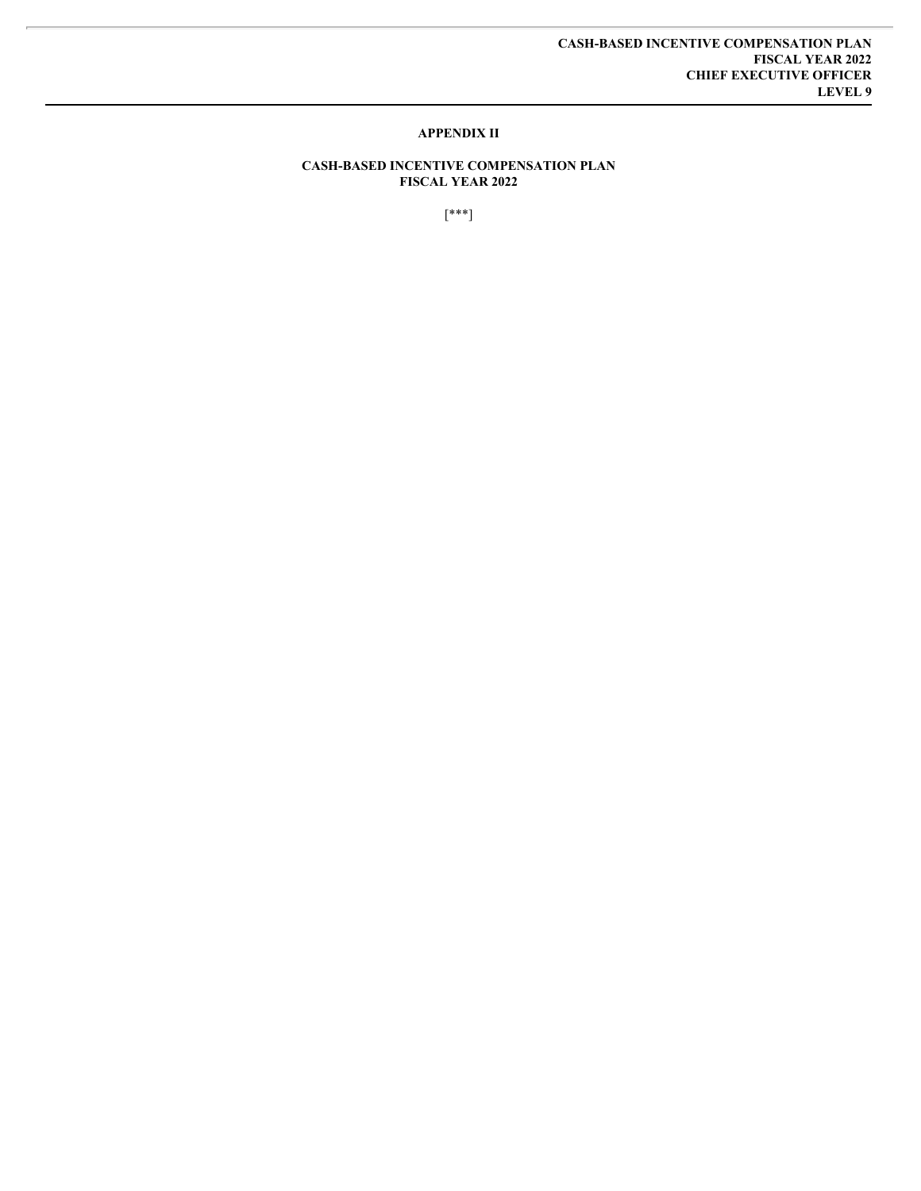# APPENDIX II

## CASH-BASED INCENTIVE COMPENSATION PLAN
## FISCAL YEAR 2022

[***]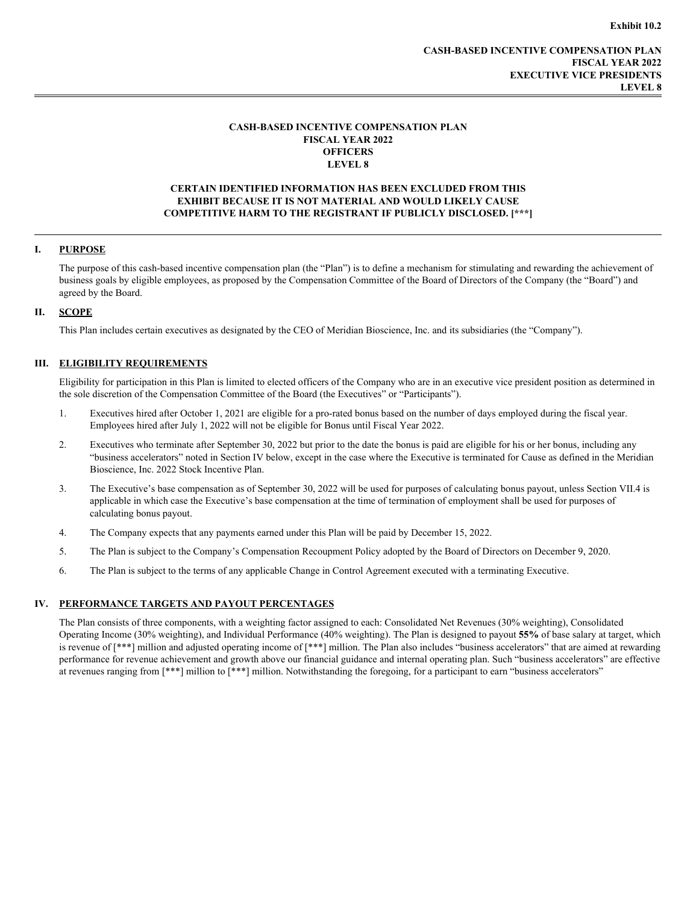**Exhibit 10.2**

**CASH-BASED INCENTIVE COMPENSATION PLAN**
**FISCAL YEAR 2022**
**EXECUTIVE VICE PRESIDENTS**
**LEVEL 8**

---

# CASH-BASED INCENTIVE COMPENSATION PLAN FISCAL YEAR 2022 OFFICERS LEVEL 8

**CERTAIN IDENTIFIED INFORMATION HAS BEEN EXCLUDED FROM THIS EXHIBIT BECAUSE IT IS NOT MATERIAL AND WOULD LIKELY CAUSE COMPETITIVE HARM TO THE REGISTRANT IF PUBLICLY DISCLOSED. [***]**

---

## I. PURPOSE

The purpose of this cash-based incentive compensation plan (the "Plan") is to define a mechanism for stimulating and rewarding the achievement of business goals by eligible employees, as proposed by the Compensation Committee of the Board of Directors of the Company (the "Board") and agreed by the Board.

## II. SCOPE

This Plan includes certain executives as designated by the CEO of Meridian Bioscience, Inc. and its subsidiaries (the "Company").

## III. ELIGIBILITY REQUIREMENTS

Eligibility for participation in this Plan is limited to elected officers of the Company who are in an executive vice president position as determined in the sole discretion of the Compensation Committee of the Board (the Executives" or "Participants").

1. Executives hired after October 1, 2021 are eligible for a pro-rated bonus based on the number of days employed during the fiscal year. Employees hired after July 1, 2022 will not be eligible for Bonus until Fiscal Year 2022.
2. Executives who terminate after September 30, 2022 but prior to the date the bonus is paid are eligible for his or her bonus, including any "business accelerators" noted in Section IV below, except in the case where the Executive is terminated for Cause as defined in the Meridian Bioscience, Inc. 2022 Stock Incentive Plan.
3. The Executive's base compensation as of September 30, 2022 will be used for purposes of calculating bonus payout, unless Section VII.4 is applicable in which case the Executive's base compensation at the time of termination of employment shall be used for purposes of calculating bonus payout.
4. The Company expects that any payments earned under this Plan will be paid by December 15, 2022.
5. The Plan is subject to the Company's Compensation Recoupment Policy adopted by the Board of Directors on December 9, 2020.
6. The Plan is subject to the terms of any applicable Change in Control Agreement executed with a terminating Executive.

## IV. PERFORMANCE TARGETS AND PAYOUT PERCENTAGES

The Plan consists of three components, with a weighting factor assigned to each: Consolidated Net Revenues (30% weighting), Consolidated Operating Income (30% weighting), and Individual Performance (40% weighting). The Plan is designed to payout **55%** of base salary at target, which is revenue of [***] million and adjusted operating income of [***] million. The Plan also includes "business accelerators" that are aimed at rewarding performance for revenue achievement and growth above our financial guidance and internal operating plan. Such "business accelerators" are effective at revenues ranging from [***] million to [***] million. Notwithstanding the foregoing, for a participant to earn "business accelerators"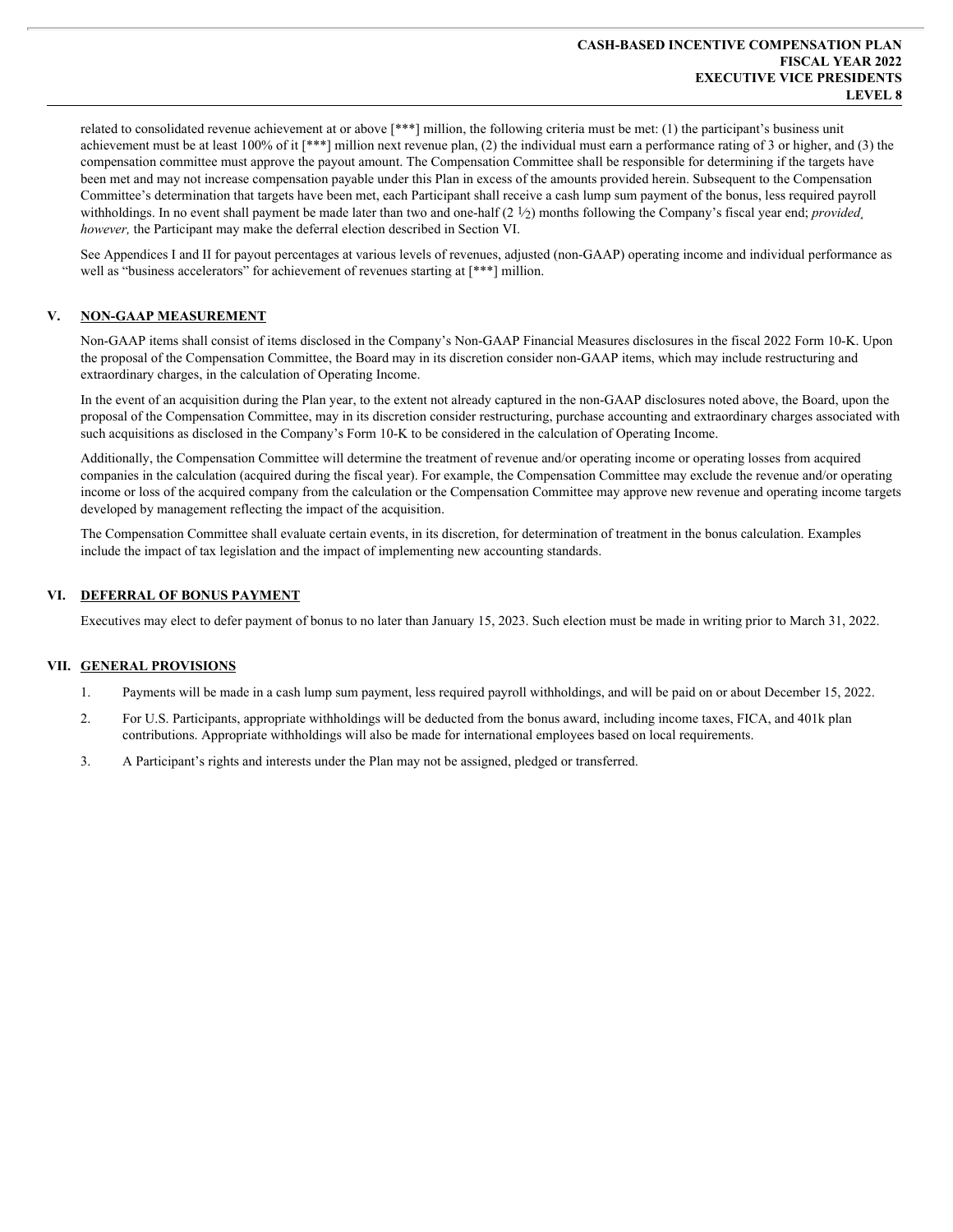related to consolidated revenue achievement at or above [***] million, the following criteria must be met: (1) the participant's business unit achievement must be at least 100% of it [***] million next revenue plan, (2) the individual must earn a performance rating of 3 or higher, and (3) the compensation committee must approve the payout amount. The Compensation Committee shall be responsible for determining if the targets have been met and may not increase compensation payable under this Plan in excess of the amounts provided herein. Subsequent to the Compensation Committee's determination that targets have been met, each Participant shall receive a cash lump sum payment of the bonus, less required payroll withholdings. In no event shall payment be made later than two and one-half (2 ½) months following the Company's fiscal year end; *provided, however,* the Participant may make the deferral election described in Section VI.

See Appendices I and II for payout percentages at various levels of revenues, adjusted (non-GAAP) operating income and individual performance as well as "business accelerators" for achievement of revenues starting at [***] million.

## V. NON-GAAP MEASUREMENT

Non-GAAP items shall consist of items disclosed in the Company's Non-GAAP Financial Measures disclosures in the fiscal 2022 Form 10-K. Upon the proposal of the Compensation Committee, the Board may in its discretion consider non-GAAP items, which may include restructuring and extraordinary charges, in the calculation of Operating Income.

In the event of an acquisition during the Plan year, to the extent not already captured in the non-GAAP disclosures noted above, the Board, upon the proposal of the Compensation Committee, may in its discretion consider restructuring, purchase accounting and extraordinary charges associated with such acquisitions as disclosed in the Company's Form 10-K to be considered in the calculation of Operating Income.

Additionally, the Compensation Committee will determine the treatment of revenue and/or operating income or operating losses from acquired companies in the calculation (acquired during the fiscal year). For example, the Compensation Committee may exclude the revenue and/or operating income or loss of the acquired company from the calculation or the Compensation Committee may approve new revenue and operating income targets developed by management reflecting the impact of the acquisition.

The Compensation Committee shall evaluate certain events, in its discretion, for determination of treatment in the bonus calculation. Examples include the impact of tax legislation and the impact of implementing new accounting standards.

## VI. DEFERRAL OF BONUS PAYMENT

Executives may elect to defer payment of bonus to no later than January 15, 2023. Such election must be made in writing prior to March 31, 2022.

## VII. GENERAL PROVISIONS

1. Payments will be made in a cash lump sum payment, less required payroll withholdings, and will be paid on or about December 15, 2022.
2. For U.S. Participants, appropriate withholdings will be deducted from the bonus award, including income taxes, FICA, and 401k plan contributions. Appropriate withholdings will also be made for international employees based on local requirements.
3. A Participant's rights and interests under the Plan may not be assigned, pledged or transferred.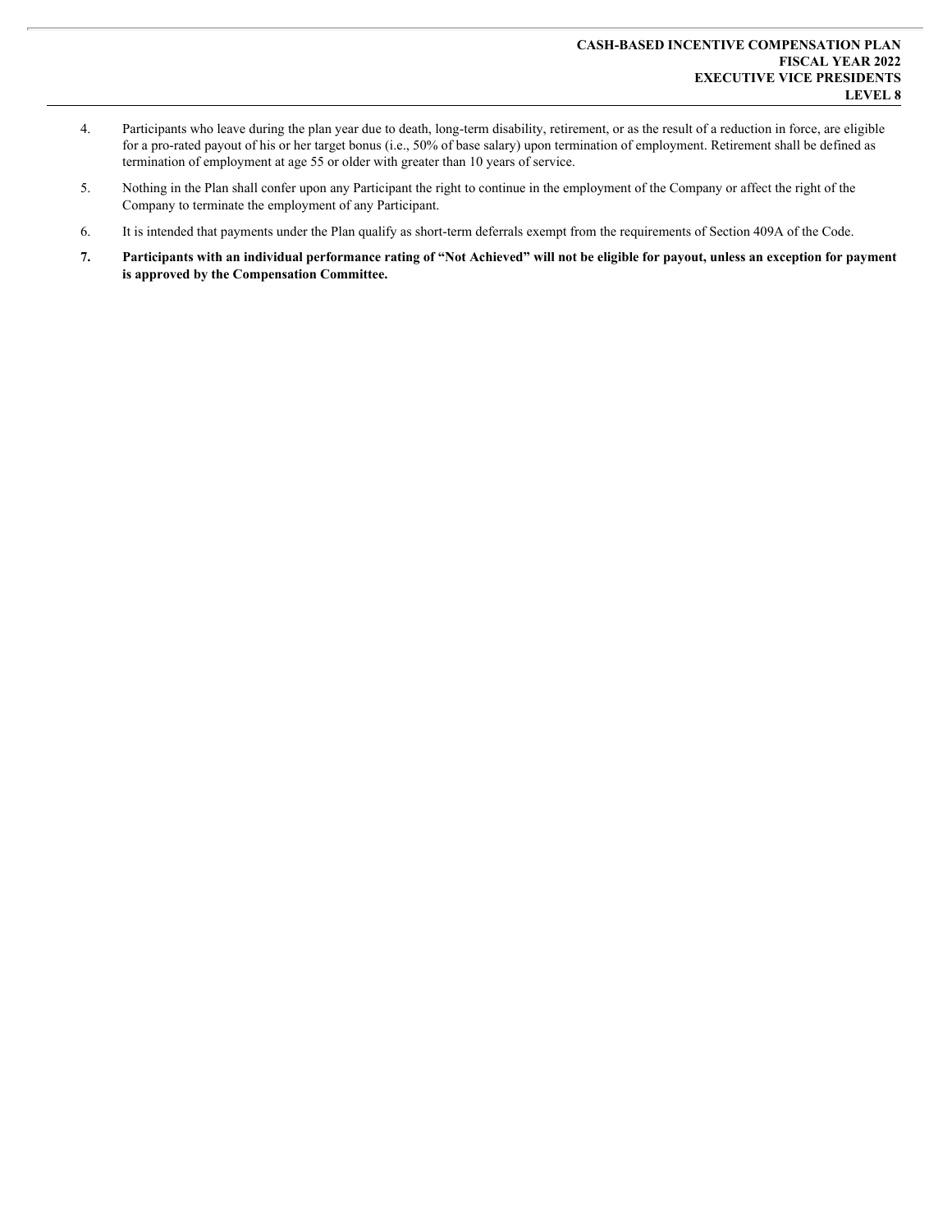4. Participants who leave during the plan year due to death, long-term disability, retirement, or as the result of a reduction in force, are eligible for a pro-rated payout of his or her target bonus (i.e., 50% of base salary) upon termination of employment. Retirement shall be defined as termination of employment at age 55 or older with greater than 10 years of service.

5. Nothing in the Plan shall confer upon any Participant the right to continue in the employment of the Company or affect the right of the Company to terminate the employment of any Participant.

6. It is intended that payments under the Plan qualify as short-term deferrals exempt from the requirements of Section 409A of the Code.

7. **Participants with an individual performance rating of "Not Achieved" will not be eligible for payout, unless an exception for payment is approved by the Compensation Committee.**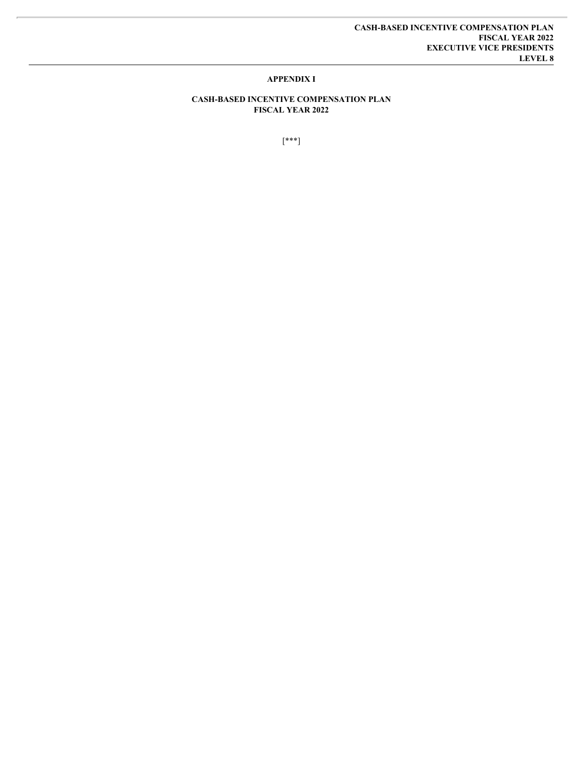## APPENDIX I

## CASH-BASED INCENTIVE COMPENSATION PLAN
## FISCAL YEAR 2022

[***]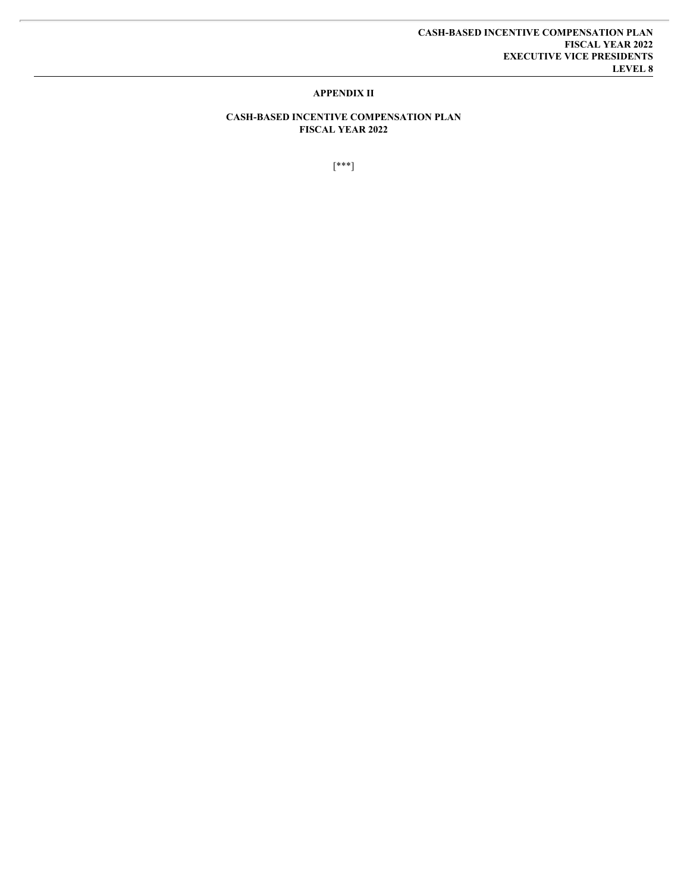## APPENDIX II

## CASH-BASED INCENTIVE COMPENSATION PLAN
## FISCAL YEAR 2022

[***]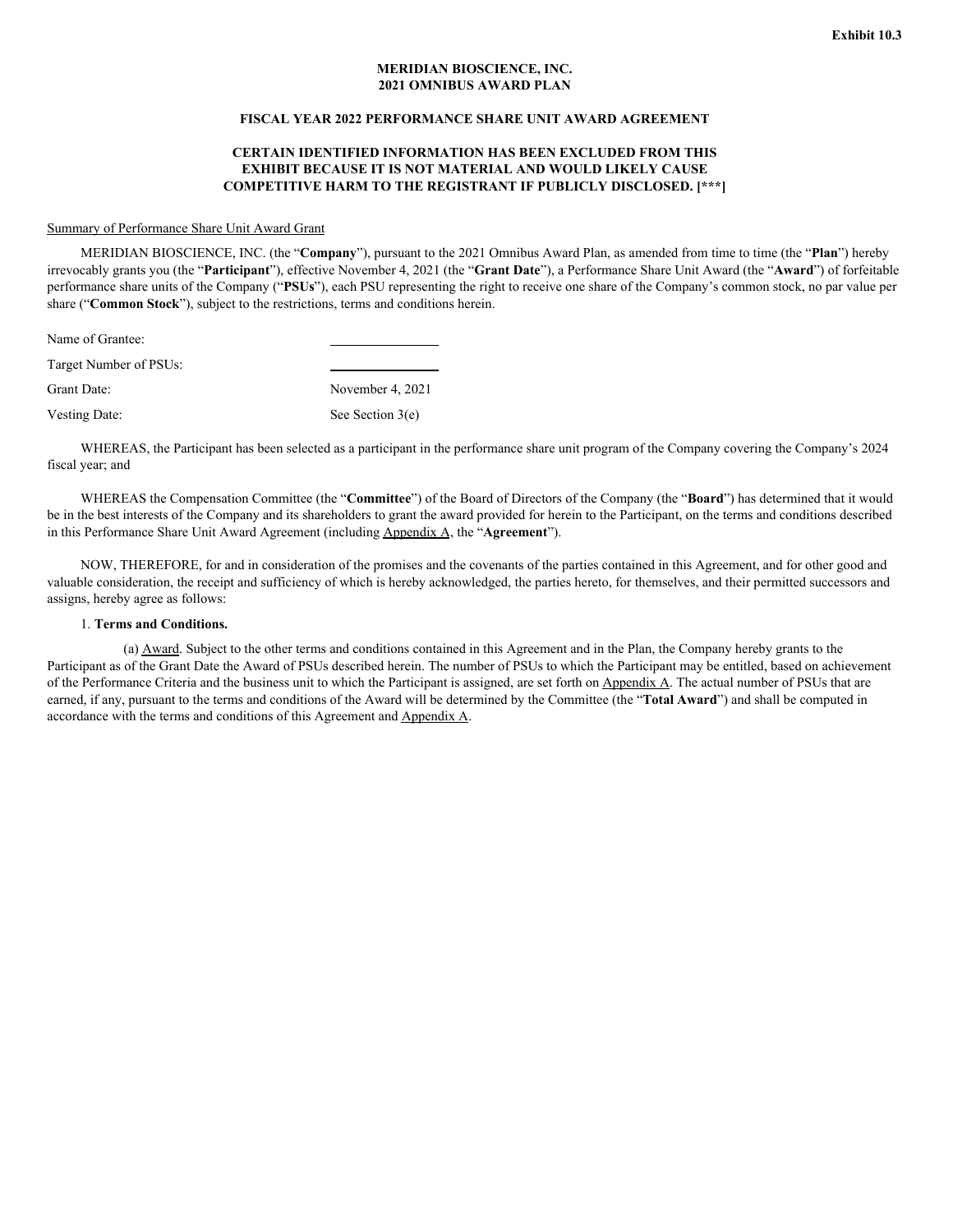**Exhibit 10.3**

**MERIDIAN BIOSCIENCE, INC.**
**2021 OMNIBUS AWARD PLAN**

**FISCAL YEAR 2022 PERFORMANCE SHARE UNIT AWARD AGREEMENT**

**CERTAIN IDENTIFIED INFORMATION HAS BEEN EXCLUDED FROM THIS EXHIBIT BECAUSE IT IS NOT MATERIAL AND WOULD LIKELY CAUSE COMPETITIVE HARM TO THE REGISTRANT IF PUBLICLY DISCLOSED. [***]**

Summary of Performance Share Unit Award Grant

MERIDIAN BIOSCIENCE, INC. (the "**Company**"), pursuant to the 2021 Omnibus Award Plan, as amended from time to time (the "**Plan**") hereby irrevocably grants you (the "**Participant**"), effective November 4, 2021 (the "**Grant Date**"), a Performance Share Unit Award (the "**Award**") of forfeitable performance share units of the Company ("**PSUs**"), each PSU representing the right to receive one share of the Company's common stock, no par value per share ("**Common Stock**"), subject to the restrictions, terms and conditions herein.

| | |
|---|---|
| Name of Grantee: | ________________ |
| Target Number of PSUs: | ________________ |
| Grant Date: | November 4, 2021 |
| Vesting Date: | See Section 3(e) |

WHEREAS, the Participant has been selected as a participant in the performance share unit program of the Company covering the Company's 2024 fiscal year; and

WHEREAS the Compensation Committee (the "**Committee**") of the Board of Directors of the Company (the "**Board**") has determined that it would be in the best interests of the Company and its shareholders to grant the award provided for herein to the Participant, on the terms and conditions described in this Performance Share Unit Award Agreement (including Appendix A, the "**Agreement**").

NOW, THEREFORE, for and in consideration of the promises and the covenants of the parties contained in this Agreement, and for other good and valuable consideration, the receipt and sufficiency of which is hereby acknowledged, the parties hereto, for themselves, and their permitted successors and assigns, hereby agree as follows:

1. **Terms and Conditions.**

(a) Award. Subject to the other terms and conditions contained in this Agreement and in the Plan, the Company hereby grants to the Participant as of the Grant Date the Award of PSUs described herein. The number of PSUs to which the Participant may be entitled, based on achievement of the Performance Criteria and the business unit to which the Participant is assigned, are set forth on Appendix A. The actual number of PSUs that are earned, if any, pursuant to the terms and conditions of the Award will be determined by the Committee (the "**Total Award**") and shall be computed in accordance with the terms and conditions of this Agreement and Appendix A.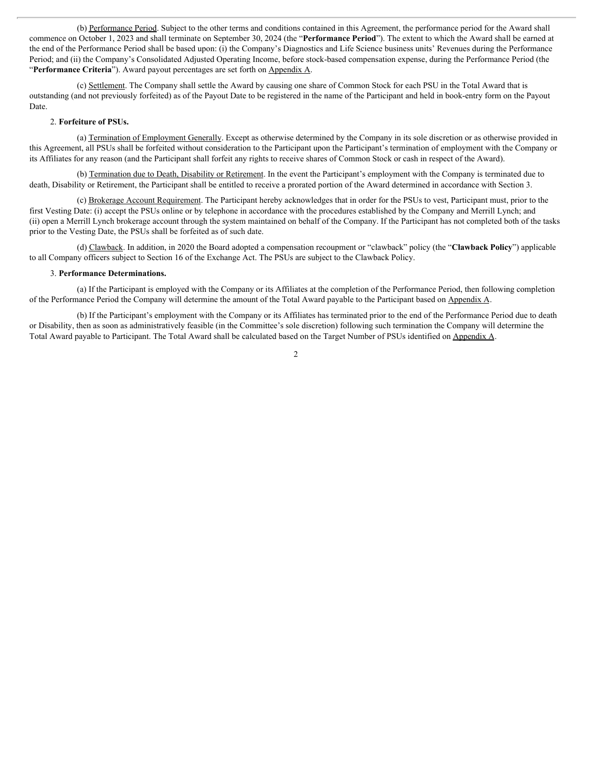(b) Performance Period. Subject to the other terms and conditions contained in this Agreement, the performance period for the Award shall commence on October 1, 2023 and shall terminate on September 30, 2024 (the "**Performance Period**"). The extent to which the Award shall be earned at the end of the Performance Period shall be based upon: (i) the Company's Diagnostics and Life Science business units' Revenues during the Performance Period; and (ii) the Company's Consolidated Adjusted Operating Income, before stock-based compensation expense, during the Performance Period (the "**Performance Criteria**"). Award payout percentages are set forth on Appendix A.

(c) Settlement. The Company shall settle the Award by causing one share of Common Stock for each PSU in the Total Award that is outstanding (and not previously forfeited) as of the Payout Date to be registered in the name of the Participant and held in book-entry form on the Payout Date.

2. **Forfeiture of PSUs.**

(a) Termination of Employment Generally. Except as otherwise determined by the Company in its sole discretion or as otherwise provided in this Agreement, all PSUs shall be forfeited without consideration to the Participant upon the Participant's termination of employment with the Company or its Affiliates for any reason (and the Participant shall forfeit any rights to receive shares of Common Stock or cash in respect of the Award).

(b) Termination due to Death, Disability or Retirement. In the event the Participant's employment with the Company is terminated due to death, Disability or Retirement, the Participant shall be entitled to receive a prorated portion of the Award determined in accordance with Section 3.

(c) Brokerage Account Requirement. The Participant hereby acknowledges that in order for the PSUs to vest, Participant must, prior to the first Vesting Date: (i) accept the PSUs online or by telephone in accordance with the procedures established by the Company and Merrill Lynch; and (ii) open a Merrill Lynch brokerage account through the system maintained on behalf of the Company. If the Participant has not completed both of the tasks prior to the Vesting Date, the PSUs shall be forfeited as of such date.

(d) Clawback. In addition, in 2020 the Board adopted a compensation recoupment or "clawback" policy (the "**Clawback Policy**") applicable to all Company officers subject to Section 16 of the Exchange Act. The PSUs are subject to the Clawback Policy.

3. **Performance Determinations.**

(a) If the Participant is employed with the Company or its Affiliates at the completion of the Performance Period, then following completion of the Performance Period the Company will determine the amount of the Total Award payable to the Participant based on Appendix A.

(b) If the Participant's employment with the Company or its Affiliates has terminated prior to the end of the Performance Period due to death or Disability, then as soon as administratively feasible (in the Committee's sole discretion) following such termination the Company will determine the Total Award payable to Participant. The Total Award shall be calculated based on the Target Number of PSUs identified on Appendix A.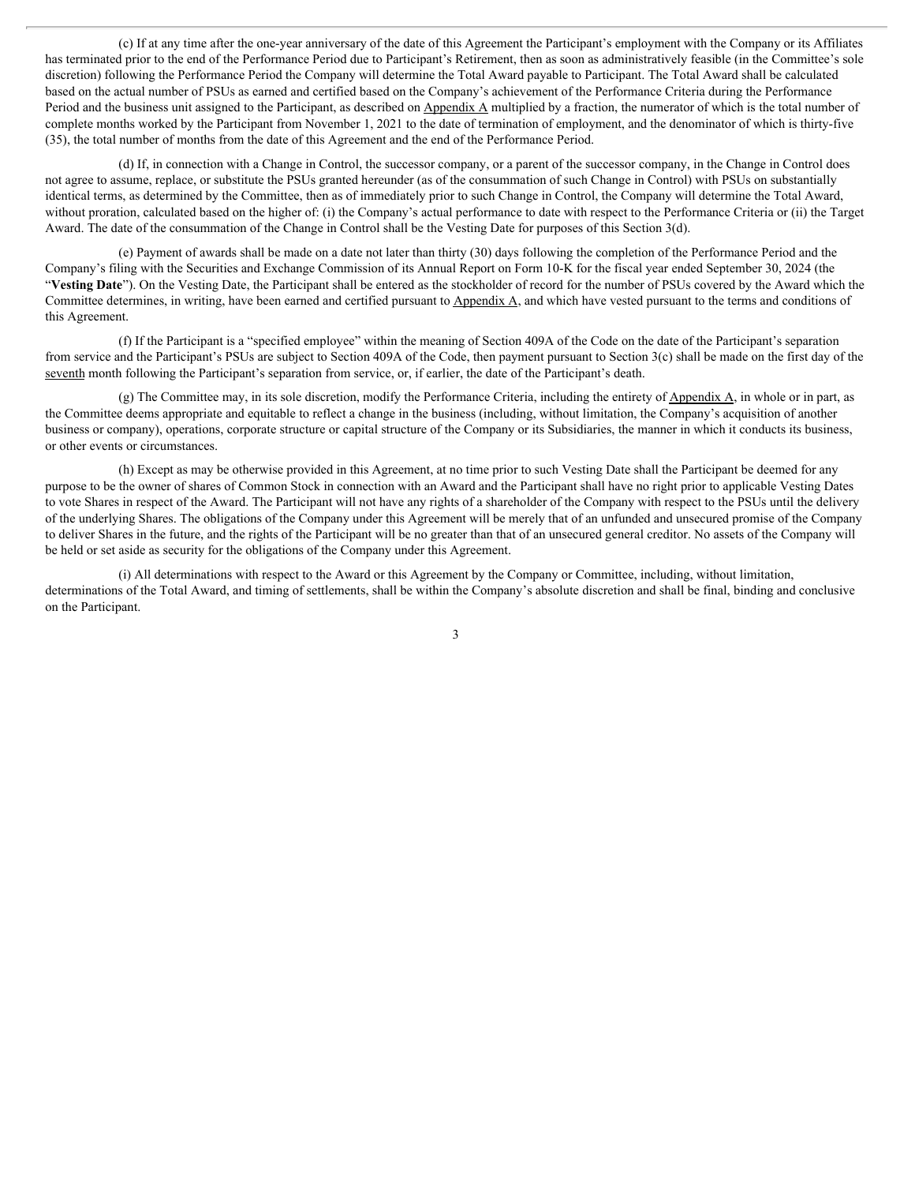(c) If at any time after the one-year anniversary of the date of this Agreement the Participant's employment with the Company or its Affiliates has terminated prior to the end of the Performance Period due to Participant's Retirement, then as soon as administratively feasible (in the Committee's sole discretion) following the Performance Period the Company will determine the Total Award payable to Participant. The Total Award shall be calculated based on the actual number of PSUs as earned and certified based on the Company's achievement of the Performance Criteria during the Performance Period and the business unit assigned to the Participant, as described on Appendix A multiplied by a fraction, the numerator of which is the total number of complete months worked by the Participant from November 1, 2021 to the date of termination of employment, and the denominator of which is thirty-five (35), the total number of months from the date of this Agreement and the end of the Performance Period.

(d) If, in connection with a Change in Control, the successor company, or a parent of the successor company, in the Change in Control does not agree to assume, replace, or substitute the PSUs granted hereunder (as of the consummation of such Change in Control) with PSUs on substantially identical terms, as determined by the Committee, then as of immediately prior to such Change in Control, the Company will determine the Total Award, without proration, calculated based on the higher of: (i) the Company's actual performance to date with respect to the Performance Criteria or (ii) the Target Award. The date of the consummation of the Change in Control shall be the Vesting Date for purposes of this Section 3(d).

(e) Payment of awards shall be made on a date not later than thirty (30) days following the completion of the Performance Period and the Company's filing with the Securities and Exchange Commission of its Annual Report on Form 10-K for the fiscal year ended September 30, 2024 (the "**Vesting Date**"). On the Vesting Date, the Participant shall be entered as the stockholder of record for the number of PSUs covered by the Award which the Committee determines, in writing, have been earned and certified pursuant to Appendix A, and which have vested pursuant to the terms and conditions of this Agreement.

(f) If the Participant is a "specified employee" within the meaning of Section 409A of the Code on the date of the Participant's separation from service and the Participant's PSUs are subject to Section 409A of the Code, then payment pursuant to Section 3(c) shall be made on the first day of the seventh month following the Participant's separation from service, or, if earlier, the date of the Participant's death.

(g) The Committee may, in its sole discretion, modify the Performance Criteria, including the entirety of Appendix A, in whole or in part, as the Committee deems appropriate and equitable to reflect a change in the business (including, without limitation, the Company's acquisition of another business or company), operations, corporate structure or capital structure of the Company or its Subsidiaries, the manner in which it conducts its business, or other events or circumstances.

(h) Except as may be otherwise provided in this Agreement, at no time prior to such Vesting Date shall the Participant be deemed for any purpose to be the owner of shares of Common Stock in connection with an Award and the Participant shall have no right prior to applicable Vesting Dates to vote Shares in respect of the Award. The Participant will not have any rights of a shareholder of the Company with respect to the PSUs until the delivery of the underlying Shares. The obligations of the Company under this Agreement will be merely that of an unfunded and unsecured promise of the Company to deliver Shares in the future, and the rights of the Participant will be no greater than that of an unsecured general creditor. No assets of the Company will be held or set aside as security for the obligations of the Company under this Agreement.

(i) All determinations with respect to the Award or this Agreement by the Company or Committee, including, without limitation, determinations of the Total Award, and timing of settlements, shall be within the Company's absolute discretion and shall be final, binding and conclusive on the Participant.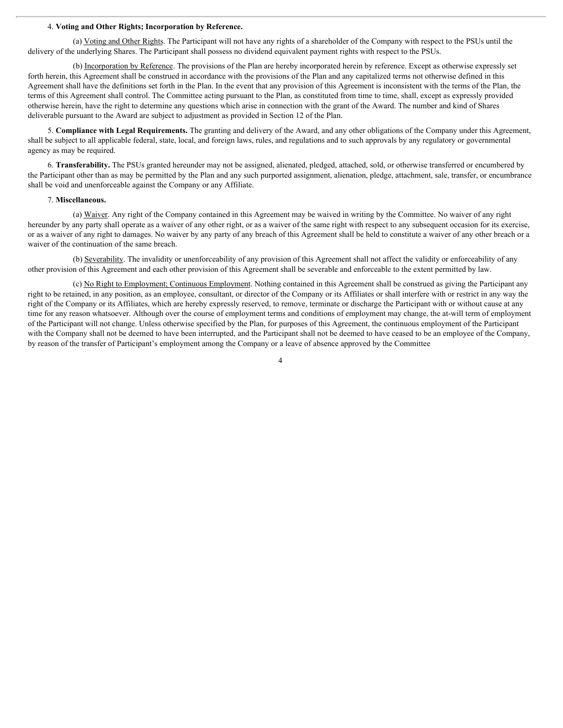4. **Voting and Other Rights; Incorporation by Reference.**

(a) Voting and Other Rights. The Participant will not have any rights of a shareholder of the Company with respect to the PSUs until the delivery of the underlying Shares. The Participant shall possess no dividend equivalent payment rights with respect to the PSUs.

(b) Incorporation by Reference. The provisions of the Plan are hereby incorporated herein by reference. Except as otherwise expressly set forth herein, this Agreement shall be construed in accordance with the provisions of the Plan and any capitalized terms not otherwise defined in this Agreement shall have the definitions set forth in the Plan. In the event that any provision of this Agreement is inconsistent with the terms of the Plan, the terms of this Agreement shall control. The Committee acting pursuant to the Plan, as constituted from time to time, shall, except as expressly provided otherwise herein, have the right to determine any questions which arise in connection with the grant of the Award. The number and kind of Shares deliverable pursuant to the Award are subject to adjustment as provided in Section 12 of the Plan.

5. **Compliance with Legal Requirements.** The granting and delivery of the Award, and any other obligations of the Company under this Agreement, shall be subject to all applicable federal, state, local, and foreign laws, rules, and regulations and to such approvals by any regulatory or governmental agency as may be required.

6. **Transferability.** The PSUs granted hereunder may not be assigned, alienated, pledged, attached, sold, or otherwise transferred or encumbered by the Participant other than as may be permitted by the Plan and any such purported assignment, alienation, pledge, attachment, sale, transfer, or encumbrance shall be void and unenforceable against the Company or any Affiliate.

7. **Miscellaneous.**

(a) Waiver. Any right of the Company contained in this Agreement may be waived in writing by the Committee. No waiver of any right hereunder by any party shall operate as a waiver of any other right, or as a waiver of the same right with respect to any subsequent occasion for its exercise, or as a waiver of any right to damages. No waiver by any party of any breach of this Agreement shall be held to constitute a waiver of any other breach or a waiver of the continuation of the same breach.

(b) Severability. The invalidity or unenforceability of any provision of this Agreement shall not affect the validity or enforceability of any other provision of this Agreement and each other provision of this Agreement shall be severable and enforceable to the extent permitted by law.

(c) No Right to Employment; Continuous Employment. Nothing contained in this Agreement shall be construed as giving the Participant any right to be retained, in any position, as an employee, consultant, or director of the Company or its Affiliates or shall interfere with or restrict in any way the right of the Company or its Affiliates, which are hereby expressly reserved, to remove, terminate or discharge the Participant with or without cause at any time for any reason whatsoever. Although over the course of employment terms and conditions of employment may change, the at-will term of employment of the Participant will not change. Unless otherwise specified by the Plan, for purposes of this Agreement, the continuous employment of the Participant with the Company shall not be deemed to have been interrupted, and the Participant shall not be deemed to have ceased to be an employee of the Company, by reason of the transfer of Participant's employment among the Company or a leave of absence approved by the Committee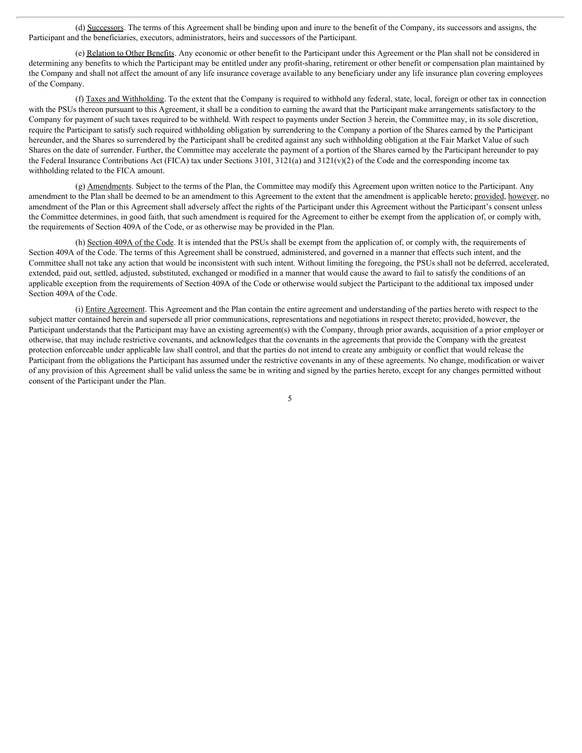(d) Successors. The terms of this Agreement shall be binding upon and inure to the benefit of the Company, its successors and assigns, the Participant and the beneficiaries, executors, administrators, heirs and successors of the Participant.

(e) Relation to Other Benefits. Any economic or other benefit to the Participant under this Agreement or the Plan shall not be considered in determining any benefits to which the Participant may be entitled under any profit-sharing, retirement or other benefit or compensation plan maintained by the Company and shall not affect the amount of any life insurance coverage available to any beneficiary under any life insurance plan covering employees of the Company.

(f) Taxes and Withholding. To the extent that the Company is required to withhold any federal, state, local, foreign or other tax in connection with the PSUs thereon pursuant to this Agreement, it shall be a condition to earning the award that the Participant make arrangements satisfactory to the Company for payment of such taxes required to be withheld. With respect to payments under Section 3 herein, the Committee may, in its sole discretion, require the Participant to satisfy such required withholding obligation by surrendering to the Company a portion of the Shares earned by the Participant hereunder, and the Shares so surrendered by the Participant shall be credited against any such withholding obligation at the Fair Market Value of such Shares on the date of surrender. Further, the Committee may accelerate the payment of a portion of the Shares earned by the Participant hereunder to pay the Federal Insurance Contributions Act (FICA) tax under Sections 3101, 3121(a) and 3121(v)(2) of the Code and the corresponding income tax withholding related to the FICA amount.

(g) Amendments. Subject to the terms of the Plan, the Committee may modify this Agreement upon written notice to the Participant. Any amendment to the Plan shall be deemed to be an amendment to this Agreement to the extent that the amendment is applicable hereto; provided, however, no amendment of the Plan or this Agreement shall adversely affect the rights of the Participant under this Agreement without the Participant's consent unless the Committee determines, in good faith, that such amendment is required for the Agreement to either be exempt from the application of, or comply with, the requirements of Section 409A of the Code, or as otherwise may be provided in the Plan.

(h) Section 409A of the Code. It is intended that the PSUs shall be exempt from the application of, or comply with, the requirements of Section 409A of the Code. The terms of this Agreement shall be construed, administered, and governed in a manner that effects such intent, and the Committee shall not take any action that would be inconsistent with such intent. Without limiting the foregoing, the PSUs shall not be deferred, accelerated, extended, paid out, settled, adjusted, substituted, exchanged or modified in a manner that would cause the award to fail to satisfy the conditions of an applicable exception from the requirements of Section 409A of the Code or otherwise would subject the Participant to the additional tax imposed under Section 409A of the Code.

(i) Entire Agreement. This Agreement and the Plan contain the entire agreement and understanding of the parties hereto with respect to the subject matter contained herein and supersede all prior communications, representations and negotiations in respect thereto; provided, however, the Participant understands that the Participant may have an existing agreement(s) with the Company, through prior awards, acquisition of a prior employer or otherwise, that may include restrictive covenants, and acknowledges that the covenants in the agreements that provide the Company with the greatest protection enforceable under applicable law shall control, and that the parties do not intend to create any ambiguity or conflict that would release the Participant from the obligations the Participant has assumed under the restrictive covenants in any of these agreements. No change, modification or waiver of any provision of this Agreement shall be valid unless the same be in writing and signed by the parties hereto, except for any changes permitted without consent of the Participant under the Plan.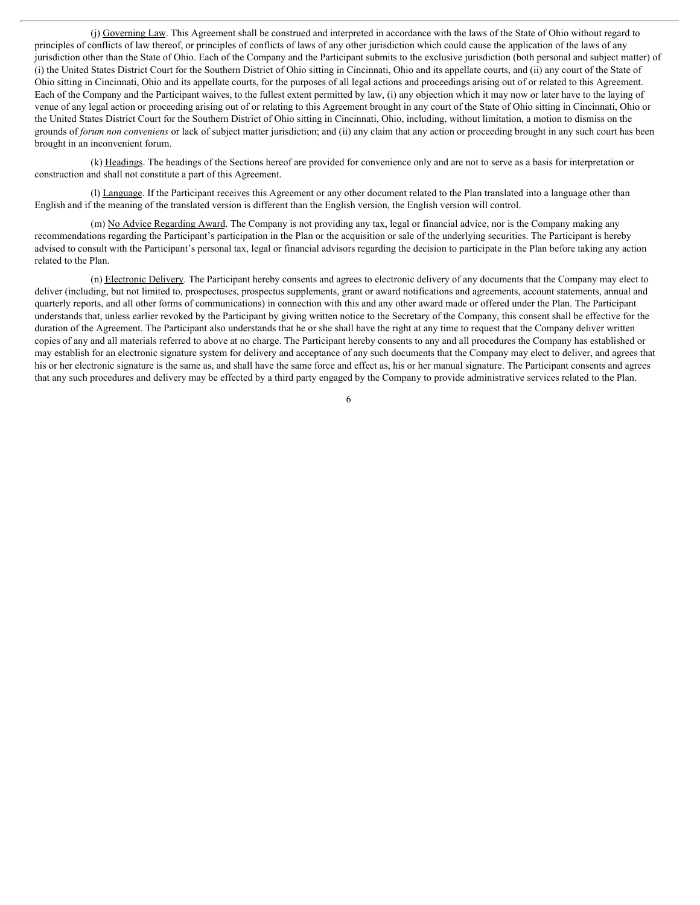(j) Governing Law. This Agreement shall be construed and interpreted in accordance with the laws of the State of Ohio without regard to principles of conflicts of law thereof, or principles of conflicts of laws of any other jurisdiction which could cause the application of the laws of any jurisdiction other than the State of Ohio. Each of the Company and the Participant submits to the exclusive jurisdiction (both personal and subject matter) of (i) the United States District Court for the Southern District of Ohio sitting in Cincinnati, Ohio and its appellate courts, and (ii) any court of the State of Ohio sitting in Cincinnati, Ohio and its appellate courts, for the purposes of all legal actions and proceedings arising out of or related to this Agreement. Each of the Company and the Participant waives, to the fullest extent permitted by law, (i) any objection which it may now or later have to the laying of venue of any legal action or proceeding arising out of or relating to this Agreement brought in any court of the State of Ohio sitting in Cincinnati, Ohio or the United States District Court for the Southern District of Ohio sitting in Cincinnati, Ohio, including, without limitation, a motion to dismiss on the grounds of *forum non conveniens* or lack of subject matter jurisdiction; and (ii) any claim that any action or proceeding brought in any such court has been brought in an inconvenient forum.

(k) Headings. The headings of the Sections hereof are provided for convenience only and are not to serve as a basis for interpretation or construction and shall not constitute a part of this Agreement.

(l) Language. If the Participant receives this Agreement or any other document related to the Plan translated into a language other than English and if the meaning of the translated version is different than the English version, the English version will control.

(m) No Advice Regarding Award. The Company is not providing any tax, legal or financial advice, nor is the Company making any recommendations regarding the Participant's participation in the Plan or the acquisition or sale of the underlying securities. The Participant is hereby advised to consult with the Participant's personal tax, legal or financial advisors regarding the decision to participate in the Plan before taking any action related to the Plan.

(n) Electronic Delivery. The Participant hereby consents and agrees to electronic delivery of any documents that the Company may elect to deliver (including, but not limited to, prospectuses, prospectus supplements, grant or award notifications and agreements, account statements, annual and quarterly reports, and all other forms of communications) in connection with this and any other award made or offered under the Plan. The Participant understands that, unless earlier revoked by the Participant by giving written notice to the Secretary of the Company, this consent shall be effective for the duration of the Agreement. The Participant also understands that he or she shall have the right at any time to request that the Company deliver written copies of any and all materials referred to above at no charge. The Participant hereby consents to any and all procedures the Company has established or may establish for an electronic signature system for delivery and acceptance of any such documents that the Company may elect to deliver, and agrees that his or her electronic signature is the same as, and shall have the same force and effect as, his or her manual signature. The Participant consents and agrees that any such procedures and delivery may be effected by a third party engaged by the Company to provide administrative services related to the Plan.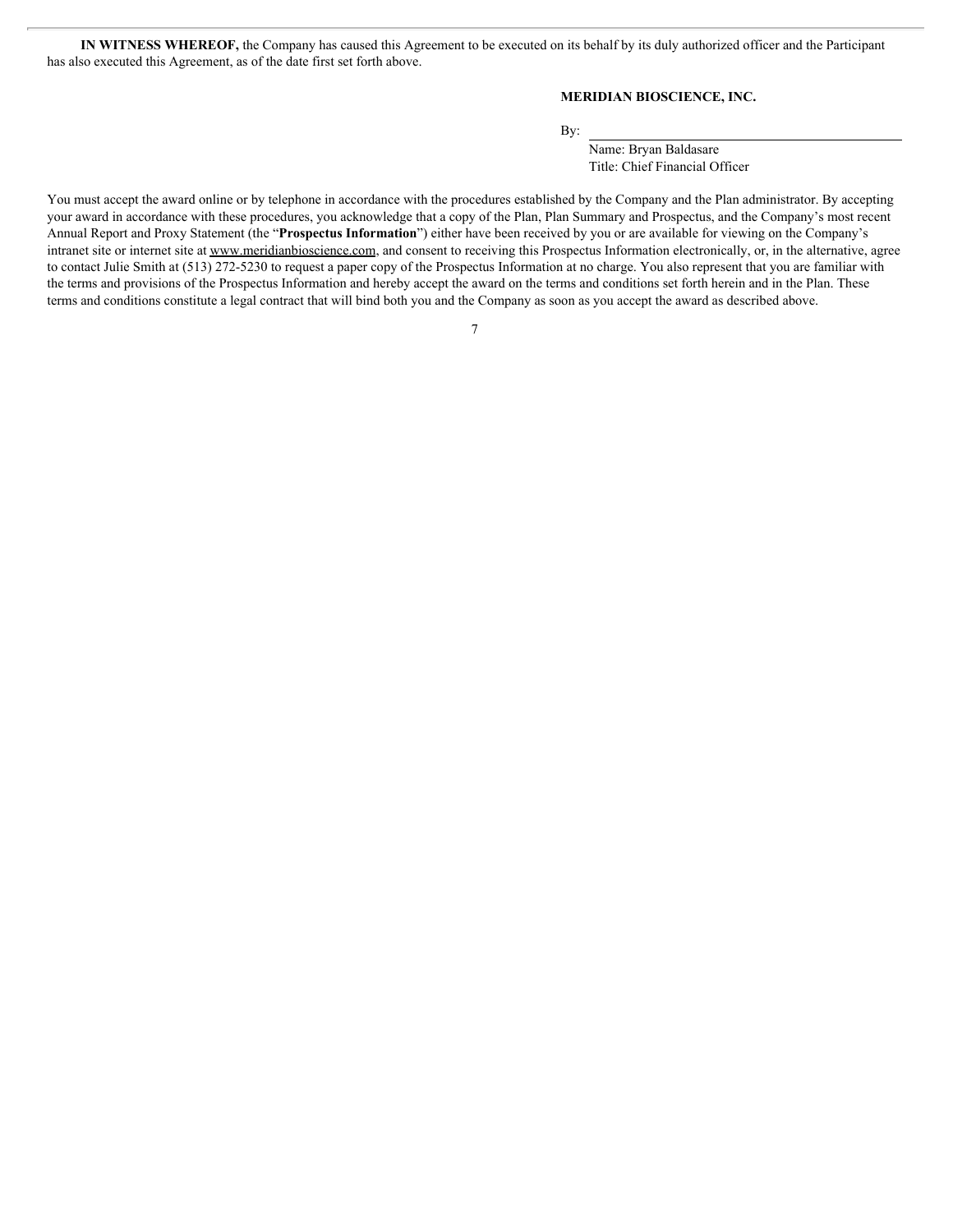**IN WITNESS WHEREOF,** the Company has caused this Agreement to be executed on its behalf by its duly authorized officer and the Participant has also executed this Agreement, as of the date first set forth above.

**MERIDIAN BIOSCIENCE, INC.**

By: \_\_\_\_\_\_\_\_\_\_\_\_\_\_\_\_\_\_\_\_\_\_\_\_\_\_\_\_\_\_\_\_\_\_\_\_\_\_\_\_

Name: Bryan Baldasare

Title: Chief Financial Officer

You must accept the award online or by telephone in accordance with the procedures established by the Company and the Plan administrator. By accepting your award in accordance with these procedures, you acknowledge that a copy of the Plan, Plan Summary and Prospectus, and the Company's most recent Annual Report and Proxy Statement (the "**Prospectus Information**") either have been received by you or are available for viewing on the Company's intranet site or internet site at www.meridianbioscience.com, and consent to receiving this Prospectus Information electronically, or, in the alternative, agree to contact Julie Smith at (513) 272-5230 to request a paper copy of the Prospectus Information at no charge. You also represent that you are familiar with the terms and provisions of the Prospectus Information and hereby accept the award on the terms and conditions set forth herein and in the Plan. These terms and conditions constitute a legal contract that will bind both you and the Company as soon as you accept the award as described above.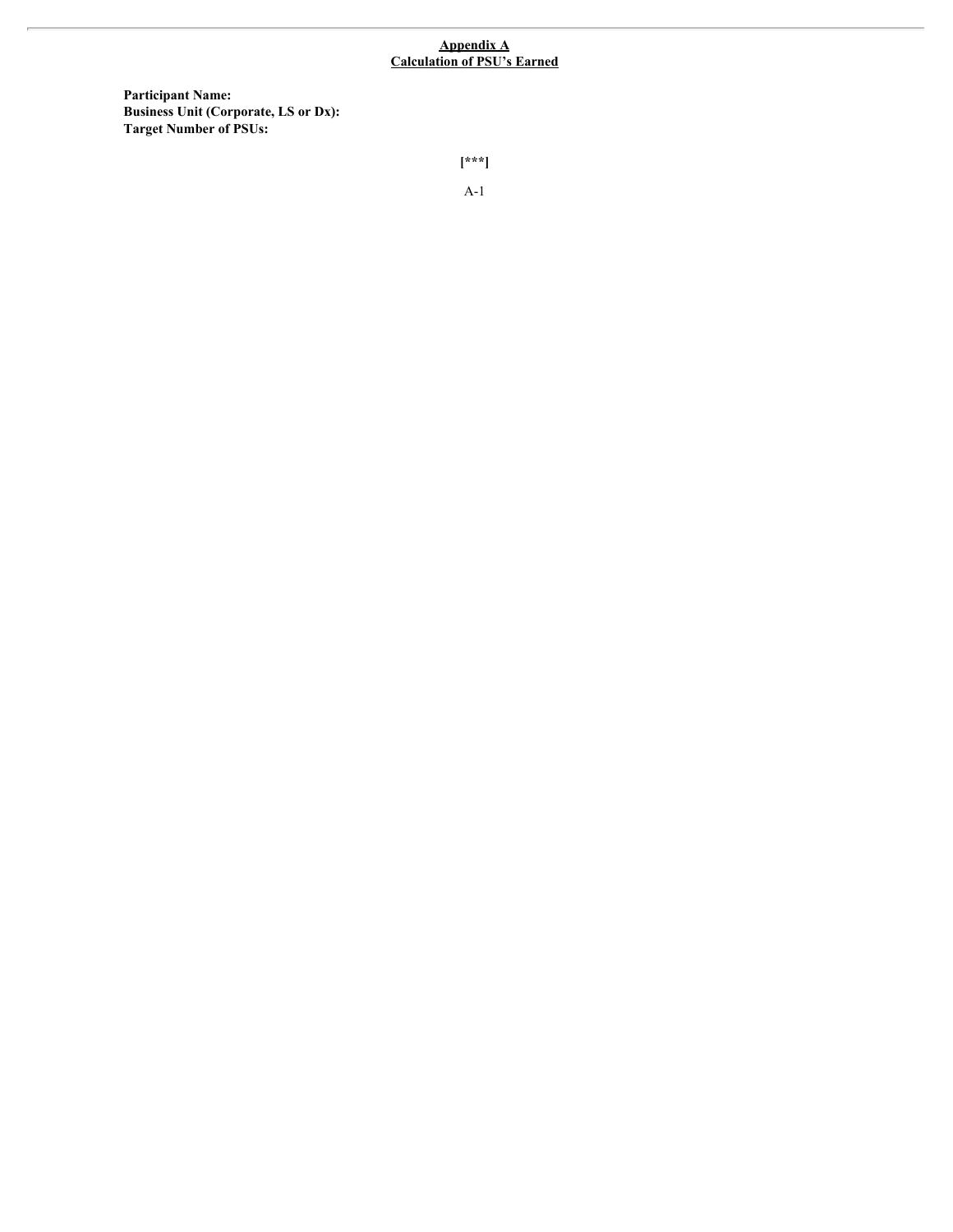**Appendix A**
**Calculation of PSU's Earned**

**Participant Name:**
**Business Unit (Corporate, LS or Dx):**
**Target Number of PSUs:**

[***]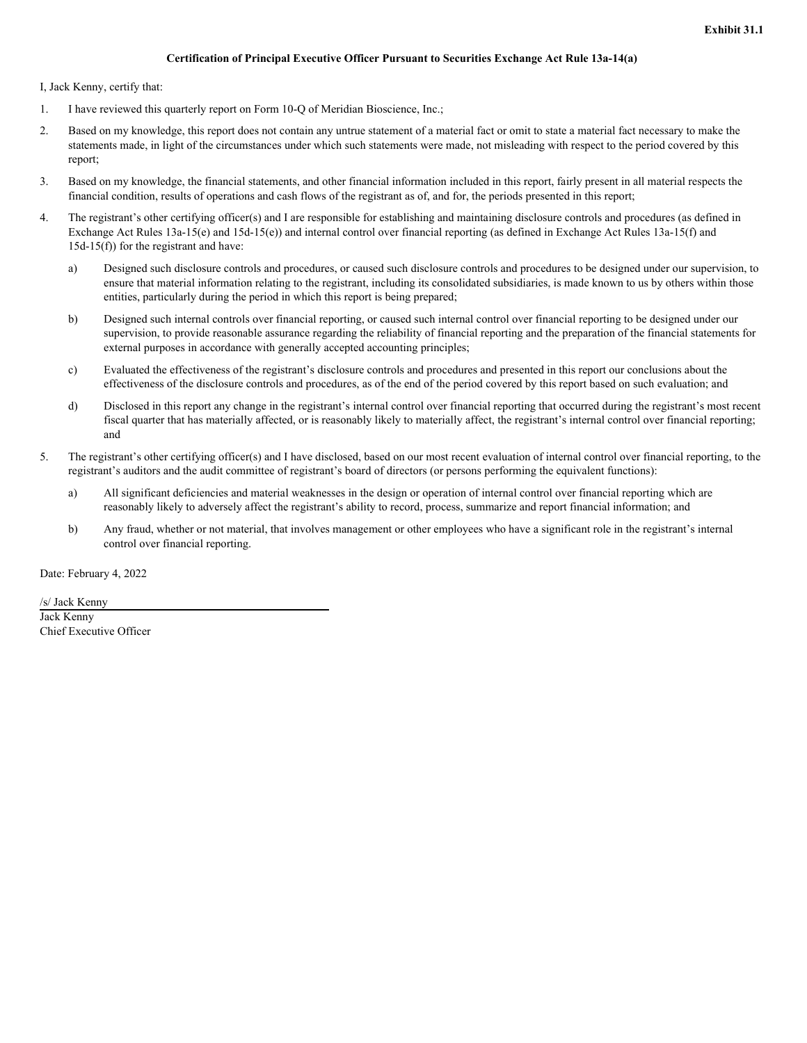**Exhibit 31.1**

**Certification of Principal Executive Officer Pursuant to Securities Exchange Act Rule 13a-14(a)**

I, Jack Kenny, certify that:

1. I have reviewed this quarterly report on Form 10-Q of Meridian Bioscience, Inc.;
2. Based on my knowledge, this report does not contain any untrue statement of a material fact or omit to state a material fact necessary to make the statements made, in light of the circumstances under which such statements were made, not misleading with respect to the period covered by this report;
3. Based on my knowledge, the financial statements, and other financial information included in this report, fairly present in all material respects the financial condition, results of operations and cash flows of the registrant as of, and for, the periods presented in this report;
4. The registrant's other certifying officer(s) and I are responsible for establishing and maintaining disclosure controls and procedures (as defined in Exchange Act Rules 13a-15(e) and 15d-15(e)) and internal control over financial reporting (as defined in Exchange Act Rules 13a-15(f) and 15d-15(f)) for the registrant and have:
   a) Designed such disclosure controls and procedures, or caused such disclosure controls and procedures to be designed under our supervision, to ensure that material information relating to the registrant, including its consolidated subsidiaries, is made known to us by others within those entities, particularly during the period in which this report is being prepared;
   b) Designed such internal controls over financial reporting, or caused such internal control over financial reporting to be designed under our supervision, to provide reasonable assurance regarding the reliability of financial reporting and the preparation of the financial statements for external purposes in accordance with generally accepted accounting principles;
   c) Evaluated the effectiveness of the registrant's disclosure controls and procedures and presented in this report our conclusions about the effectiveness of the disclosure controls and procedures, as of the end of the period covered by this report based on such evaluation; and
   d) Disclosed in this report any change in the registrant's internal control over financial reporting that occurred during the registrant's most recent fiscal quarter that has materially affected, or is reasonably likely to materially affect, the registrant's internal control over financial reporting; and
5. The registrant's other certifying officer(s) and I have disclosed, based on our most recent evaluation of internal control over financial reporting, to the registrant's auditors and the audit committee of registrant's board of directors (or persons performing the equivalent functions):
   a) All significant deficiencies and material weaknesses in the design or operation of internal control over financial reporting which are reasonably likely to adversely affect the registrant's ability to record, process, summarize and report financial information; and
   b) Any fraud, whether or not material, that involves management or other employees who have a significant role in the registrant's internal control over financial reporting.

Date: February 4, 2022

/s/ Jack Kenny
Jack Kenny
Chief Executive Officer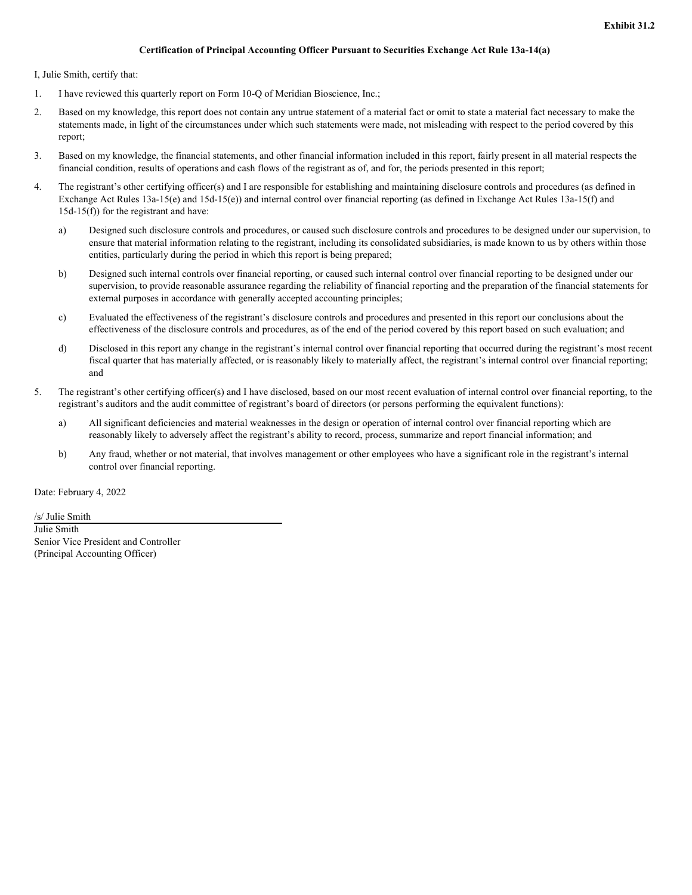**Exhibit 31.2**

**Certification of Principal Accounting Officer Pursuant to Securities Exchange Act Rule 13a-14(a)**

I, Julie Smith, certify that:

1. I have reviewed this quarterly report on Form 10-Q of Meridian Bioscience, Inc.;

2. Based on my knowledge, this report does not contain any untrue statement of a material fact or omit to state a material fact necessary to make the statements made, in light of the circumstances under which such statements were made, not misleading with respect to the period covered by this report;

3. Based on my knowledge, the financial statements, and other financial information included in this report, fairly present in all material respects the financial condition, results of operations and cash flows of the registrant as of, and for, the periods presented in this report;

4. The registrant's other certifying officer(s) and I are responsible for establishing and maintaining disclosure controls and procedures (as defined in Exchange Act Rules 13a-15(e) and 15d-15(e)) and internal control over financial reporting (as defined in Exchange Act Rules 13a-15(f) and 15d-15(f)) for the registrant and have:

   a) Designed such disclosure controls and procedures, or caused such disclosure controls and procedures to be designed under our supervision, to ensure that material information relating to the registrant, including its consolidated subsidiaries, is made known to us by others within those entities, particularly during the period in which this report is being prepared;

   b) Designed such internal controls over financial reporting, or caused such internal control over financial reporting to be designed under our supervision, to provide reasonable assurance regarding the reliability of financial reporting and the preparation of the financial statements for external purposes in accordance with generally accepted accounting principles;

   c) Evaluated the effectiveness of the registrant's disclosure controls and procedures and presented in this report our conclusions about the effectiveness of the disclosure controls and procedures, as of the end of the period covered by this report based on such evaluation; and

   d) Disclosed in this report any change in the registrant's internal control over financial reporting that occurred during the registrant's most recent fiscal quarter that has materially affected, or is reasonably likely to materially affect, the registrant's internal control over financial reporting; and

5. The registrant's other certifying officer(s) and I have disclosed, based on our most recent evaluation of internal control over financial reporting, to the registrant's auditors and the audit committee of registrant's board of directors (or persons performing the equivalent functions):

   a) All significant deficiencies and material weaknesses in the design or operation of internal control over financial reporting which are reasonably likely to adversely affect the registrant's ability to record, process, summarize and report financial information; and

   b) Any fraud, whether or not material, that involves management or other employees who have a significant role in the registrant's internal control over financial reporting.

Date: February 4, 2022

/s/ Julie Smith

Julie Smith
Senior Vice President and Controller
(Principal Accounting Officer)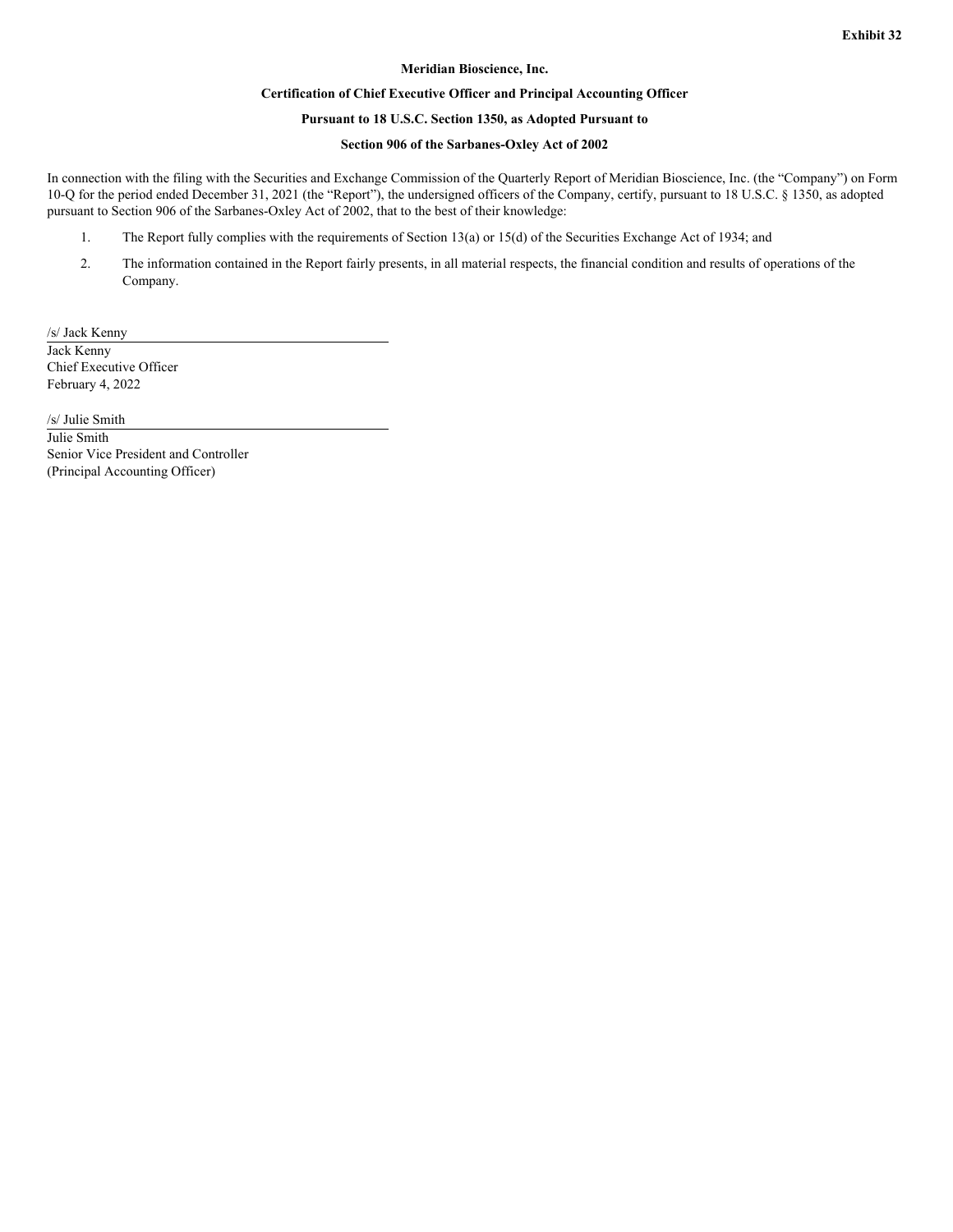**Exhibit 32**

**Meridian Bioscience, Inc.**

**Certification of Chief Executive Officer and Principal Accounting Officer**

**Pursuant to 18 U.S.C. Section 1350, as Adopted Pursuant to**

**Section 906 of the Sarbanes-Oxley Act of 2002**

In connection with the filing with the Securities and Exchange Commission of the Quarterly Report of Meridian Bioscience, Inc. (the "Company") on Form 10-Q for the period ended December 31, 2021 (the "Report"), the undersigned officers of the Company, certify, pursuant to 18 U.S.C. § 1350, as adopted pursuant to Section 906 of the Sarbanes-Oxley Act of 2002, that to the best of their knowledge:

1. The Report fully complies with the requirements of Section 13(a) or 15(d) of the Securities Exchange Act of 1934; and
2. The information contained in the Report fairly presents, in all material respects, the financial condition and results of operations of the Company.

/s/ Jack Kenny

Jack Kenny
Chief Executive Officer
February 4, 2022

/s/ Julie Smith

Julie Smith
Senior Vice President and Controller
(Principal Accounting Officer)